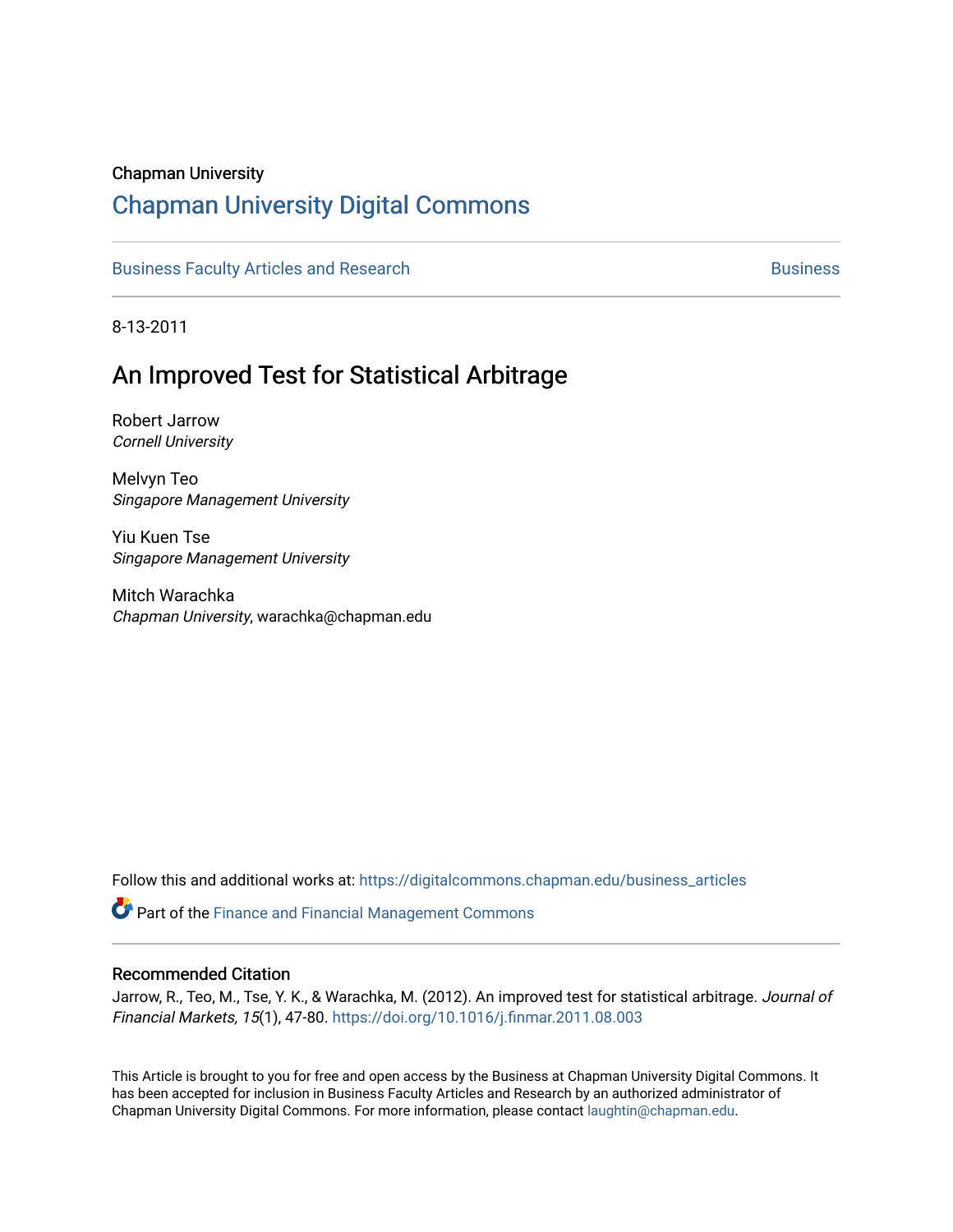Chapman University

# Chapman University Digital Commons

Business Faculty Articles and Research | Business

8-13-2011

## An Improved Test for Statistical Arbitrage

Robert Jarrow
*Cornell University*

Melvyn Teo
*Singapore Management University*

Yiu Kuen Tse
*Singapore Management University*

Mitch Warachka
*Chapman University*, warachka@chapman.edu

Follow this and additional works at: https://digitalcommons.chapman.edu/business_articles

Part of the Finance and Financial Management Commons

### Recommended Citation

Jarrow, R., Teo, M., Tse, Y. K., & Warachka, M. (2012). An improved test for statistical arbitrage. *Journal of Financial Markets, 15*(1), 47-80. https://doi.org/10.1016/j.finmar.2011.08.003

This Article is brought to you for free and open access by the Business at Chapman University Digital Commons. It has been accepted for inclusion in Business Faculty Articles and Research by an authorized administrator of Chapman University Digital Commons. For more information, please contact laughtin@chapman.edu.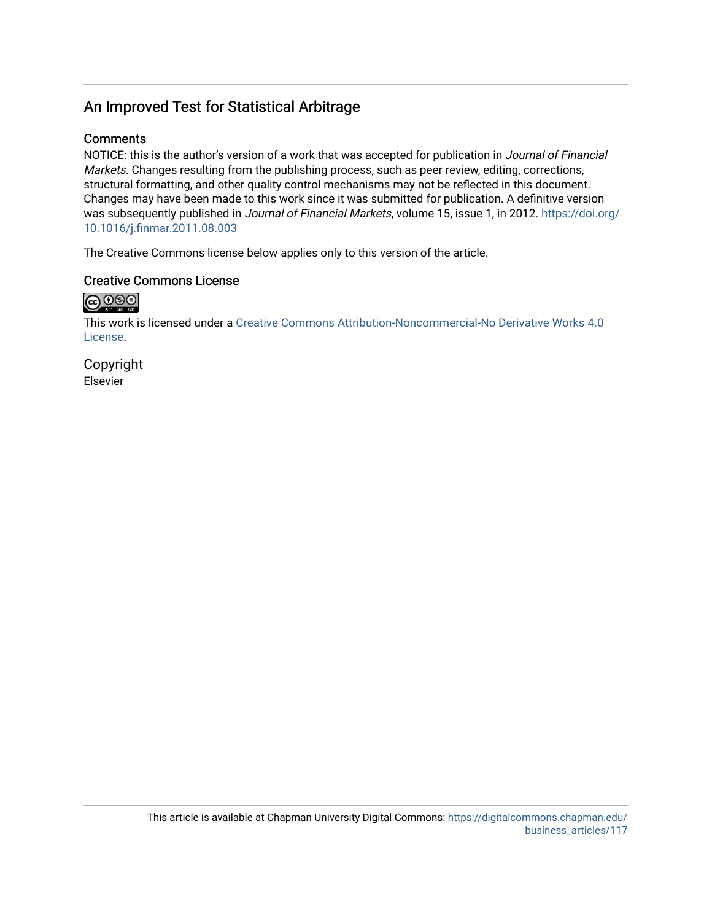## An Improved Test for Statistical Arbitrage

### Comments

NOTICE: this is the author's version of a work that was accepted for publication in *Journal of Financial Markets*. Changes resulting from the publishing process, such as peer review, editing, corrections, structural formatting, and other quality control mechanisms may not be reflected in this document. Changes may have been made to this work since it was submitted for publication. A definitive version was subsequently published in *Journal of Financial Markets*, volume 15, issue 1, in 2012. https://doi.org/10.1016/j.finmar.2011.08.003

The Creative Commons license below applies only to this version of the article.

### Creative Commons License

This work is licensed under a Creative Commons Attribution-Noncommercial-No Derivative Works 4.0 License.

### Copyright

Elsevier

This article is available at Chapman University Digital Commons: https://digitalcommons.chapman.edu/business_articles/117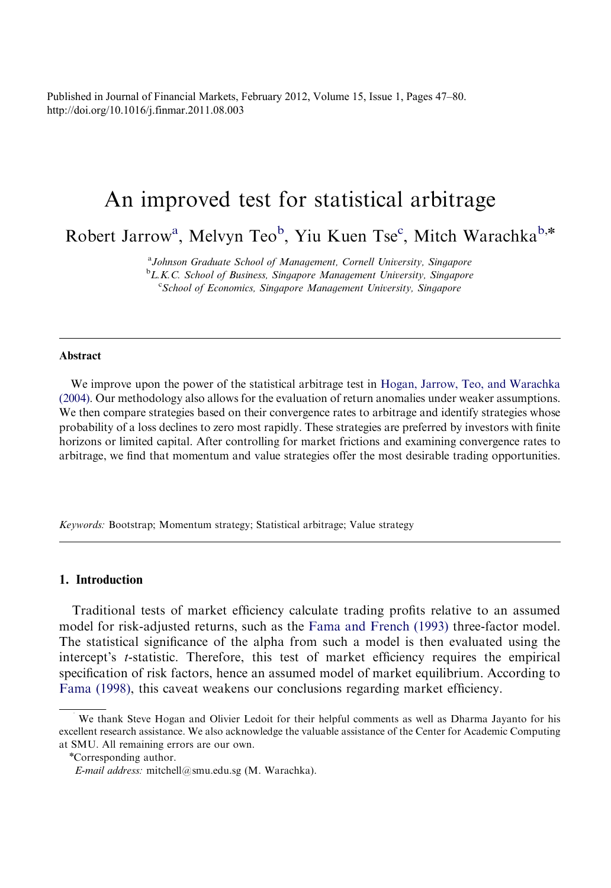Published in Journal of Financial Markets, February 2012, Volume 15, Issue 1, Pages 47–80.
http://doi.org/10.1016/j.finmar.2011.08.003

# An improved test for statistical arbitrage

Robert Jarrow[a], Melvyn Teo[b], Yiu Kuen Tse[c], Mitch Warachka[b,*]

[a]*Johnson Graduate School of Management, Cornell University, Singapore*
[b]*L.K.C. School of Business, Singapore Management University, Singapore*
[c]*School of Economics, Singapore Management University, Singapore*

---

### Abstract

We improve upon the power of the statistical arbitrage test in Hogan, Jarrow, Teo, and Warachka (2004). Our methodology also allows for the evaluation of return anomalies under weaker assumptions. We then compare strategies based on their convergence rates to arbitrage and identify strategies whose probability of a loss declines to zero most rapidly. These strategies are preferred by investors with finite horizons or limited capital. After controlling for market frictions and examining convergence rates to arbitrage, we find that momentum and value strategies offer the most desirable trading opportunities.

*Keywords:* Bootstrap; Momentum strategy; Statistical arbitrage; Value strategy

---

## 1. Introduction

Traditional tests of market efficiency calculate trading profits relative to an assumed model for risk-adjusted returns, such as the Fama and French (1993) three-factor model. The statistical significance of the alpha from such a model is then evaluated using the intercept's *t*-statistic. Therefore, this test of market efficiency requires the empirical specification of risk factors, hence an assumed model of market equilibrium. According to Fama (1998), this caveat weakens our conclusions regarding market efficiency.

---

We thank Steve Hogan and Olivier Ledoit for their helpful comments as well as Dharma Jayanto for his excellent research assistance. We also acknowledge the valuable assistance of the Center for Academic Computing at SMU. All remaining errors are our own.

*Corresponding author.

*E-mail address:* mitchell@smu.edu.sg (M. Warachka).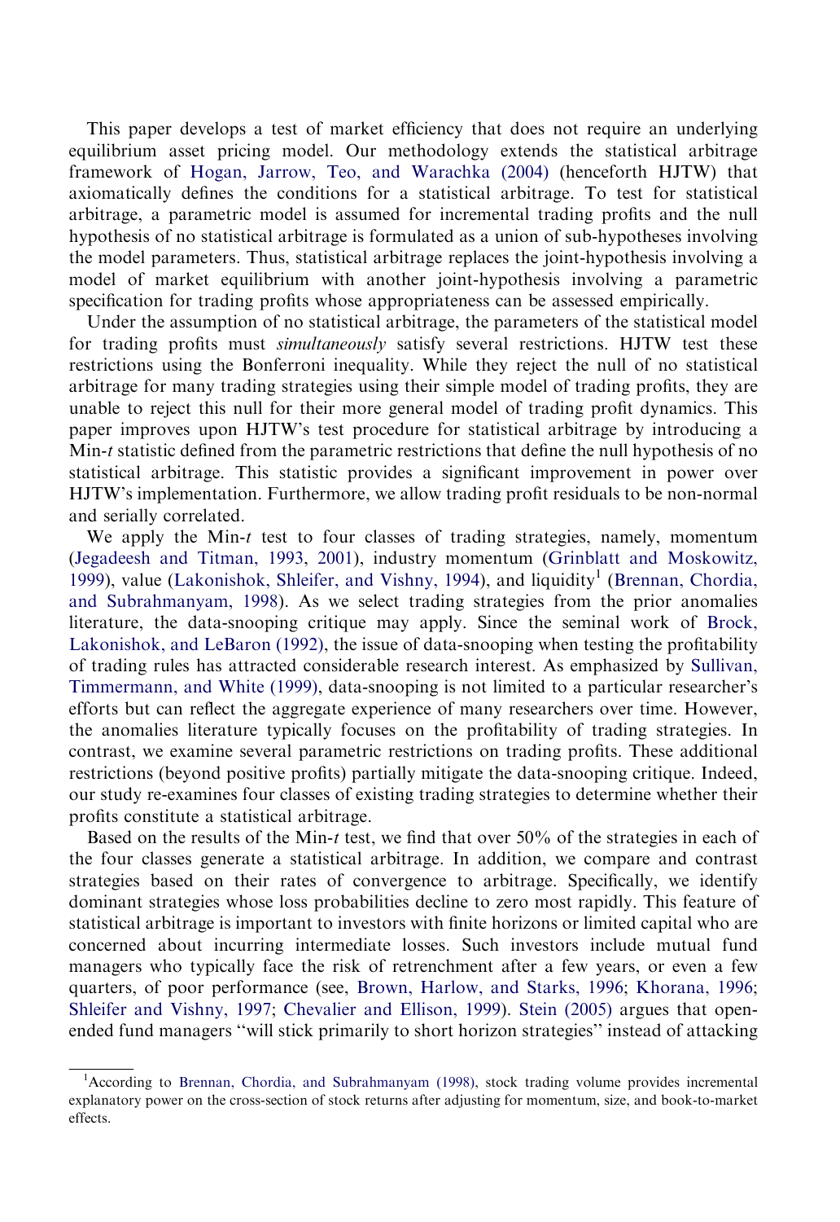This paper develops a test of market efficiency that does not require an underlying equilibrium asset pricing model. Our methodology extends the statistical arbitrage framework of Hogan, Jarrow, Teo, and Warachka (2004) (henceforth HJTW) that axiomatically defines the conditions for a statistical arbitrage. To test for statistical arbitrage, a parametric model is assumed for incremental trading profits and the null hypothesis of no statistical arbitrage is formulated as a union of sub-hypotheses involving the model parameters. Thus, statistical arbitrage replaces the joint-hypothesis involving a model of market equilibrium with another joint-hypothesis involving a parametric specification for trading profits whose appropriateness can be assessed empirically.

Under the assumption of no statistical arbitrage, the parameters of the statistical model for trading profits must *simultaneously* satisfy several restrictions. HJTW test these restrictions using the Bonferroni inequality. While they reject the null of no statistical arbitrage for many trading strategies using their simple model of trading profits, they are unable to reject this null for their more general model of trading profit dynamics. This paper improves upon HJTW's test procedure for statistical arbitrage by introducing a Min-*t* statistic defined from the parametric restrictions that define the null hypothesis of no statistical arbitrage. This statistic provides a significant improvement in power over HJTW's implementation. Furthermore, we allow trading profit residuals to be non-normal and serially correlated.

We apply the Min-*t* test to four classes of trading strategies, namely, momentum (Jegadeesh and Titman, 1993, 2001), industry momentum (Grinblatt and Moskowitz, 1999), value (Lakonishok, Shleifer, and Vishny, 1994), and liquidity[1] (Brennan, Chordia, and Subrahmanyam, 1998). As we select trading strategies from the prior anomalies literature, the data-snooping critique may apply. Since the seminal work of Brock, Lakonishok, and LeBaron (1992), the issue of data-snooping when testing the profitability of trading rules has attracted considerable research interest. As emphasized by Sullivan, Timmermann, and White (1999), data-snooping is not limited to a particular researcher's efforts but can reflect the aggregate experience of many researchers over time. However, the anomalies literature typically focuses on the profitability of trading strategies. In contrast, we examine several parametric restrictions on trading profits. These additional restrictions (beyond positive profits) partially mitigate the data-snooping critique. Indeed, our study re-examines four classes of existing trading strategies to determine whether their profits constitute a statistical arbitrage.

Based on the results of the Min-*t* test, we find that over 50% of the strategies in each of the four classes generate a statistical arbitrage. In addition, we compare and contrast strategies based on their rates of convergence to arbitrage. Specifically, we identify dominant strategies whose loss probabilities decline to zero most rapidly. This feature of statistical arbitrage is important to investors with finite horizons or limited capital who are concerned about incurring intermediate losses. Such investors include mutual fund managers who typically face the risk of retrenchment after a few years, or even a few quarters, of poor performance (see, Brown, Harlow, and Starks, 1996; Khorana, 1996; Shleifer and Vishny, 1997; Chevalier and Ellison, 1999). Stein (2005) argues that open-ended fund managers "will stick primarily to short horizon strategies" instead of attacking

[1]According to Brennan, Chordia, and Subrahmanyam (1998), stock trading volume provides incremental explanatory power on the cross-section of stock returns after adjusting for momentum, size, and book-to-market effects.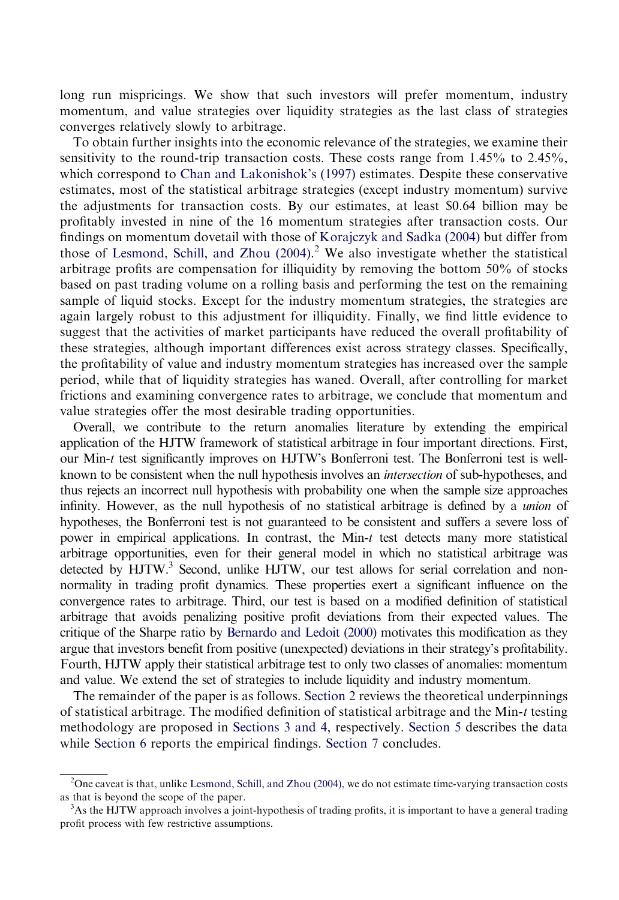long run mispricings. We show that such investors will prefer momentum, industry momentum, and value strategies over liquidity strategies as the last class of strategies converges relatively slowly to arbitrage.

To obtain further insights into the economic relevance of the strategies, we examine their sensitivity to the round-trip transaction costs. These costs range from 1.45% to 2.45%, which correspond to Chan and Lakonishok's (1997) estimates. Despite these conservative estimates, most of the statistical arbitrage strategies (except industry momentum) survive the adjustments for transaction costs. By our estimates, at least \$0.64 billion may be profitably invested in nine of the 16 momentum strategies after transaction costs. Our findings on momentum dovetail with those of Korajczyk and Sadka (2004) but differ from those of Lesmond, Schill, and Zhou (2004).[2] We also investigate whether the statistical arbitrage profits are compensation for illiquidity by removing the bottom 50% of stocks based on past trading volume on a rolling basis and performing the test on the remaining sample of liquid stocks. Except for the industry momentum strategies, the strategies are again largely robust to this adjustment for illiquidity. Finally, we find little evidence to suggest that the activities of market participants have reduced the overall profitability of these strategies, although important differences exist across strategy classes. Specifically, the profitability of value and industry momentum strategies has increased over the sample period, while that of liquidity strategies has waned. Overall, after controlling for market frictions and examining convergence rates to arbitrage, we conclude that momentum and value strategies offer the most desirable trading opportunities.

Overall, we contribute to the return anomalies literature by extending the empirical application of the HJTW framework of statistical arbitrage in four important directions. First, our Min-*t* test significantly improves on HJTW's Bonferroni test. The Bonferroni test is well-known to be consistent when the null hypothesis involves an *intersection* of sub-hypotheses, and thus rejects an incorrect null hypothesis with probability one when the sample size approaches infinity. However, as the null hypothesis of no statistical arbitrage is defined by a *union* of hypotheses, the Bonferroni test is not guaranteed to be consistent and suffers a severe loss of power in empirical applications. In contrast, the Min-*t* test detects many more statistical arbitrage opportunities, even for their general model in which no statistical arbitrage was detected by HJTW.[3] Second, unlike HJTW, our test allows for serial correlation and non-normality in trading profit dynamics. These properties exert a significant influence on the convergence rates to arbitrage. Third, our test is based on a modified definition of statistical arbitrage that avoids penalizing positive profit deviations from their expected values. The critique of the Sharpe ratio by Bernardo and Ledoit (2000) motivates this modification as they argue that investors benefit from positive (unexpected) deviations in their strategy's profitability. Fourth, HJTW apply their statistical arbitrage test to only two classes of anomalies: momentum and value. We extend the set of strategies to include liquidity and industry momentum.

The remainder of the paper is as follows. Section 2 reviews the theoretical underpinnings of statistical arbitrage. The modified definition of statistical arbitrage and the Min-*t* testing methodology are proposed in Sections 3 and 4, respectively. Section 5 describes the data while Section 6 reports the empirical findings. Section 7 concludes.

---

[2]One caveat is that, unlike Lesmond, Schill, and Zhou (2004), we do not estimate time-varying transaction costs as that is beyond the scope of the paper.

[3]As the HJTW approach involves a joint-hypothesis of trading profits, it is important to have a general trading profit process with few restrictive assumptions.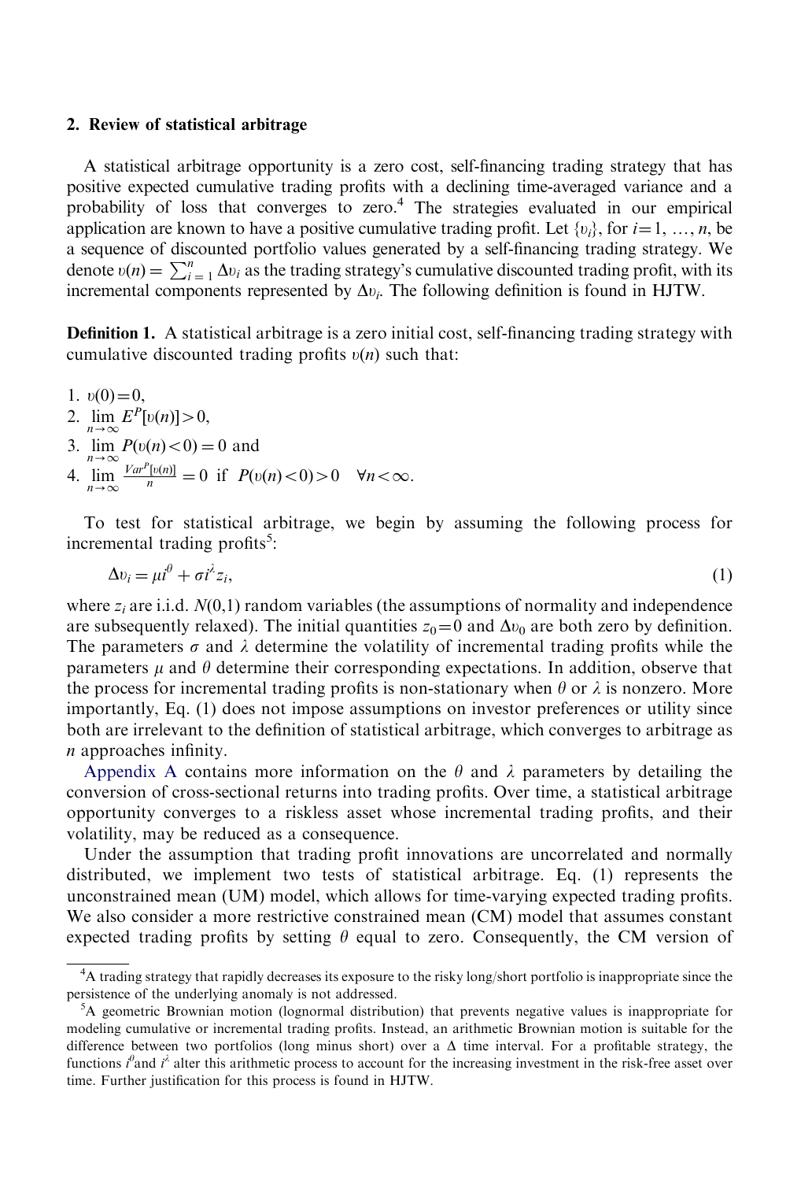## 2. Review of statistical arbitrage

A statistical arbitrage opportunity is a zero cost, self-financing trading strategy that has positive expected cumulative trading profits with a declining time-averaged variance and a probability of loss that converges to zero.[4] The strategies evaluated in our empirical application are known to have a positive cumulative trading profit. Let $\{\upsilon_i\}$, for $i=1, \ldots, n$, be a sequence of discounted portfolio values generated by a self-financing trading strategy. We denote $\upsilon(n) = \sum_{i=1}^{n} \Delta\upsilon_i$ as the trading strategy's cumulative discounted trading profit, with its incremental components represented by $\Delta\upsilon_i$. The following definition is found in HJTW.

**Definition 1.** A statistical arbitrage is a zero initial cost, self-financing trading strategy with cumulative discounted trading profits $\upsilon(n)$ such that:

1. $\upsilon(0)=0$,
2. $\lim_{n\to\infty} E^P[\upsilon(n)]>0$,
3. $\lim_{n\to\infty} P(\upsilon(n)<0)=0$ and
4. $\lim_{n\to\infty} \frac{Var^P[\upsilon(n)]}{n} = 0$ if $P(\upsilon(n)<0)>0 \quad \forall n<\infty$.

To test for statistical arbitrage, we begin by assuming the following process for incremental trading profits[5]:

$$\Delta\upsilon_i = \mu i^{\theta} + \sigma i^{\lambda} z_i, \tag{1}$$

where $z_i$ are i.i.d. $N(0,1)$ random variables (the assumptions of normality and independence are subsequently relaxed). The initial quantities $z_0=0$ and $\Delta\upsilon_0$ are both zero by definition. The parameters $\sigma$ and $\lambda$ determine the volatility of incremental trading profits while the parameters $\mu$ and $\theta$ determine their corresponding expectations. In addition, observe that the process for incremental trading profits is non-stationary when $\theta$ or $\lambda$ is nonzero. More importantly, Eq. (1) does not impose assumptions on investor preferences or utility since both are irrelevant to the definition of statistical arbitrage, which converges to arbitrage as $n$ approaches infinity.

Appendix A contains more information on the $\theta$ and $\lambda$ parameters by detailing the conversion of cross-sectional returns into trading profits. Over time, a statistical arbitrage opportunity converges to a riskless asset whose incremental trading profits, and their volatility, may be reduced as a consequence.

Under the assumption that trading profit innovations are uncorrelated and normally distributed, we implement two tests of statistical arbitrage. Eq. (1) represents the unconstrained mean (UM) model, which allows for time-varying expected trading profits. We also consider a more restrictive constrained mean (CM) model that assumes constant expected trading profits by setting $\theta$ equal to zero. Consequently, the CM version of

[4] A trading strategy that rapidly decreases its exposure to the risky long/short portfolio is inappropriate since the persistence of the underlying anomaly is not addressed.

[5] A geometric Brownian motion (lognormal distribution) that prevents negative values is inappropriate for modeling cumulative or incremental trading profits. Instead, an arithmetic Brownian motion is suitable for the difference between two portfolios (long minus short) over a $\Delta$ time interval. For a profitable strategy, the functions $i^{\theta}$ and $i^{\lambda}$ alter this arithmetic process to account for the increasing investment in the risk-free asset over time. Further justification for this process is found in HJTW.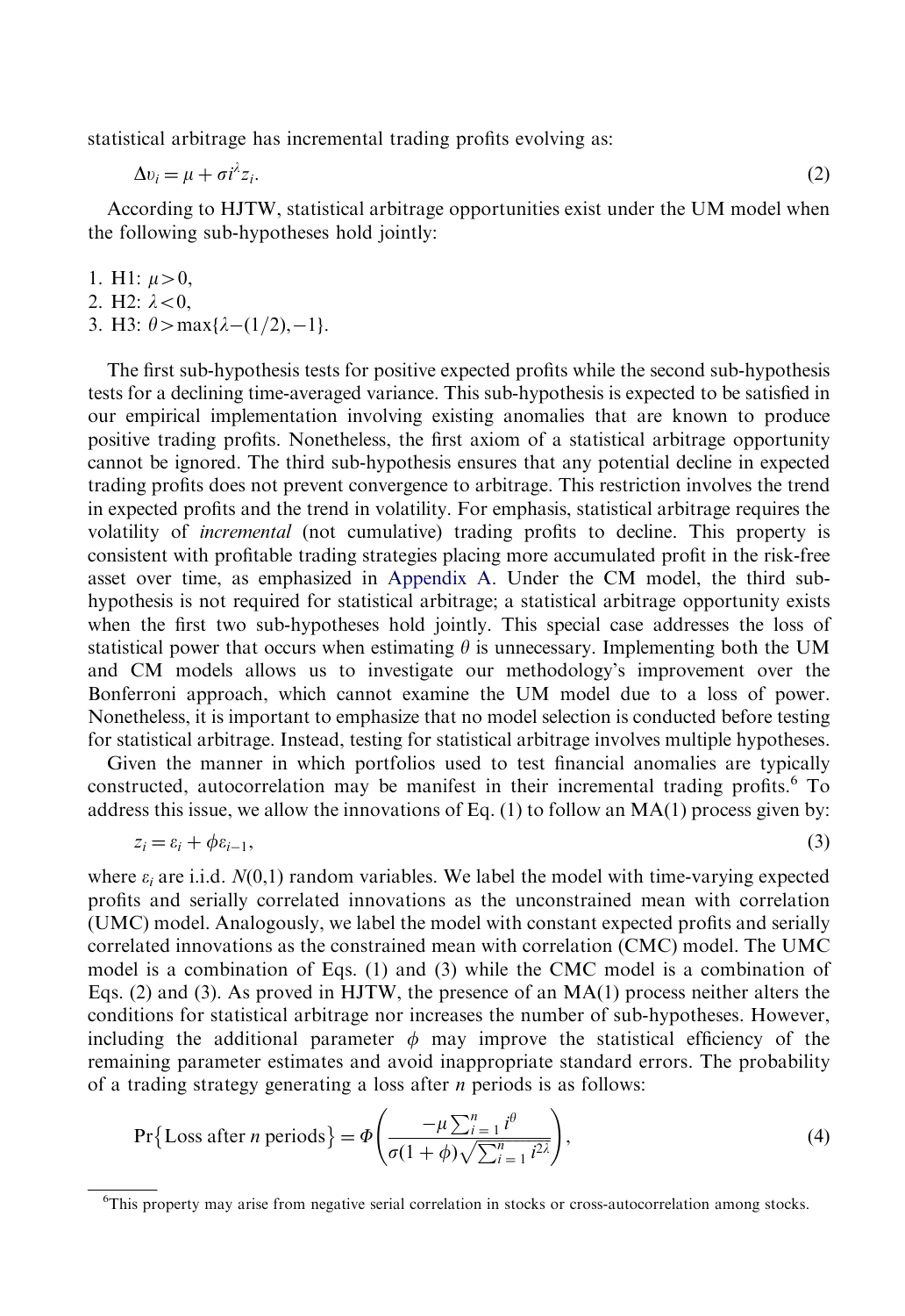statistical arbitrage has incremental trading profits evolving as:

$$\Delta v_i = \mu + \sigma i^{\lambda} z_i. \tag{2}$$

According to HJTW, statistical arbitrage opportunities exist under the UM model when the following sub-hypotheses hold jointly:

1. H1: $\mu > 0$,
2. H2: $\lambda < 0$,
3. H3: $\theta > \max\{\lambda - (1/2), -1\}$.

The first sub-hypothesis tests for positive expected profits while the second sub-hypothesis tests for a declining time-averaged variance. This sub-hypothesis is expected to be satisfied in our empirical implementation involving existing anomalies that are known to produce positive trading profits. Nonetheless, the first axiom of a statistical arbitrage opportunity cannot be ignored. The third sub-hypothesis ensures that any potential decline in expected trading profits does not prevent convergence to arbitrage. This restriction involves the trend in expected profits and the trend in volatility. For emphasis, statistical arbitrage requires the volatility of *incremental* (not cumulative) trading profits to decline. This property is consistent with profitable trading strategies placing more accumulated profit in the risk-free asset over time, as emphasized in Appendix A. Under the CM model, the third sub-hypothesis is not required for statistical arbitrage; a statistical arbitrage opportunity exists when the first two sub-hypotheses hold jointly. This special case addresses the loss of statistical power that occurs when estimating $\theta$ is unnecessary. Implementing both the UM and CM models allows us to investigate our methodology's improvement over the Bonferroni approach, which cannot examine the UM model due to a loss of power. Nonetheless, it is important to emphasize that no model selection is conducted before testing for statistical arbitrage. Instead, testing for statistical arbitrage involves multiple hypotheses.

Given the manner in which portfolios used to test financial anomalies are typically constructed, autocorrelation may be manifest in their incremental trading profits.[6] To address this issue, we allow the innovations of Eq. (1) to follow an MA(1) process given by:

$$z_i = \varepsilon_i + \phi \varepsilon_{i-1}, \tag{3}$$

where $\varepsilon_i$ are i.i.d. $N(0,1)$ random variables. We label the model with time-varying expected profits and serially correlated innovations as the unconstrained mean with correlation (UMC) model. Analogously, we label the model with constant expected profits and serially correlated innovations as the constrained mean with correlation (CMC) model. The UMC model is a combination of Eqs. (1) and (3) while the CMC model is a combination of Eqs. (2) and (3). As proved in HJTW, the presence of an MA(1) process neither alters the conditions for statistical arbitrage nor increases the number of sub-hypotheses. However, including the additional parameter $\phi$ may improve the statistical efficiency of the remaining parameter estimates and avoid inappropriate standard errors. The probability of a trading strategy generating a loss after $n$ periods is as follows:

$$\Pr\{\text{Loss after } n \text{ periods}\} = \Phi\left( \frac{-\mu \sum_{i=1}^{n} i^{\theta}}{\sigma (1+\phi) \sqrt{\sum_{i=1}^{n} i^{2\lambda}}} \right), \tag{4}$$

[6] This property may arise from negative serial correlation in stocks or cross-autocorrelation among stocks.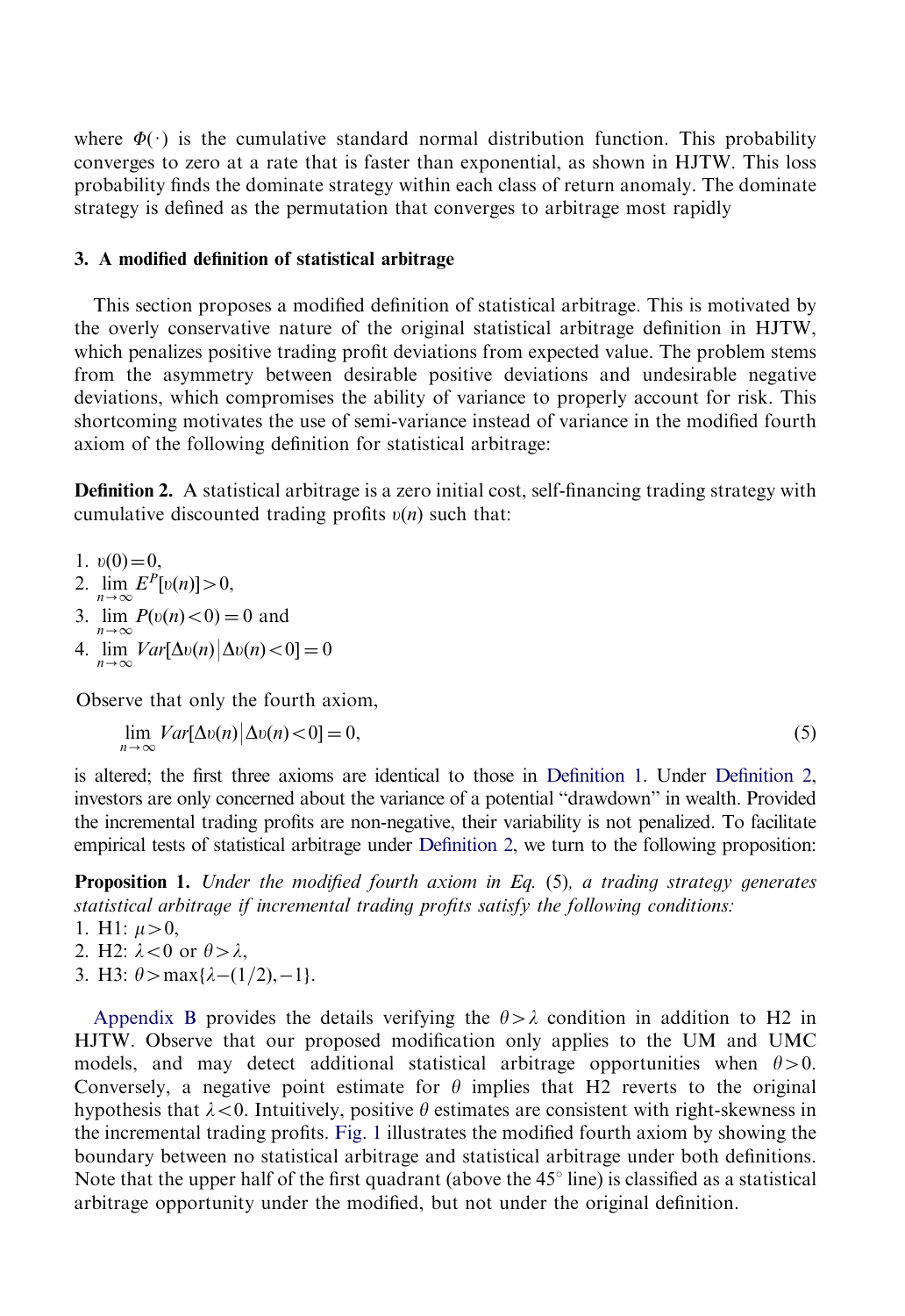where $\Phi(\cdot)$ is the cumulative standard normal distribution function. This probability converges to zero at a rate that is faster than exponential, as shown in HJTW. This loss probability finds the dominate strategy within each class of return anomaly. The dominate strategy is defined as the permutation that converges to arbitrage most rapidly

## 3. A modified definition of statistical arbitrage

This section proposes a modified definition of statistical arbitrage. This is motivated by the overly conservative nature of the original statistical arbitrage definition in HJTW, which penalizes positive trading profit deviations from expected value. The problem stems from the asymmetry between desirable positive deviations and undesirable negative deviations, which compromises the ability of variance to properly account for risk. This shortcoming motivates the use of semi-variance instead of variance in the modified fourth axiom of the following definition for statistical arbitrage:

**Definition 2.** A statistical arbitrage is a zero initial cost, self-financing trading strategy with cumulative discounted trading profits $\upsilon(n)$ such that:

1. $\upsilon(0)=0$,
2. $\lim_{n\to\infty} E^P[\upsilon(n)]>0$,
3. $\lim_{n\to\infty} P(\upsilon(n)<0)=0$ and
4. $\lim_{n\to\infty} Var[\Delta\upsilon(n)\,|\,\Delta\upsilon(n)<0]=0$

Observe that only the fourth axiom,

$$\lim_{n\to\infty} Var[\Delta\upsilon(n)\,|\,\Delta\upsilon(n)<0]=0, \tag{5}$$

is altered; the first three axioms are identical to those in Definition 1. Under Definition 2, investors are only concerned about the variance of a potential "drawdown" in wealth. Provided the incremental trading profits are non-negative, their variability is not penalized. To facilitate empirical tests of statistical arbitrage under Definition 2, we turn to the following proposition:

**Proposition 1.** *Under the modified fourth axiom in Eq.* (5)*, a trading strategy generates statistical arbitrage if incremental trading profits satisfy the following conditions:*

1. H1: $\mu>0$,
2. H2: $\lambda<0$ or $\theta>\lambda$,
3. H3: $\theta>\max\{\lambda-(1/2),-1\}$.

Appendix B provides the details verifying the $\theta>\lambda$ condition in addition to H2 in HJTW. Observe that our proposed modification only applies to the UM and UMC models, and may detect additional statistical arbitrage opportunities when $\theta>0$. Conversely, a negative point estimate for $\theta$ implies that H2 reverts to the original hypothesis that $\lambda<0$. Intuitively, positive $\theta$ estimates are consistent with right-skewness in the incremental trading profits. Fig. 1 illustrates the modified fourth axiom by showing the boundary between no statistical arbitrage and statistical arbitrage under both definitions. Note that the upper half of the first quadrant (above the 45° line) is classified as a statistical arbitrage opportunity under the modified, but not under the original definition.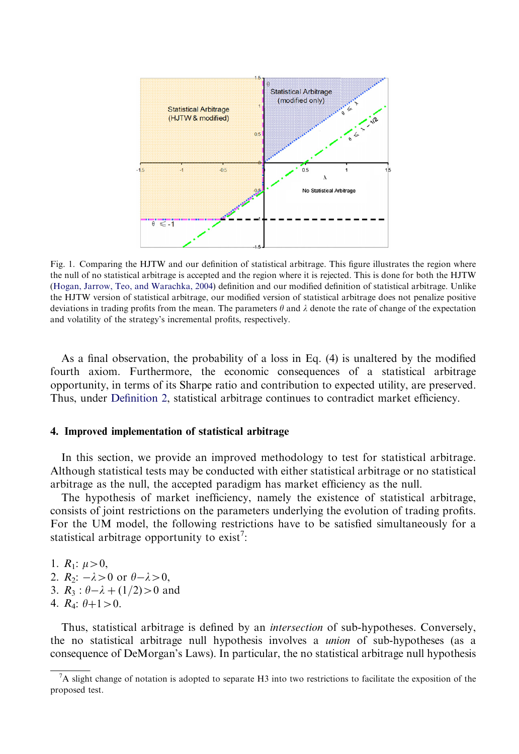Fig. 1. Comparing the HJTW and our definition of statistical arbitrage. This figure illustrates the region where the null of no statistical arbitrage is accepted and the region where it is rejected. This is done for both the HJTW (Hogan, Jarrow, Teo, and Warachka, 2004) definition and our modified definition of statistical arbitrage. Unlike the HJTW version of statistical arbitrage, our modified version of statistical arbitrage does not penalize positive deviations in trading profits from the mean. The parameters $\theta$ and $\lambda$ denote the rate of change of the expectation and volatility of the strategy's incremental profits, respectively.

As a final observation, the probability of a loss in Eq. (4) is unaltered by the modified fourth axiom. Furthermore, the economic consequences of a statistical arbitrage opportunity, in terms of its Sharpe ratio and contribution to expected utility, are preserved. Thus, under Definition 2, statistical arbitrage continues to contradict market efficiency.

## 4. Improved implementation of statistical arbitrage

In this section, we provide an improved methodology to test for statistical arbitrage. Although statistical tests may be conducted with either statistical arbitrage or no statistical arbitrage as the null, the accepted paradigm has market efficiency as the null.

The hypothesis of market inefficiency, namely the existence of statistical arbitrage, consists of joint restrictions on the parameters underlying the evolution of trading profits. For the UM model, the following restrictions have to be satisfied simultaneously for a statistical arbitrage opportunity to exist[7]:

1. $R_1$: $\mu > 0$,
2. $R_2$: $-\lambda > 0$ or $\theta - \lambda > 0$,
3. $R_3$ : $\theta - \lambda + (1/2) > 0$ and
4. $R_4$: $\theta + 1 > 0$.

Thus, statistical arbitrage is defined by an *intersection* of sub-hypotheses. Conversely, the no statistical arbitrage null hypothesis involves a *union* of sub-hypotheses (as a consequence of DeMorgan's Laws). In particular, the no statistical arbitrage null hypothesis

[7] A slight change of notation is adopted to separate H3 into two restrictions to facilitate the exposition of the proposed test.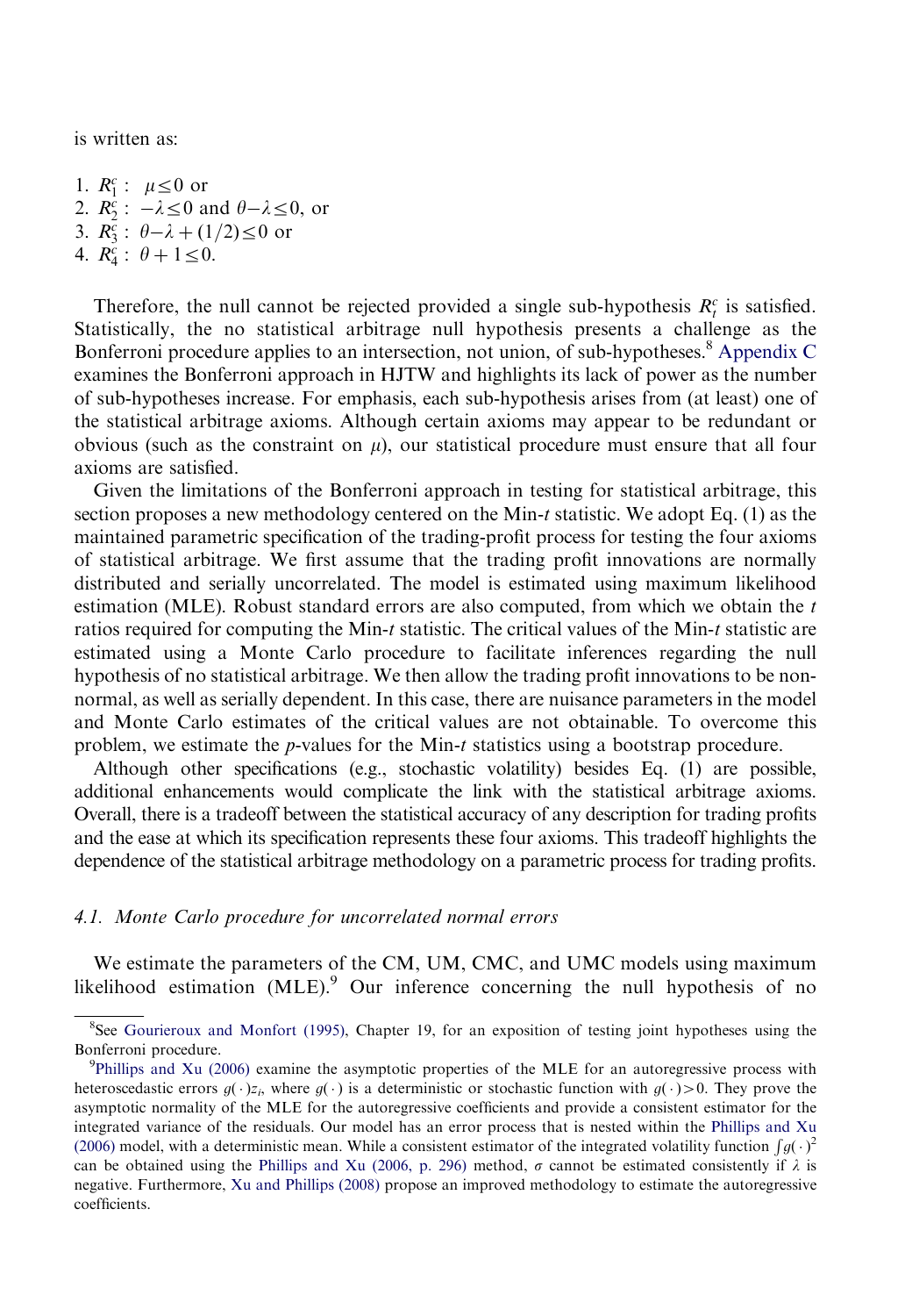is written as:

1. $R_1^c$ : $\mu \leq 0$ or
2. $R_2^c$ : $-\lambda \leq 0$ and $\theta - \lambda \leq 0$, or
3. $R_3^c$ : $\theta - \lambda + (1/2) \leq 0$ or
4. $R_4^c$ : $\theta + 1 \leq 0$.

Therefore, the null cannot be rejected provided a single sub-hypothesis $R_t^c$ is satisfied. Statistically, the no statistical arbitrage null hypothesis presents a challenge as the Bonferroni procedure applies to an intersection, not union, of sub-hypotheses.[8] Appendix C examines the Bonferroni approach in HJTW and highlights its lack of power as the number of sub-hypotheses increase. For emphasis, each sub-hypothesis arises from (at least) one of the statistical arbitrage axioms. Although certain axioms may appear to be redundant or obvious (such as the constraint on $\mu$), our statistical procedure must ensure that all four axioms are satisfied.

Given the limitations of the Bonferroni approach in testing for statistical arbitrage, this section proposes a new methodology centered on the Min-$t$ statistic. We adopt Eq. (1) as the maintained parametric specification of the trading-profit process for testing the four axioms of statistical arbitrage. We first assume that the trading profit innovations are normally distributed and serially uncorrelated. The model is estimated using maximum likelihood estimation (MLE). Robust standard errors are also computed, from which we obtain the $t$ ratios required for computing the Min-$t$ statistic. The critical values of the Min-$t$ statistic are estimated using a Monte Carlo procedure to facilitate inferences regarding the null hypothesis of no statistical arbitrage. We then allow the trading profit innovations to be non-normal, as well as serially dependent. In this case, there are nuisance parameters in the model and Monte Carlo estimates of the critical values are not obtainable. To overcome this problem, we estimate the $p$-values for the Min-$t$ statistics using a bootstrap procedure.

Although other specifications (e.g., stochastic volatility) besides Eq. (1) are possible, additional enhancements would complicate the link with the statistical arbitrage axioms. Overall, there is a tradeoff between the statistical accuracy of any description for trading profits and the ease at which its specification represents these four axioms. This tradeoff highlights the dependence of the statistical arbitrage methodology on a parametric process for trading profits.

### *4.1. Monte Carlo procedure for uncorrelated normal errors*

We estimate the parameters of the CM, UM, CMC, and UMC models using maximum likelihood estimation (MLE).[9] Our inference concerning the null hypothesis of no

[8] See Gourieroux and Monfort (1995), Chapter 19, for an exposition of testing joint hypotheses using the Bonferroni procedure.

[9] Phillips and Xu (2006) examine the asymptotic properties of the MLE for an autoregressive process with heteroscedastic errors $g(\cdot)z_i$, where $g(\cdot)$ is a deterministic or stochastic function with $g(\cdot) > 0$. They prove the asymptotic normality of the MLE for the autoregressive coefficients and provide a consistent estimator for the integrated variance of the residuals. Our model has an error process that is nested within the Phillips and Xu (2006) model, with a deterministic mean. While a consistent estimator of the integrated volatility function $\int g(\cdot)^2$ can be obtained using the Phillips and Xu (2006, p. 296) method, $\sigma$ cannot be estimated consistently if $\lambda$ is negative. Furthermore, Xu and Phillips (2008) propose an improved methodology to estimate the autoregressive coefficients.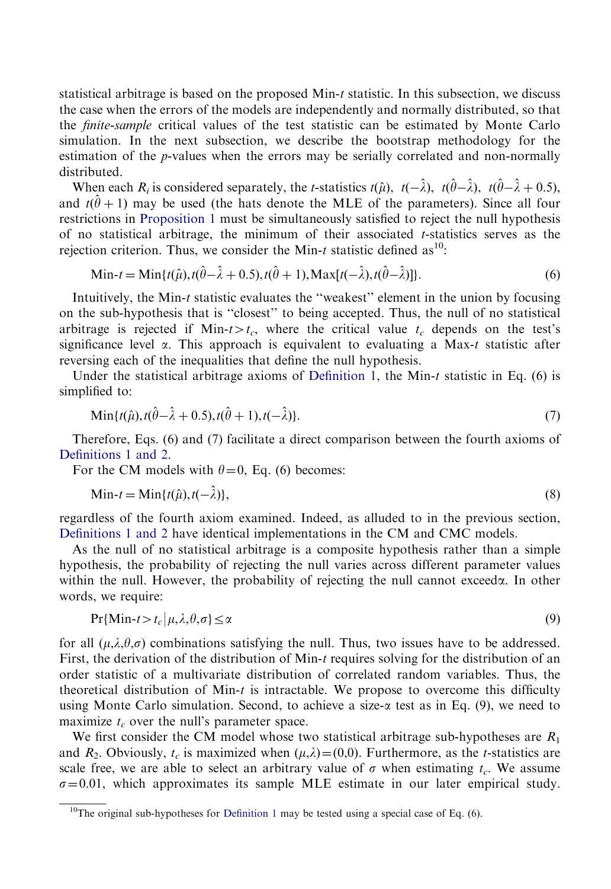statistical arbitrage is based on the proposed Min-$t$ statistic. In this subsection, we discuss the case when the errors of the models are independently and normally distributed, so that the *finite-sample* critical values of the test statistic can be estimated by Monte Carlo simulation. In the next subsection, we describe the bootstrap methodology for the estimation of the $p$-values when the errors may be serially correlated and non-normally distributed.

When each $R_i$ is considered separately, the $t$-statistics $t(\hat{\mu})$, $t(-\hat{\lambda})$, $t(\hat{\theta}-\hat{\lambda})$, $t(\hat{\theta}-\hat{\lambda}+0.5)$, and $t(\hat{\theta}+1)$ may be used (the hats denote the MLE of the parameters). Since all four restrictions in Proposition 1 must be simultaneously satisfied to reject the null hypothesis of no statistical arbitrage, the minimum of their associated $t$-statistics serves as the rejection criterion. Thus, we consider the Min-$t$ statistic defined as[10]:

$$\text{Min-}t = \text{Min}\{t(\hat{\mu}), t(\hat{\theta}-\hat{\lambda}+0.5), t(\hat{\theta}+1), \text{Max}[t(-\hat{\lambda}), t(\hat{\theta}-\hat{\lambda})]\}. \tag{6}$$

Intuitively, the Min-$t$ statistic evaluates the "weakest" element in the union by focusing on the sub-hypothesis that is "closest" to being accepted. Thus, the null of no statistical arbitrage is rejected if Min-$t > t_c$, where the critical value $t_c$ depends on the test's significance level $\alpha$. This approach is equivalent to evaluating a Max-$t$ statistic after reversing each of the inequalities that define the null hypothesis.

Under the statistical arbitrage axioms of Definition 1, the Min-$t$ statistic in Eq. (6) is simplified to:

$$\text{Min}\{t(\hat{\mu}), t(\hat{\theta}-\hat{\lambda}+0.5), t(\hat{\theta}+1), t(-\hat{\lambda})\}. \tag{7}$$

Therefore, Eqs. (6) and (7) facilitate a direct comparison between the fourth axioms of Definitions 1 and 2.

For the CM models with $\theta=0$, Eq. (6) becomes:

$$\text{Min-}t = \text{Min}\{t(\hat{\mu}), t(-\hat{\lambda})\}, \tag{8}$$

regardless of the fourth axiom examined. Indeed, as alluded to in the previous section, Definitions 1 and 2 have identical implementations in the CM and CMC models.

As the null of no statistical arbitrage is a composite hypothesis rather than a simple hypothesis, the probability of rejecting the null varies across different parameter values within the null. However, the probability of rejecting the null cannot exceed $\alpha$. In other words, we require:

$$\Pr\{\text{Min-}t > t_c \,|\, \mu, \lambda, \theta, \sigma\} \leq \alpha \tag{9}$$

for all $(\mu,\lambda,\theta,\sigma)$ combinations satisfying the null. Thus, two issues have to be addressed. First, the derivation of the distribution of Min-$t$ requires solving for the distribution of an order statistic of a multivariate distribution of correlated random variables. Thus, the theoretical distribution of Min-$t$ is intractable. We propose to overcome this difficulty using Monte Carlo simulation. Second, to achieve a size-$\alpha$ test as in Eq. (9), we need to maximize $t_c$ over the null's parameter space.

We first consider the CM model whose two statistical arbitrage sub-hypotheses are $R_1$ and $R_2$. Obviously, $t_c$ is maximized when $(\mu,\lambda)=(0,0)$. Furthermore, as the $t$-statistics are scale free, we are able to select an arbitrary value of $\sigma$ when estimating $t_c$. We assume $\sigma=0.01$, which approximates its sample MLE estimate in our later empirical study.

[10] The original sub-hypotheses for Definition 1 may be tested using a special case of Eq. (6).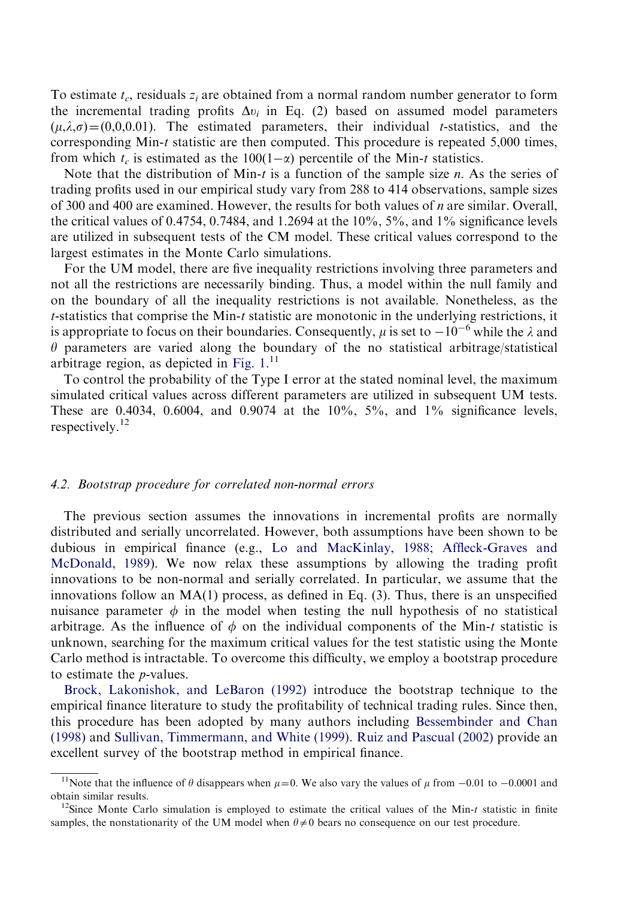To estimate $t_c$, residuals $z_i$ are obtained from a normal random number generator to form the incremental trading profits $\Delta v_i$ in Eq. (2) based on assumed model parameters $(\mu,\lambda,\sigma)=(0,0,0.01)$. The estimated parameters, their individual $t$-statistics, and the corresponding Min-$t$ statistic are then computed. This procedure is repeated 5,000 times, from which $t_c$ is estimated as the $100(1-\alpha)$ percentile of the Min-$t$ statistics.

Note that the distribution of Min-$t$ is a function of the sample size $n$. As the series of trading profits used in our empirical study vary from 288 to 414 observations, sample sizes of 300 and 400 are examined. However, the results for both values of $n$ are similar. Overall, the critical values of 0.4754, 0.7484, and 1.2694 at the 10%, 5%, and 1% significance levels are utilized in subsequent tests of the CM model. These critical values correspond to the largest estimates in the Monte Carlo simulations.

For the UM model, there are five inequality restrictions involving three parameters and not all the restrictions are necessarily binding. Thus, a model within the null family and on the boundary of all the inequality restrictions is not available. Nonetheless, as the $t$-statistics that comprise the Min-$t$ statistic are monotonic in the underlying restrictions, it is appropriate to focus on their boundaries. Consequently, $\mu$ is set to $-10^{-6}$ while the $\lambda$ and $\theta$ parameters are varied along the boundary of the no statistical arbitrage/statistical arbitrage region, as depicted in Fig. 1.[11]

To control the probability of the Type I error at the stated nominal level, the maximum simulated critical values across different parameters are utilized in subsequent UM tests. These are 0.4034, 0.6004, and 0.9074 at the 10%, 5%, and 1% significance levels, respectively.[12]

### 4.2. Bootstrap procedure for correlated non-normal errors

The previous section assumes the innovations in incremental profits are normally distributed and serially uncorrelated. However, both assumptions have been shown to be dubious in empirical finance (e.g., Lo and MacKinlay, 1988; Affleck-Graves and McDonald, 1989). We now relax these assumptions by allowing the trading profit innovations to be non-normal and serially correlated. In particular, we assume that the innovations follow an MA(1) process, as defined in Eq. (3). Thus, there is an unspecified nuisance parameter $\phi$ in the model when testing the null hypothesis of no statistical arbitrage. As the influence of $\phi$ on the individual components of the Min-$t$ statistic is unknown, searching for the maximum critical values for the test statistic using the Monte Carlo method is intractable. To overcome this difficulty, we employ a bootstrap procedure to estimate the $p$-values.

Brock, Lakonishok, and LeBaron (1992) introduce the bootstrap technique to the empirical finance literature to study the profitability of technical trading rules. Since then, this procedure has been adopted by many authors including Bessembinder and Chan (1998) and Sullivan, Timmermann, and White (1999). Ruiz and Pascual (2002) provide an excellent survey of the bootstrap method in empirical finance.

[11] Note that the influence of $\theta$ disappears when $\mu=0$. We also vary the values of $\mu$ from $-0.01$ to $-0.0001$ and obtain similar results.

[12] Since Monte Carlo simulation is employed to estimate the critical values of the Min-$t$ statistic in finite samples, the nonstationarity of the UM model when $\theta\neq 0$ bears no consequence on our test procedure.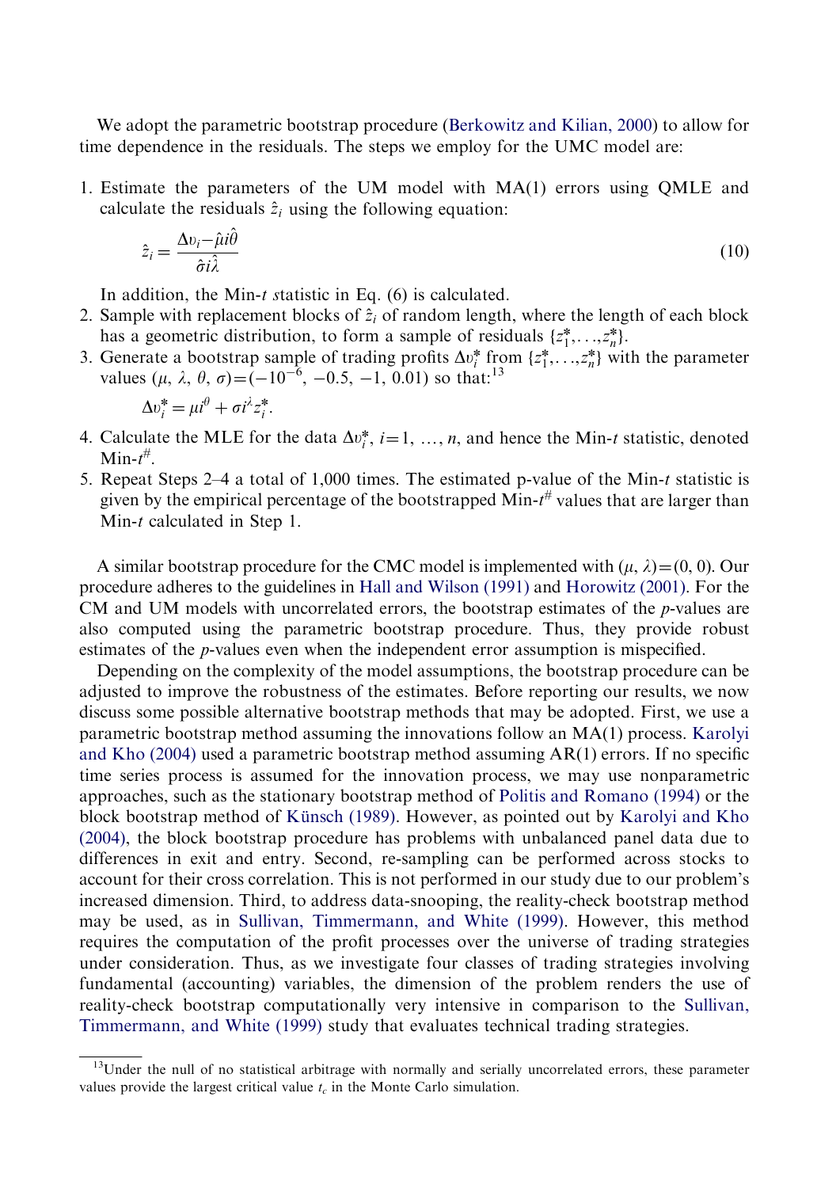We adopt the parametric bootstrap procedure (Berkowitz and Kilian, 2000) to allow for time dependence in the residuals. The steps we employ for the UMC model are:

1. Estimate the parameters of the UM model with MA(1) errors using QMLE and calculate the residuals $\hat{z}_i$ using the following equation:

$$\hat{z}_i = \frac{\Delta \upsilon_i - \hat{\mu} i^{\hat{\theta}}}{\hat{\sigma} i^{\hat{\lambda}}} \tag{10}$$

   In addition, the Min-$t$ statistic in Eq. (6) is calculated.
2. Sample with replacement blocks of $\hat{z}_i$ of random length, where the length of each block has a geometric distribution, to form a sample of residuals $\{z_1^*, \ldots, z_n^*\}$.
3. Generate a bootstrap sample of trading profits $\Delta \upsilon_i^*$ from $\{z_1^*, \ldots, z_n^*\}$ with the parameter values $(\mu, \lambda, \theta, \sigma) = (-10^{-6}, -0.5, -1, 0.01)$ so that:[13]

$$\Delta \upsilon_i^* = \mu i^{\theta} + \sigma i^{\lambda} z_i^*.$$

4. Calculate the MLE for the data $\Delta \upsilon_i^*$, $i = 1, \ldots, n$, and hence the Min-$t$ statistic, denoted Min-$t^{\#}$.
5. Repeat Steps 2–4 a total of 1,000 times. The estimated p-value of the Min-$t$ statistic is given by the empirical percentage of the bootstrapped Min-$t^{\#}$ values that are larger than Min-$t$ calculated in Step 1.

A similar bootstrap procedure for the CMC model is implemented with $(\mu, \lambda) = (0, 0)$. Our procedure adheres to the guidelines in Hall and Wilson (1991) and Horowitz (2001). For the CM and UM models with uncorrelated errors, the bootstrap estimates of the $p$-values are also computed using the parametric bootstrap procedure. Thus, they provide robust estimates of the $p$-values even when the independent error assumption is mispecified.

Depending on the complexity of the model assumptions, the bootstrap procedure can be adjusted to improve the robustness of the estimates. Before reporting our results, we now discuss some possible alternative bootstrap methods that may be adopted. First, we use a parametric bootstrap method assuming the innovations follow an MA(1) process. Karolyi and Kho (2004) used a parametric bootstrap method assuming AR(1) errors. If no specific time series process is assumed for the innovation process, we may use nonparametric approaches, such as the stationary bootstrap method of Politis and Romano (1994) or the block bootstrap method of Künsch (1989). However, as pointed out by Karolyi and Kho (2004), the block bootstrap procedure has problems with unbalanced panel data due to differences in exit and entry. Second, re-sampling can be performed across stocks to account for their cross correlation. This is not performed in our study due to our problem's increased dimension. Third, to address data-snooping, the reality-check bootstrap method may be used, as in Sullivan, Timmermann, and White (1999). However, this method requires the computation of the profit processes over the universe of trading strategies under consideration. Thus, as we investigate four classes of trading strategies involving fundamental (accounting) variables, the dimension of the problem renders the use of reality-check bootstrap computationally very intensive in comparison to the Sullivan, Timmermann, and White (1999) study that evaluates technical trading strategies.

[13] Under the null of no statistical arbitrage with normally and serially uncorrelated errors, these parameter values provide the largest critical value $t_c$ in the Monte Carlo simulation.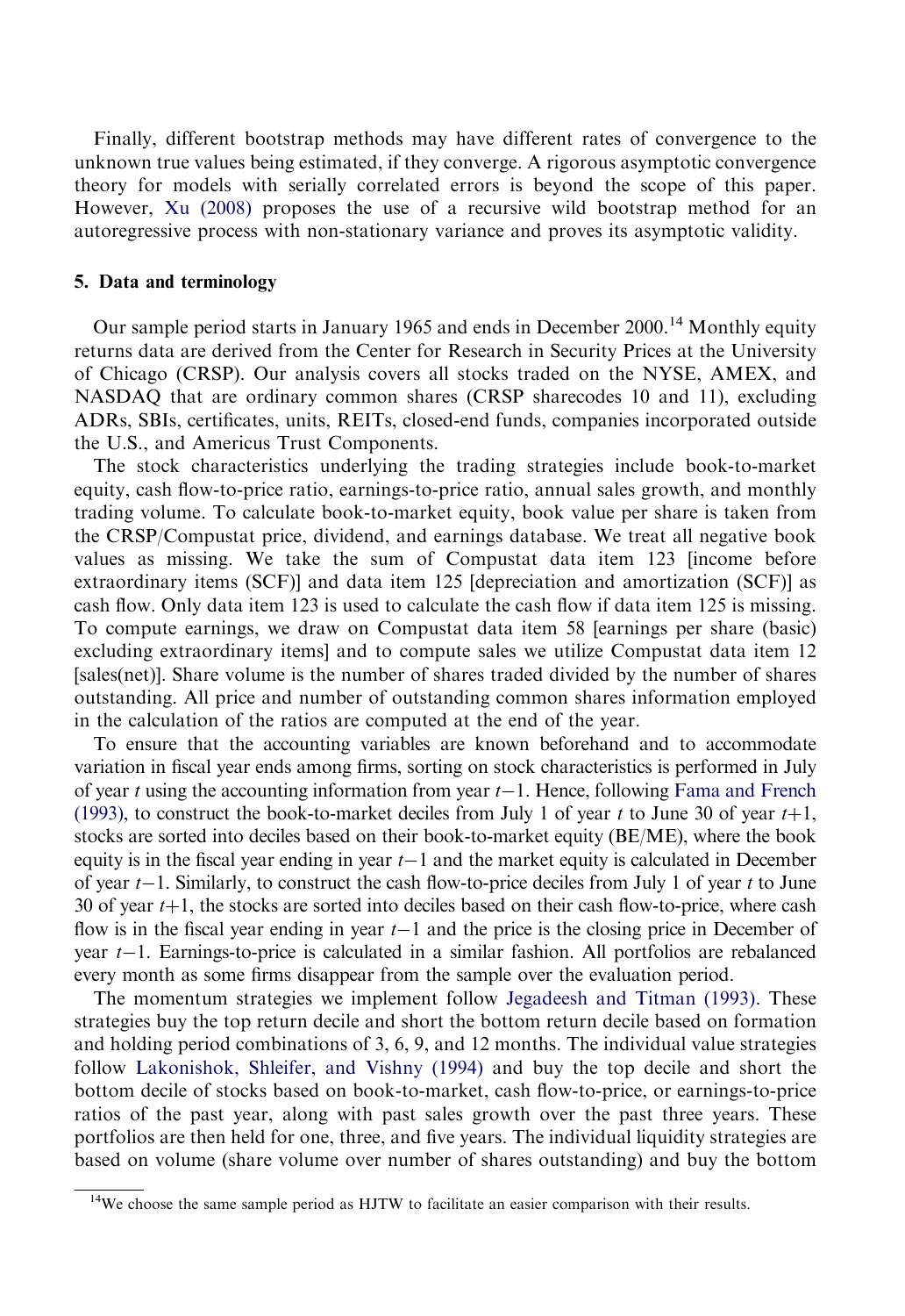Finally, different bootstrap methods may have different rates of convergence to the unknown true values being estimated, if they converge. A rigorous asymptotic convergence theory for models with serially correlated errors is beyond the scope of this paper. However, Xu (2008) proposes the use of a recursive wild bootstrap method for an autoregressive process with non-stationary variance and proves its asymptotic validity.

## 5. Data and terminology

Our sample period starts in January 1965 and ends in December 2000.[14] Monthly equity returns data are derived from the Center for Research in Security Prices at the University of Chicago (CRSP). Our analysis covers all stocks traded on the NYSE, AMEX, and NASDAQ that are ordinary common shares (CRSP sharecodes 10 and 11), excluding ADRs, SBIs, certificates, units, REITs, closed-end funds, companies incorporated outside the U.S., and Americus Trust Components.

The stock characteristics underlying the trading strategies include book-to-market equity, cash flow-to-price ratio, earnings-to-price ratio, annual sales growth, and monthly trading volume. To calculate book-to-market equity, book value per share is taken from the CRSP/Compustat price, dividend, and earnings database. We treat all negative book values as missing. We take the sum of Compustat data item 123 [income before extraordinary items (SCF)] and data item 125 [depreciation and amortization (SCF)] as cash flow. Only data item 123 is used to calculate the cash flow if data item 125 is missing. To compute earnings, we draw on Compustat data item 58 [earnings per share (basic) excluding extraordinary items] and to compute sales we utilize Compustat data item 12 [sales(net)]. Share volume is the number of shares traded divided by the number of shares outstanding. All price and number of outstanding common shares information employed in the calculation of the ratios are computed at the end of the year.

To ensure that the accounting variables are known beforehand and to accommodate variation in fiscal year ends among firms, sorting on stock characteristics is performed in July of year $t$ using the accounting information from year $t-1$. Hence, following Fama and French (1993), to construct the book-to-market deciles from July 1 of year $t$ to June 30 of year $t+1$, stocks are sorted into deciles based on their book-to-market equity (BE/ME), where the book equity is in the fiscal year ending in year $t-1$ and the market equity is calculated in December of year $t-1$. Similarly, to construct the cash flow-to-price deciles from July 1 of year $t$ to June 30 of year $t+1$, the stocks are sorted into deciles based on their cash flow-to-price, where cash flow is in the fiscal year ending in year $t-1$ and the price is the closing price in December of year $t-1$. Earnings-to-price is calculated in a similar fashion. All portfolios are rebalanced every month as some firms disappear from the sample over the evaluation period.

The momentum strategies we implement follow Jegadeesh and Titman (1993). These strategies buy the top return decile and short the bottom return decile based on formation and holding period combinations of 3, 6, 9, and 12 months. The individual value strategies follow Lakonishok, Shleifer, and Vishny (1994) and buy the top decile and short the bottom decile of stocks based on book-to-market, cash flow-to-price, or earnings-to-price ratios of the past year, along with past sales growth over the past three years. These portfolios are then held for one, three, and five years. The individual liquidity strategies are based on volume (share volume over number of shares outstanding) and buy the bottom

[14]We choose the same sample period as HJTW to facilitate an easier comparison with their results.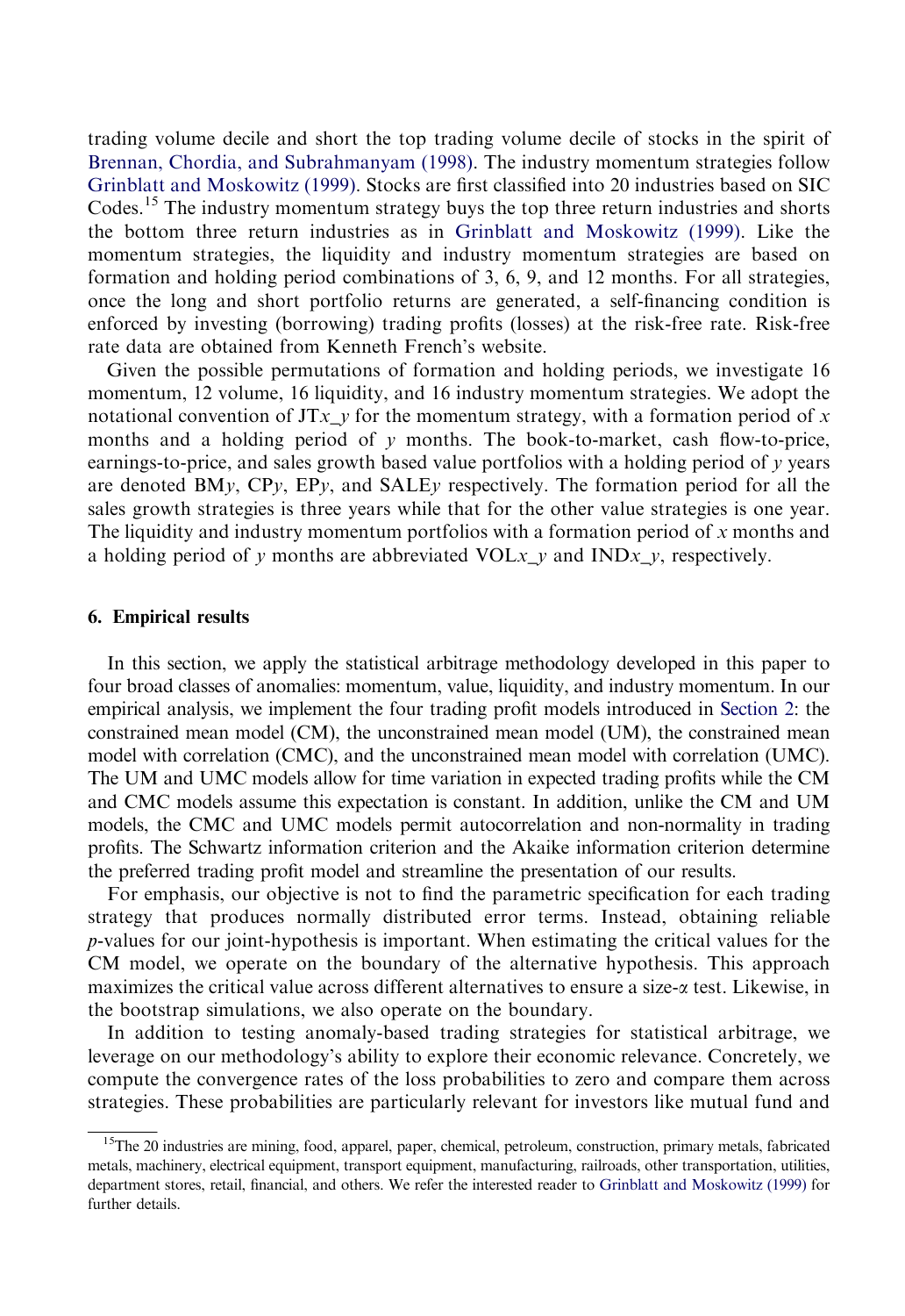trading volume decile and short the top trading volume decile of stocks in the spirit of Brennan, Chordia, and Subrahmanyam (1998). The industry momentum strategies follow Grinblatt and Moskowitz (1999). Stocks are first classified into 20 industries based on SIC Codes.[15] The industry momentum strategy buys the top three return industries and shorts the bottom three return industries as in Grinblatt and Moskowitz (1999). Like the momentum strategies, the liquidity and industry momentum strategies are based on formation and holding period combinations of 3, 6, 9, and 12 months. For all strategies, once the long and short portfolio returns are generated, a self-financing condition is enforced by investing (borrowing) trading profits (losses) at the risk-free rate. Risk-free rate data are obtained from Kenneth French's website.

Given the possible permutations of formation and holding periods, we investigate 16 momentum, 12 volume, 16 liquidity, and 16 industry momentum strategies. We adopt the notational convention of JT$x$_$y$ for the momentum strategy, with a formation period of $x$ months and a holding period of $y$ months. The book-to-market, cash flow-to-price, earnings-to-price, and sales growth based value portfolios with a holding period of $y$ years are denoted BM$y$, CP$y$, EP$y$, and SALE$y$ respectively. The formation period for all the sales growth strategies is three years while that for the other value strategies is one year. The liquidity and industry momentum portfolios with a formation period of $x$ months and a holding period of $y$ months are abbreviated VOL$x$_$y$ and IND$x$_$y$, respectively.

## 6. Empirical results

In this section, we apply the statistical arbitrage methodology developed in this paper to four broad classes of anomalies: momentum, value, liquidity, and industry momentum. In our empirical analysis, we implement the four trading profit models introduced in Section 2: the constrained mean model (CM), the unconstrained mean model (UM), the constrained mean model with correlation (CMC), and the unconstrained mean model with correlation (UMC). The UM and UMC models allow for time variation in expected trading profits while the CM and CMC models assume this expectation is constant. In addition, unlike the CM and UM models, the CMC and UMC models permit autocorrelation and non-normality in trading profits. The Schwartz information criterion and the Akaike information criterion determine the preferred trading profit model and streamline the presentation of our results.

For emphasis, our objective is not to find the parametric specification for each trading strategy that produces normally distributed error terms. Instead, obtaining reliable $p$-values for our joint-hypothesis is important. When estimating the critical values for the CM model, we operate on the boundary of the alternative hypothesis. This approach maximizes the critical value across different alternatives to ensure a size-$\alpha$ test. Likewise, in the bootstrap simulations, we also operate on the boundary.

In addition to testing anomaly-based trading strategies for statistical arbitrage, we leverage on our methodology's ability to explore their economic relevance. Concretely, we compute the convergence rates of the loss probabilities to zero and compare them across strategies. These probabilities are particularly relevant for investors like mutual fund and

[15] The 20 industries are mining, food, apparel, paper, chemical, petroleum, construction, primary metals, fabricated metals, machinery, electrical equipment, transport equipment, manufacturing, railroads, other transportation, utilities, department stores, retail, financial, and others. We refer the interested reader to Grinblatt and Moskowitz (1999) for further details.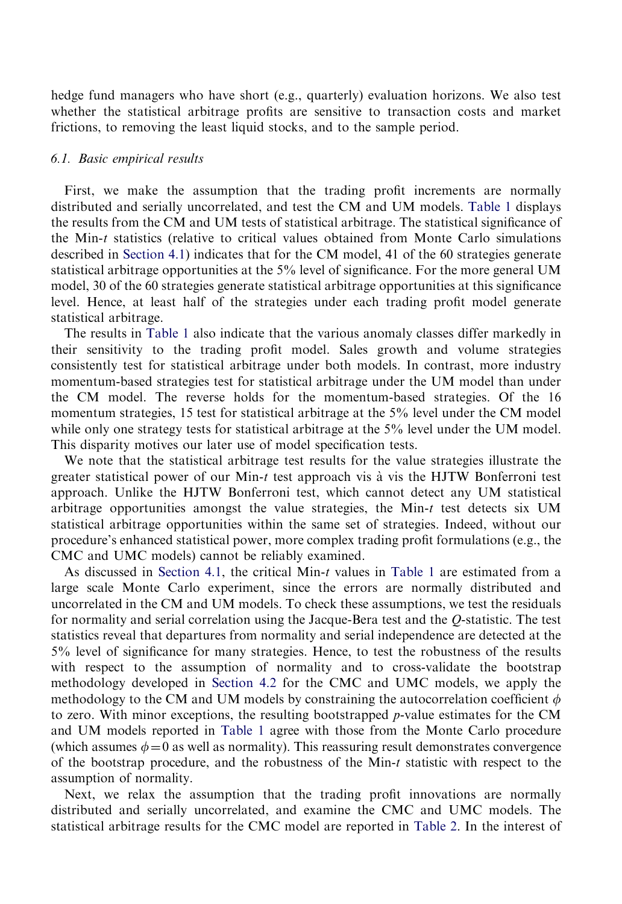hedge fund managers who have short (e.g., quarterly) evaluation horizons. We also test whether the statistical arbitrage profits are sensitive to transaction costs and market frictions, to removing the least liquid stocks, and to the sample period.

### 6.1. Basic empirical results

First, we make the assumption that the trading profit increments are normally distributed and serially uncorrelated, and test the CM and UM models. Table 1 displays the results from the CM and UM tests of statistical arbitrage. The statistical significance of the Min-$t$ statistics (relative to critical values obtained from Monte Carlo simulations described in Section 4.1) indicates that for the CM model, 41 of the 60 strategies generate statistical arbitrage opportunities at the 5% level of significance. For the more general UM model, 30 of the 60 strategies generate statistical arbitrage opportunities at this significance level. Hence, at least half of the strategies under each trading profit model generate statistical arbitrage.

The results in Table 1 also indicate that the various anomaly classes differ markedly in their sensitivity to the trading profit model. Sales growth and volume strategies consistently test for statistical arbitrage under both models. In contrast, more industry momentum-based strategies test for statistical arbitrage under the UM model than under the CM model. The reverse holds for the momentum-based strategies. Of the 16 momentum strategies, 15 test for statistical arbitrage at the 5% level under the CM model while only one strategy tests for statistical arbitrage at the 5% level under the UM model. This disparity motives our later use of model specification tests.

We note that the statistical arbitrage test results for the value strategies illustrate the greater statistical power of our Min-$t$ test approach vis à vis the HJTW Bonferroni test approach. Unlike the HJTW Bonferroni test, which cannot detect any UM statistical arbitrage opportunities amongst the value strategies, the Min-$t$ test detects six UM statistical arbitrage opportunities within the same set of strategies. Indeed, without our procedure's enhanced statistical power, more complex trading profit formulations (e.g., the CMC and UMC models) cannot be reliably examined.

As discussed in Section 4.1, the critical Min-$t$ values in Table 1 are estimated from a large scale Monte Carlo experiment, since the errors are normally distributed and uncorrelated in the CM and UM models. To check these assumptions, we test the residuals for normality and serial correlation using the Jacque-Bera test and the $Q$-statistic. The test statistics reveal that departures from normality and serial independence are detected at the 5% level of significance for many strategies. Hence, to test the robustness of the results with respect to the assumption of normality and to cross-validate the bootstrap methodology developed in Section 4.2 for the CMC and UMC models, we apply the methodology to the CM and UM models by constraining the autocorrelation coefficient $\phi$ to zero. With minor exceptions, the resulting bootstrapped $p$-value estimates for the CM and UM models reported in Table 1 agree with those from the Monte Carlo procedure (which assumes $\phi = 0$ as well as normality). This reassuring result demonstrates convergence of the bootstrap procedure, and the robustness of the Min-$t$ statistic with respect to the assumption of normality.

Next, we relax the assumption that the trading profit innovations are normally distributed and serially uncorrelated, and examine the CMC and UMC models. The statistical arbitrage results for the CMC model are reported in Table 2. In the interest of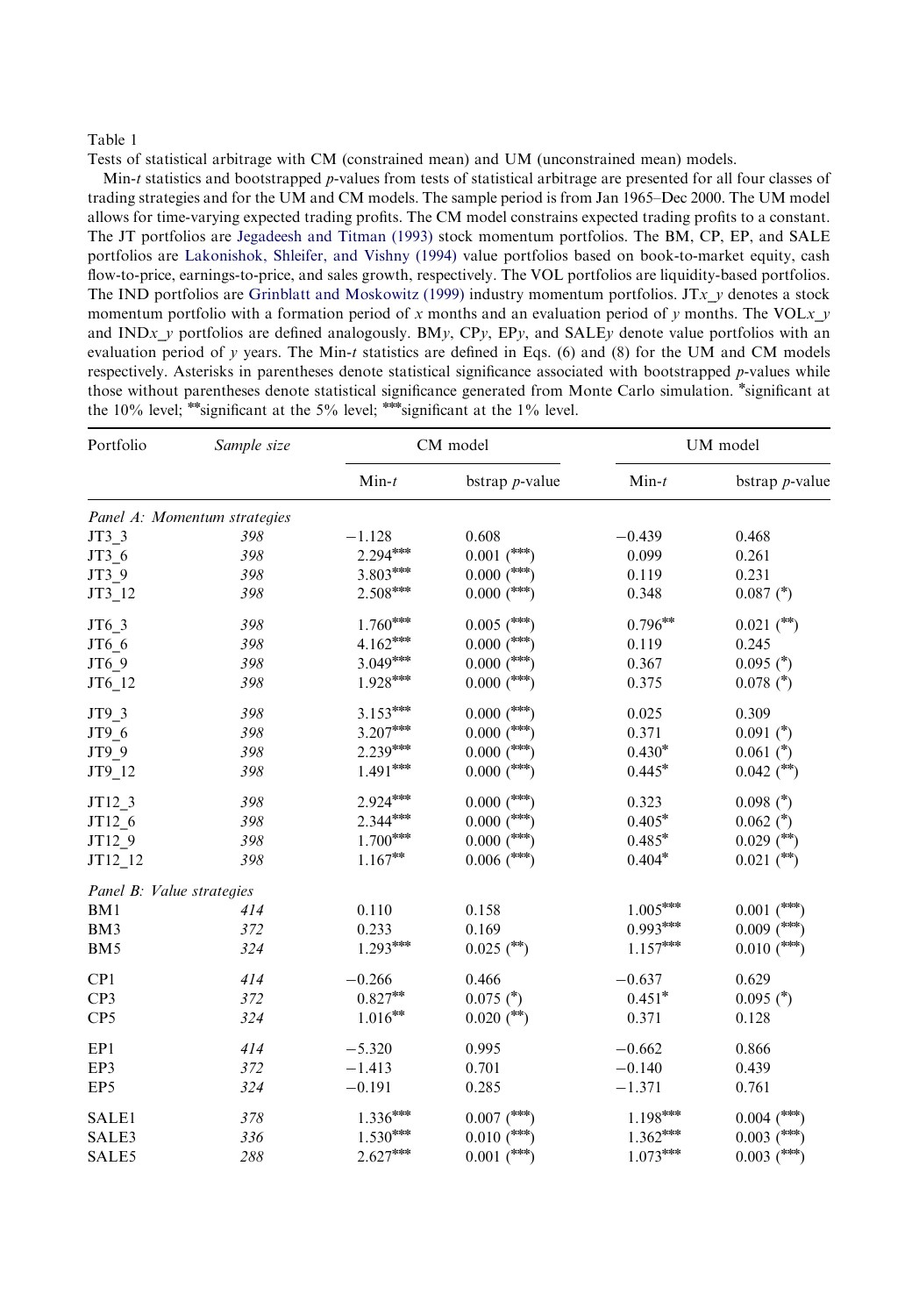Table 1

Tests of statistical arbitrage with CM (constrained mean) and UM (unconstrained mean) models.

Min-$t$ statistics and bootstrapped $p$-values from tests of statistical arbitrage are presented for all four classes of trading strategies and for the UM and CM models. The sample period is from Jan 1965–Dec 2000. The UM model allows for time-varying expected trading profits. The CM model constrains expected trading profits to a constant. The JT portfolios are Jegadeesh and Titman (1993) stock momentum portfolios. The BM, CP, EP, and SALE portfolios are Lakonishok, Shleifer, and Vishny (1994) value portfolios based on book-to-market equity, cash flow-to-price, earnings-to-price, and sales growth, respectively. The VOL portfolios are liquidity-based portfolios. The IND portfolios are Grinblatt and Moskowitz (1999) industry momentum portfolios. JT$x$_$y$ denotes a stock momentum portfolio with a formation period of $x$ months and an evaluation period of $y$ months. The VOL$x$_$y$ and IND$x$_$y$ portfolios are defined analogously. BM$y$, CP$y$, EP$y$, and SALE$y$ denote value portfolios with an evaluation period of $y$ years. The Min-$t$ statistics are defined in Eqs. (6) and (8) for the UM and CM models respectively. Asterisks in parentheses denote statistical significance associated with bootstrapped $p$-values while those without parentheses denote statistical significance generated from Monte Carlo simulation. *significant at the 10% level; **significant at the 5% level; ***significant at the 1% level.

| Portfolio | *Sample size* | CM model | | UM model | |
|---|---|---|---|---|---|
| | | Min-$t$ | bstrap $p$-value | Min-$t$ | bstrap $p$-value |
| *Panel A: Momentum strategies* | | | | | |
| JT3_3 | *398* | −1.128 | 0.608 | −0.439 | 0.468 |
| JT3_6 | *398* | 2.294*** | 0.001 (***) | 0.099 | 0.261 |
| JT3_9 | *398* | 3.803*** | 0.000 (***) | 0.119 | 0.231 |
| JT3_12 | *398* | 2.508*** | 0.000 (***) | 0.348 | 0.087 (*) |
| JT6_3 | *398* | 1.760*** | 0.005 (***) | 0.796** | 0.021 (**) |
| JT6_6 | *398* | 4.162*** | 0.000 (***) | 0.119 | 0.245 |
| JT6_9 | *398* | 3.049*** | 0.000 (***) | 0.367 | 0.095 (*) |
| JT6_12 | *398* | 1.928*** | 0.000 (***) | 0.375 | 0.078 (*) |
| JT9_3 | *398* | 3.153*** | 0.000 (***) | 0.025 | 0.309 |
| JT9_6 | *398* | 3.207*** | 0.000 (***) | 0.371 | 0.091 (*) |
| JT9_9 | *398* | 2.239*** | 0.000 (***) | 0.430* | 0.061 (*) |
| JT9_12 | *398* | 1.491*** | 0.000 (***) | 0.445* | 0.042 (**) |
| JT12_3 | *398* | 2.924*** | 0.000 (***) | 0.323 | 0.098 (*) |
| JT12_6 | *398* | 2.344*** | 0.000 (***) | 0.405* | 0.062 (*) |
| JT12_9 | *398* | 1.700*** | 0.000 (***) | 0.485* | 0.029 (**) |
| JT12_12 | *398* | 1.167** | 0.006 (***) | 0.404* | 0.021 (**) |
| *Panel B: Value strategies* | | | | | |
| BM1 | *414* | 0.110 | 0.158 | 1.005*** | 0.001 (***) |
| BM3 | *372* | 0.233 | 0.169 | 0.993*** | 0.009 (***) |
| BM5 | *324* | 1.293*** | 0.025 (**) | 1.157*** | 0.010 (***) |
| CP1 | *414* | −0.266 | 0.466 | −0.637 | 0.629 |
| CP3 | *372* | 0.827** | 0.075 (*) | 0.451* | 0.095 (*) |
| CP5 | *324* | 1.016** | 0.020 (**) | 0.371 | 0.128 |
| EP1 | *414* | −5.320 | 0.995 | −0.662 | 0.866 |
| EP3 | *372* | −1.413 | 0.701 | −0.140 | 0.439 |
| EP5 | *324* | −0.191 | 0.285 | −1.371 | 0.761 |
| SALE1 | *378* | 1.336*** | 0.007 (***) | 1.198*** | 0.004 (***) |
| SALE3 | *336* | 1.530*** | 0.010 (***) | 1.362*** | 0.003 (***) |
| SALE5 | *288* | 2.627*** | 0.001 (***) | 1.073*** | 0.003 (***) |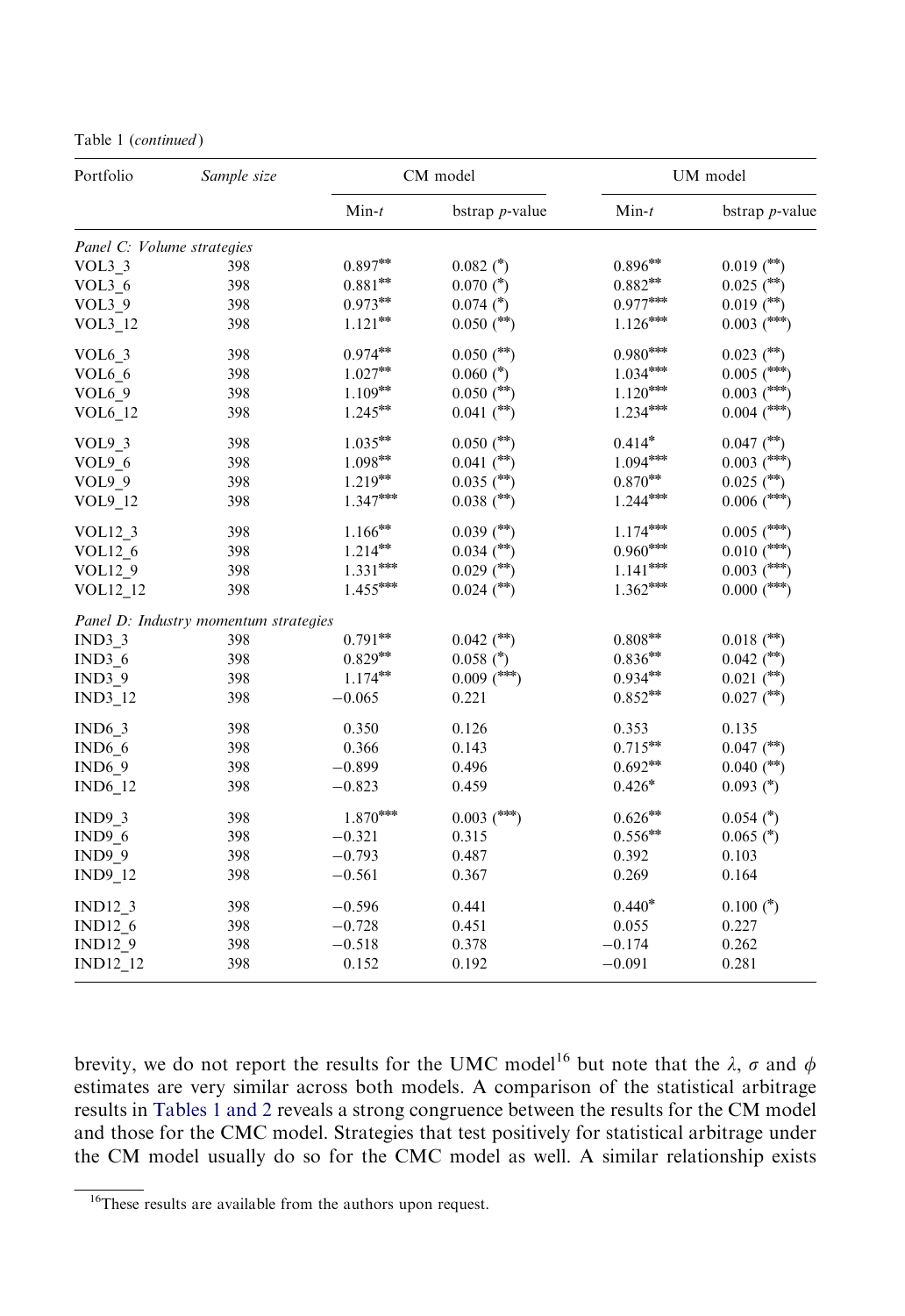Table 1 (*continued*)

| Portfolio | *Sample size* | CM model | | UM model | |
|---|---|---|---|---|---|
| | | Min-*t* | bstrap *p*-value | Min-*t* | bstrap *p*-value |
| *Panel C: Volume strategies* | | | | | |
| VOL3_3 | 398 | 0.897** | 0.082 (*) | 0.896** | 0.019 (**) |
| VOL3_6 | 398 | 0.881** | 0.070 (*) | 0.882** | 0.025 (**) |
| VOL3_9 | 398 | 0.973** | 0.074 (*) | 0.977*** | 0.019 (**) |
| VOL3_12 | 398 | 1.121** | 0.050 (**) | 1.126*** | 0.003 (***) |
| VOL6_3 | 398 | 0.974** | 0.050 (**) | 0.980*** | 0.023 (**) |
| VOL6_6 | 398 | 1.027** | 0.060 (*) | 1.034*** | 0.005 (***) |
| VOL6_9 | 398 | 1.109** | 0.050 (**) | 1.120*** | 0.003 (***) |
| VOL6_12 | 398 | 1.245** | 0.041 (**) | 1.234*** | 0.004 (***) |
| VOL9_3 | 398 | 1.035** | 0.050 (**) | 0.414* | 0.047 (**) |
| VOL9_6 | 398 | 1.098** | 0.041 (**) | 1.094*** | 0.003 (***) |
| VOL9_9 | 398 | 1.219** | 0.035 (**) | 0.870** | 0.025 (**) |
| VOL9_12 | 398 | 1.347*** | 0.038 (**) | 1.244*** | 0.006 (***) |
| VOL12_3 | 398 | 1.166** | 0.039 (**) | 1.174*** | 0.005 (***) |
| VOL12_6 | 398 | 1.214** | 0.034 (**) | 0.960*** | 0.010 (***) |
| VOL12_9 | 398 | 1.331*** | 0.029 (**) | 1.141*** | 0.003 (***) |
| VOL12_12 | 398 | 1.455*** | 0.024 (**) | 1.362*** | 0.000 (***) |
| *Panel D: Industry momentum strategies* | | | | | |
| IND3_3 | 398 | 0.791** | 0.042 (**) | 0.808** | 0.018 (**) |
| IND3_6 | 398 | 0.829** | 0.058 (*) | 0.836** | 0.042 (**) |
| IND3_9 | 398 | 1.174** | 0.009 (***) | 0.934** | 0.021 (**) |
| IND3_12 | 398 | −0.065 | 0.221 | 0.852** | 0.027 (**) |
| IND6_3 | 398 | 0.350 | 0.126 | 0.353 | 0.135 |
| IND6_6 | 398 | 0.366 | 0.143 | 0.715** | 0.047 (**) |
| IND6_9 | 398 | −0.899 | 0.496 | 0.692** | 0.040 (**) |
| IND6_12 | 398 | −0.823 | 0.459 | 0.426* | 0.093 (*) |
| IND9_3 | 398 | 1.870*** | 0.003 (***) | 0.626** | 0.054 (*) |
| IND9_6 | 398 | −0.321 | 0.315 | 0.556** | 0.065 (*) |
| IND9_9 | 398 | −0.793 | 0.487 | 0.392 | 0.103 |
| IND9_12 | 398 | −0.561 | 0.367 | 0.269 | 0.164 |
| IND12_3 | 398 | −0.596 | 0.441 | 0.440* | 0.100 (*) |
| IND12_6 | 398 | −0.728 | 0.451 | 0.055 | 0.227 |
| IND12_9 | 398 | −0.518 | 0.378 | −0.174 | 0.262 |
| IND12_12 | 398 | 0.152 | 0.192 | −0.091 | 0.281 |

brevity, we do not report the results for the UMC model[16] but note that the $\lambda$, $\sigma$ and $\phi$ estimates are very similar across both models. A comparison of the statistical arbitrage results in Tables 1 and 2 reveals a strong congruence between the results for the CM model and those for the CMC model. Strategies that test positively for statistical arbitrage under the CM model usually do so for the CMC model as well. A similar relationship exists

[16]These results are available from the authors upon request.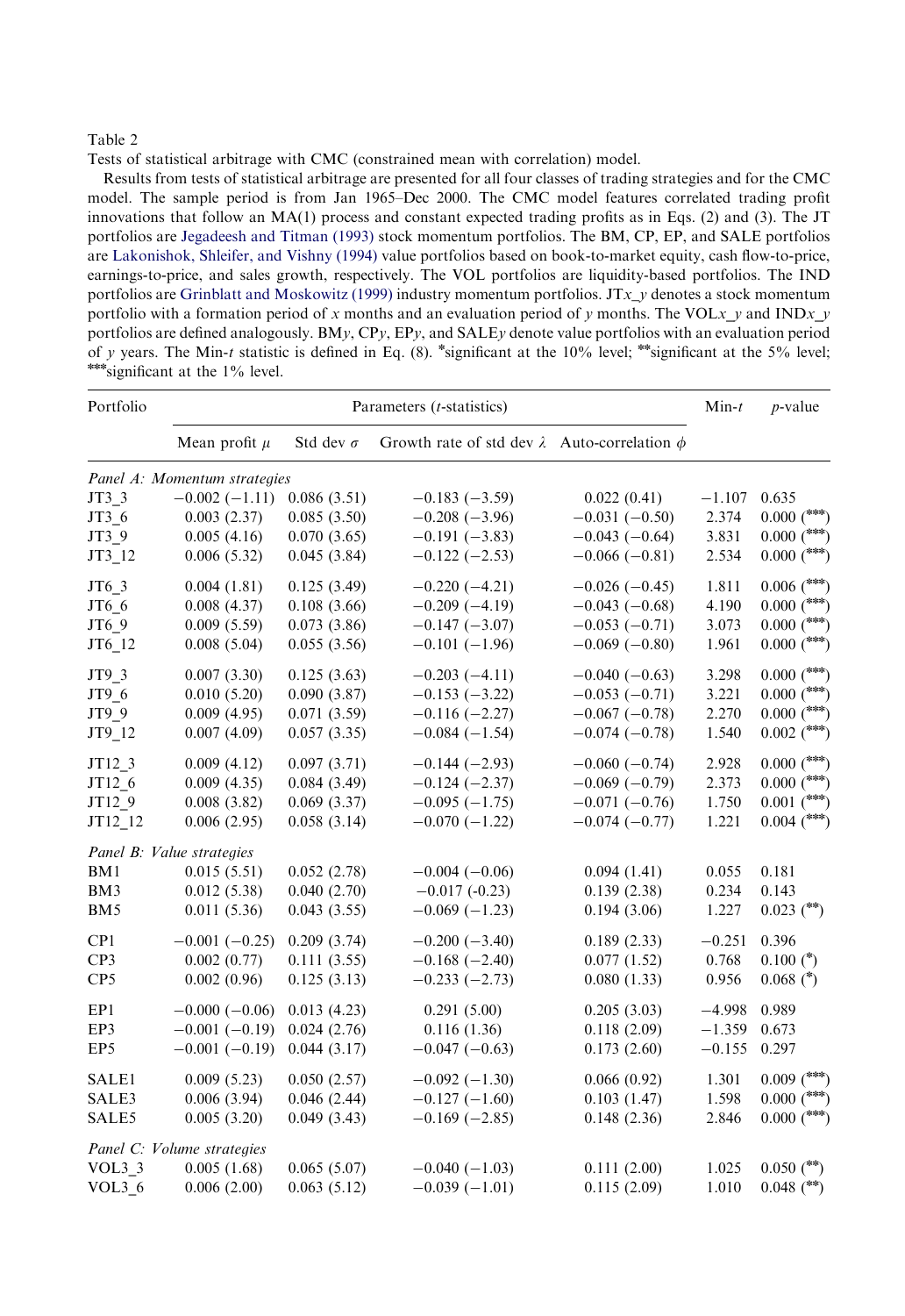Table 2

Tests of statistical arbitrage with CMC (constrained mean with correlation) model.

Results from tests of statistical arbitrage are presented for all four classes of trading strategies and for the CMC model. The sample period is from Jan 1965–Dec 2000. The CMC model features correlated trading profit innovations that follow an MA(1) process and constant expected trading profits as in Eqs. (2) and (3). The JT portfolios are Jegadeesh and Titman (1993) stock momentum portfolios. The BM, CP, EP, and SALE portfolios are Lakonishok, Shleifer, and Vishny (1994) value portfolios based on book-to-market equity, cash flow-to-price, earnings-to-price, and sales growth, respectively. The VOL portfolios are liquidity-based portfolios. The IND portfolios are Grinblatt and Moskowitz (1999) industry momentum portfolios. JT$x$_$y$ denotes a stock momentum portfolio with a formation period of $x$ months and an evaluation period of $y$ months. The VOL$x$_$y$ and IND$x$_$y$ portfolios are defined analogously. BM$y$, CP$y$, EP$y$, and SALE$y$ denote value portfolios with an evaluation period of $y$ years. The Min-$t$ statistic is defined in Eq. (8). *significant at the 10% level; **significant at the 5% level; ***significant at the 1% level.

| Portfolio | Parameters ($t$-statistics) | | | | Min-$t$ | $p$-value |
|---|---|---|---|---|---|---|
| | Mean profit $\mu$ | Std dev $\sigma$ | Growth rate of std dev $\lambda$ | Auto-correlation $\phi$ | | |
| *Panel A: Momentum strategies* | | | | | | |
| JT3_3 | −0.002 (−1.11) | 0.086 (3.51) | −0.183 (−3.59) | 0.022 (0.41) | −1.107 | 0.635 |
| JT3_6 | 0.003 (2.37) | 0.085 (3.50) | −0.208 (−3.96) | −0.031 (−0.50) | 2.374 | 0.000 (***) |
| JT3_9 | 0.005 (4.16) | 0.070 (3.65) | −0.191 (−3.83) | −0.043 (−0.64) | 3.831 | 0.000 (***) |
| JT3_12 | 0.006 (5.32) | 0.045 (3.84) | −0.122 (−2.53) | −0.066 (−0.81) | 2.534 | 0.000 (***) |
| JT6_3 | 0.004 (1.81) | 0.125 (3.49) | −0.220 (−4.21) | −0.026 (−0.45) | 1.811 | 0.006 (***) |
| JT6_6 | 0.008 (4.37) | 0.108 (3.66) | −0.209 (−4.19) | −0.043 (−0.68) | 4.190 | 0.000 (***) |
| JT6_9 | 0.009 (5.59) | 0.073 (3.86) | −0.147 (−3.07) | −0.053 (−0.71) | 3.073 | 0.000 (***) |
| JT6_12 | 0.008 (5.04) | 0.055 (3.56) | −0.101 (−1.96) | −0.069 (−0.80) | 1.961 | 0.000 (***) |
| JT9_3 | 0.007 (3.30) | 0.125 (3.63) | −0.203 (−4.11) | −0.040 (−0.63) | 3.298 | 0.000 (***) |
| JT9_6 | 0.010 (5.20) | 0.090 (3.87) | −0.153 (−3.22) | −0.053 (−0.71) | 3.221 | 0.000 (***) |
| JT9_9 | 0.009 (4.95) | 0.071 (3.59) | −0.116 (−2.27) | −0.067 (−0.78) | 2.270 | 0.000 (***) |
| JT9_12 | 0.007 (4.09) | 0.057 (3.35) | −0.084 (−1.54) | −0.074 (−0.78) | 1.540 | 0.002 (***) |
| JT12_3 | 0.009 (4.12) | 0.097 (3.71) | −0.144 (−2.93) | −0.060 (−0.74) | 2.928 | 0.000 (***) |
| JT12_6 | 0.009 (4.35) | 0.084 (3.49) | −0.124 (−2.37) | −0.069 (−0.79) | 2.373 | 0.000 (***) |
| JT12_9 | 0.008 (3.82) | 0.069 (3.37) | −0.095 (−1.75) | −0.071 (−0.76) | 1.750 | 0.001 (***) |
| JT12_12 | 0.006 (2.95) | 0.058 (3.14) | −0.070 (−1.22) | −0.074 (−0.77) | 1.221 | 0.004 (***) |
| *Panel B: Value strategies* | | | | | | |
| BM1 | 0.015 (5.51) | 0.052 (2.78) | −0.004 (−0.06) | 0.094 (1.41) | 0.055 | 0.181 |
| BM3 | 0.012 (5.38) | 0.040 (2.70) | −0.017 (-0.23) | 0.139 (2.38) | 0.234 | 0.143 |
| BM5 | 0.011 (5.36) | 0.043 (3.55) | −0.069 (−1.23) | 0.194 (3.06) | 1.227 | 0.023 (**) |
| CP1 | −0.001 (−0.25) | 0.209 (3.74) | −0.200 (−3.40) | 0.189 (2.33) | −0.251 | 0.396 |
| CP3 | 0.002 (0.77) | 0.111 (3.55) | −0.168 (−2.40) | 0.077 (1.52) | 0.768 | 0.100 (*) |
| CP5 | 0.002 (0.96) | 0.125 (3.13) | −0.233 (−2.73) | 0.080 (1.33) | 0.956 | 0.068 (*) |
| EP1 | −0.000 (−0.06) | 0.013 (4.23) | 0.291 (5.00) | 0.205 (3.03) | −4.998 | 0.989 |
| EP3 | −0.001 (−0.19) | 0.024 (2.76) | 0.116 (1.36) | 0.118 (2.09) | −1.359 | 0.673 |
| EP5 | −0.001 (−0.19) | 0.044 (3.17) | −0.047 (−0.63) | 0.173 (2.60) | −0.155 | 0.297 |
| SALE1 | 0.009 (5.23) | 0.050 (2.57) | −0.092 (−1.30) | 0.066 (0.92) | 1.301 | 0.009 (***) |
| SALE3 | 0.006 (3.94) | 0.046 (2.44) | −0.127 (−1.60) | 0.103 (1.47) | 1.598 | 0.000 (***) |
| SALE5 | 0.005 (3.20) | 0.049 (3.43) | −0.169 (−2.85) | 0.148 (2.36) | 2.846 | 0.000 (***) |
| *Panel C: Volume strategies* | | | | | | |
| VOL3_3 | 0.005 (1.68) | 0.065 (5.07) | −0.040 (−1.03) | 0.111 (2.00) | 1.025 | 0.050 (**) |
| VOL3_6 | 0.006 (2.00) | 0.063 (5.12) | −0.039 (−1.01) | 0.115 (2.09) | 1.010 | 0.048 (**) |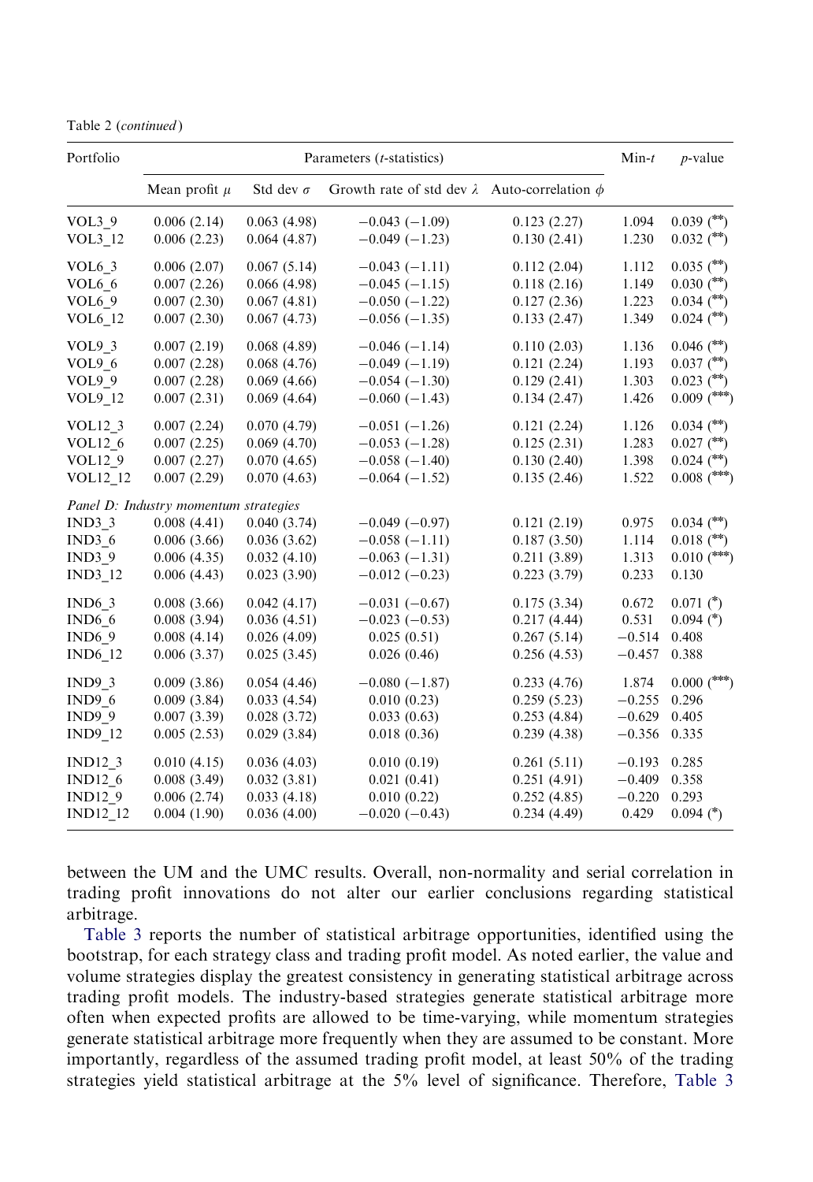Table 2 (*continued*)

| Portfolio | Parameters (*t*-statistics) | | | | Min-*t* | *p*-value |
|---|---|---|---|---|---|---|
| | Mean profit $\mu$ | Std dev $\sigma$ | Growth rate of std dev $\lambda$ | Auto-correlation $\phi$ | | |
| VOL3_9 | 0.006 (2.14) | 0.063 (4.98) | −0.043 (−1.09) | 0.123 (2.27) | 1.094 | 0.039 (**) |
| VOL3_12 | 0.006 (2.23) | 0.064 (4.87) | −0.049 (−1.23) | 0.130 (2.41) | 1.230 | 0.032 (**) |
| VOL6_3 | 0.006 (2.07) | 0.067 (5.14) | −0.043 (−1.11) | 0.112 (2.04) | 1.112 | 0.035 (**) |
| VOL6_6 | 0.007 (2.26) | 0.066 (4.98) | −0.045 (−1.15) | 0.118 (2.16) | 1.149 | 0.030 (**) |
| VOL6_9 | 0.007 (2.30) | 0.067 (4.81) | −0.050 (−1.22) | 0.127 (2.36) | 1.223 | 0.034 (**) |
| VOL6_12 | 0.007 (2.30) | 0.067 (4.73) | −0.056 (−1.35) | 0.133 (2.47) | 1.349 | 0.024 (**) |
| VOL9_3 | 0.007 (2.19) | 0.068 (4.89) | −0.046 (−1.14) | 0.110 (2.03) | 1.136 | 0.046 (**) |
| VOL9_6 | 0.007 (2.28) | 0.068 (4.76) | −0.049 (−1.19) | 0.121 (2.24) | 1.193 | 0.037 (**) |
| VOL9_9 | 0.007 (2.28) | 0.069 (4.66) | −0.054 (−1.30) | 0.129 (2.41) | 1.303 | 0.023 (**) |
| VOL9_12 | 0.007 (2.31) | 0.069 (4.64) | −0.060 (−1.43) | 0.134 (2.47) | 1.426 | 0.009 (***) |
| VOL12_3 | 0.007 (2.24) | 0.070 (4.79) | −0.051 (−1.26) | 0.121 (2.24) | 1.126 | 0.034 (**) |
| VOL12_6 | 0.007 (2.25) | 0.069 (4.70) | −0.053 (−1.28) | 0.125 (2.31) | 1.283 | 0.027 (**) |
| VOL12_9 | 0.007 (2.27) | 0.070 (4.65) | −0.058 (−1.40) | 0.130 (2.40) | 1.398 | 0.024 (**) |
| VOL12_12 | 0.007 (2.29) | 0.070 (4.63) | −0.064 (−1.52) | 0.135 (2.46) | 1.522 | 0.008 (***) |
| *Panel D: Industry momentum strategies* | | | | | | |
| IND3_3 | 0.008 (4.41) | 0.040 (3.74) | −0.049 (−0.97) | 0.121 (2.19) | 0.975 | 0.034 (**) |
| IND3_6 | 0.006 (3.66) | 0.036 (3.62) | −0.058 (−1.11) | 0.187 (3.50) | 1.114 | 0.018 (**) |
| IND3_9 | 0.006 (4.35) | 0.032 (4.10) | −0.063 (−1.31) | 0.211 (3.89) | 1.313 | 0.010 (***) |
| IND3_12 | 0.006 (4.43) | 0.023 (3.90) | −0.012 (−0.23) | 0.223 (3.79) | 0.233 | 0.130 |
| IND6_3 | 0.008 (3.66) | 0.042 (4.17) | −0.031 (−0.67) | 0.175 (3.34) | 0.672 | 0.071 (*) |
| IND6_6 | 0.008 (3.94) | 0.036 (4.51) | −0.023 (−0.53) | 0.217 (4.44) | 0.531 | 0.094 (*) |
| IND6_9 | 0.008 (4.14) | 0.026 (4.09) | 0.025 (0.51) | 0.267 (5.14) | −0.514 | 0.408 |
| IND6_12 | 0.006 (3.37) | 0.025 (3.45) | 0.026 (0.46) | 0.256 (4.53) | −0.457 | 0.388 |
| IND9_3 | 0.009 (3.86) | 0.054 (4.46) | −0.080 (−1.87) | 0.233 (4.76) | 1.874 | 0.000 (***) |
| IND9_6 | 0.009 (3.84) | 0.033 (4.54) | 0.010 (0.23) | 0.259 (5.23) | −0.255 | 0.296 |
| IND9_9 | 0.007 (3.39) | 0.028 (3.72) | 0.033 (0.63) | 0.253 (4.84) | −0.629 | 0.405 |
| IND9_12 | 0.005 (2.53) | 0.029 (3.84) | 0.018 (0.36) | 0.239 (4.38) | −0.356 | 0.335 |
| IND12_3 | 0.010 (4.15) | 0.036 (4.03) | 0.010 (0.19) | 0.261 (5.11) | −0.193 | 0.285 |
| IND12_6 | 0.008 (3.49) | 0.032 (3.81) | 0.021 (0.41) | 0.251 (4.91) | −0.409 | 0.358 |
| IND12_9 | 0.006 (2.74) | 0.033 (4.18) | 0.010 (0.22) | 0.252 (4.85) | −0.220 | 0.293 |
| IND12_12 | 0.004 (1.90) | 0.036 (4.00) | −0.020 (−0.43) | 0.234 (4.49) | 0.429 | 0.094 (*) |

between the UM and the UMC results. Overall, non-normality and serial correlation in trading profit innovations do not alter our earlier conclusions regarding statistical arbitrage.

Table 3 reports the number of statistical arbitrage opportunities, identified using the bootstrap, for each strategy class and trading profit model. As noted earlier, the value and volume strategies display the greatest consistency in generating statistical arbitrage across trading profit models. The industry-based strategies generate statistical arbitrage more often when expected profits are allowed to be time-varying, while momentum strategies generate statistical arbitrage more frequently when they are assumed to be constant. More importantly, regardless of the assumed trading profit model, at least 50% of the trading strategies yield statistical arbitrage at the 5% level of significance. Therefore, Table 3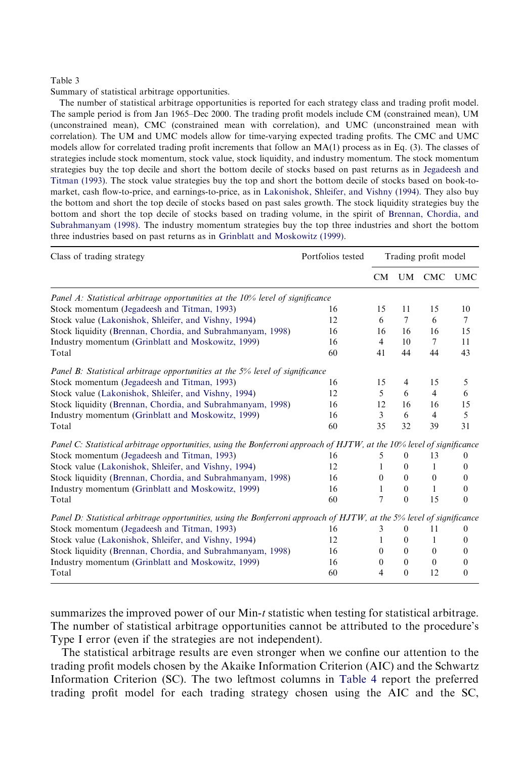Table 3

Summary of statistical arbitrage opportunities.

The number of statistical arbitrage opportunities is reported for each strategy class and trading profit model. The sample period is from Jan 1965–Dec 2000. The trading profit models include CM (constrained mean), UM (unconstrained mean), CMC (constrained mean with correlation), and UMC (unconstrained mean with correlation). The UM and UMC models allow for time-varying expected trading profits. The CMC and UMC models allow for correlated trading profit increments that follow an MA(1) process as in Eq. (3). The classes of strategies include stock momentum, stock value, stock liquidity, and industry momentum. The stock momentum strategies buy the top decile and short the bottom decile of stocks based on past returns as in Jegadeesh and Titman (1993). The stock value strategies buy the top and short the bottom decile of stocks based on book-to-market, cash flow-to-price, and earnings-to-price, as in Lakonishok, Shleifer, and Vishny (1994). They also buy the bottom and short the top decile of stocks based on past sales growth. The stock liquidity strategies buy the bottom and short the top decile of stocks based on trading volume, in the spirit of Brennan, Chordia, and Subrahmanyam (1998). The industry momentum strategies buy the top three industries and short the bottom three industries based on past returns as in Grinblatt and Moskowitz (1999).

| Class of trading strategy | Portfolios tested | Trading profit model | | | |
|---|---|---|---|---|---|
| | | CM | UM | CMC | UMC |
| *Panel A: Statistical arbitrage opportunities at the 10% level of significance* | | | | | |
| Stock momentum (Jegadeesh and Titman, 1993) | 16 | 15 | 11 | 15 | 10 |
| Stock value (Lakonishok, Shleifer, and Vishny, 1994) | 12 | 6 | 7 | 6 | 7 |
| Stock liquidity (Brennan, Chordia, and Subrahmanyam, 1998) | 16 | 16 | 16 | 16 | 15 |
| Industry momentum (Grinblatt and Moskowitz, 1999) | 16 | 4 | 10 | 7 | 11 |
| Total | 60 | 41 | 44 | 44 | 43 |
| *Panel B: Statistical arbitrage opportunities at the 5% level of significance* | | | | | |
| Stock momentum (Jegadeesh and Titman, 1993) | 16 | 15 | 4 | 15 | 5 |
| Stock value (Lakonishok, Shleifer, and Vishny, 1994) | 12 | 5 | 6 | 4 | 6 |
| Stock liquidity (Brennan, Chordia, and Subrahmanyam, 1998) | 16 | 12 | 16 | 16 | 15 |
| Industry momentum (Grinblatt and Moskowitz, 1999) | 16 | 3 | 6 | 4 | 5 |
| Total | 60 | 35 | 32 | 39 | 31 |
| *Panel C: Statistical arbitrage opportunities, using the Bonferroni approach of HJTW, at the 10% level of significance* | | | | | |
| Stock momentum (Jegadeesh and Titman, 1993) | 16 | 5 | 0 | 13 | 0 |
| Stock value (Lakonishok, Shleifer, and Vishny, 1994) | 12 | 1 | 0 | 1 | 0 |
| Stock liquidity (Brennan, Chordia, and Subrahmanyam, 1998) | 16 | 0 | 0 | 0 | 0 |
| Industry momentum (Grinblatt and Moskowitz, 1999) | 16 | 1 | 0 | 1 | 0 |
| Total | 60 | 7 | 0 | 15 | 0 |
| *Panel D: Statistical arbitrage opportunities, using the Bonferroni approach of HJTW, at the 5% level of significance* | | | | | |
| Stock momentum (Jegadeesh and Titman, 1993) | 16 | 3 | 0 | 11 | 0 |
| Stock value (Lakonishok, Shleifer, and Vishny, 1994) | 12 | 1 | 0 | 1 | 0 |
| Stock liquidity (Brennan, Chordia, and Subrahmanyam, 1998) | 16 | 0 | 0 | 0 | 0 |
| Industry momentum (Grinblatt and Moskowitz, 1999) | 16 | 0 | 0 | 0 | 0 |
| Total | 60 | 4 | 0 | 12 | 0 |

summarizes the improved power of our Min-$t$ statistic when testing for statistical arbitrage. The number of statistical arbitrage opportunities cannot be attributed to the procedure's Type I error (even if the strategies are not independent).

The statistical arbitrage results are even stronger when we confine our attention to the trading profit models chosen by the Akaike Information Criterion (AIC) and the Schwartz Information Criterion (SC). The two leftmost columns in Table 4 report the preferred trading profit model for each trading strategy chosen using the AIC and the SC,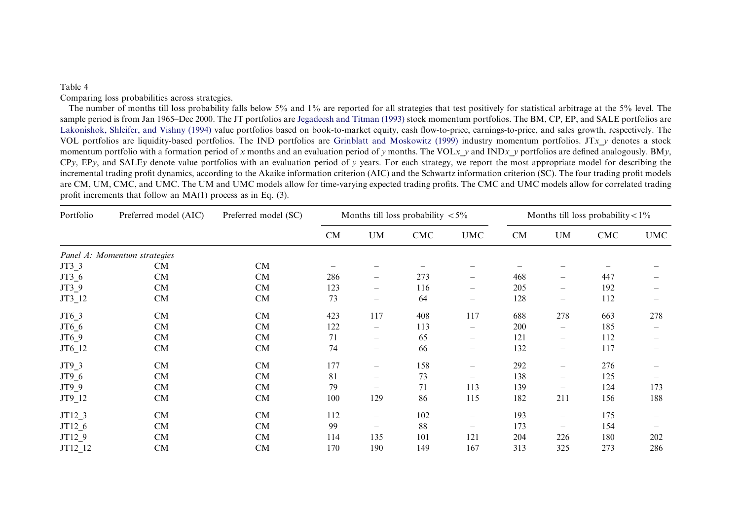Table 4

Comparing loss probabilities across strategies.

The number of months till loss probability falls below 5% and 1% are reported for all strategies that test positively for statistical arbitrage at the 5% level. The sample period is from Jan 1965–Dec 2000. The JT portfolios are Jegadeesh and Titman (1993) stock momentum portfolios. The BM, CP, EP, and SALE portfolios are Lakonishok, Shleifer, and Vishny (1994) value portfolios based on book-to-market equity, cash flow-to-price, earnings-to-price, and sales growth, respectively. The VOL portfolios are liquidity-based portfolios. The IND portfolios are Grinblatt and Moskowitz (1999) industry momentum portfolios. JT$x$_$y$ denotes a stock momentum portfolio with a formation period of $x$ months and an evaluation period of $y$ months. The VOL$x$_$y$ and IND$x$_$y$ portfolios are defined analogously. BM$y$, CP$y$, EP$y$, and SALE$y$ denote value portfolios with an evaluation period of $y$ years. For each strategy, we report the most appropriate model for describing the incremental trading profit dynamics, according to the Akaike information criterion (AIC) and the Schwartz information criterion (SC). The four trading profit models are CM, UM, CMC, and UMC. The UM and UMC models allow for time-varying expected trading profits. The CMC and UMC models allow for correlated trading profit increments that follow an MA(1) process as in Eq. (3).

| Portfolio | Preferred model (AIC) | Preferred model (SC) | Months till loss probability <5% | | | | Months till loss probability <1% | | | |
|---|---|---|---|---|---|---|---|---|---|---|
| | | | CM | UM | CMC | UMC | CM | UM | CMC | UMC |
| *Panel A: Momentum strategies* | | | | | | | | | | |
| JT3_3 | CM | CM | – | – | – | – | – | – | – | – |
| JT3_6 | CM | CM | 286 | – | 273 | – | 468 | – | 447 | – |
| JT3_9 | CM | CM | 123 | – | 116 | – | 205 | – | 192 | – |
| JT3_12 | CM | CM | 73 | – | 64 | – | 128 | – | 112 | – |
| JT6_3 | CM | CM | 423 | 117 | 408 | 117 | 688 | 278 | 663 | 278 |
| JT6_6 | CM | CM | 122 | – | 113 | – | 200 | – | 185 | – |
| JT6_9 | CM | CM | 71 | – | 65 | – | 121 | – | 112 | – |
| JT6_12 | CM | CM | 74 | – | 66 | – | 132 | – | 117 | – |
| JT9_3 | CM | CM | 177 | – | 158 | – | 292 | – | 276 | – |
| JT9_6 | CM | CM | 81 | – | 73 | – | 138 | – | 125 | – |
| JT9_9 | CM | CM | 79 | – | 71 | 113 | 139 | – | 124 | 173 |
| JT9_12 | CM | CM | 100 | 129 | 86 | 115 | 182 | 211 | 156 | 188 |
| JT12_3 | CM | CM | 112 | – | 102 | – | 193 | – | 175 | – |
| JT12_6 | CM | CM | 99 | – | 88 | – | 173 | – | 154 | – |
| JT12_9 | CM | CM | 114 | 135 | 101 | 121 | 204 | 226 | 180 | 202 |
| JT12_12 | CM | CM | 170 | 190 | 149 | 167 | 313 | 325 | 273 | 286 |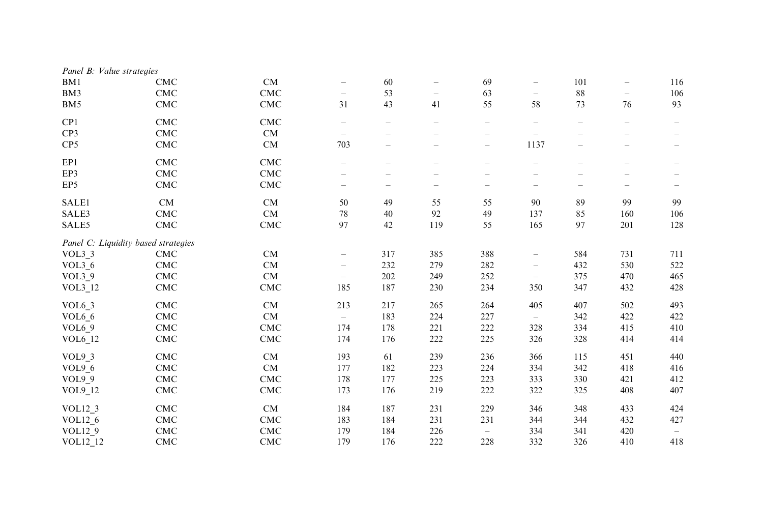| | | | | | | | | | | |
|---|---|---|---|---|---|---|---|---|---|---|
| *Panel B: Value strategies* | | | | | | | | | | |
| BM1 | CMC | CM | – | 60 | – | 69 | – | 101 | – | 116 |
| BM3 | CMC | CMC | – | 53 | – | 63 | – | 88 | – | 106 |
| BM5 | CMC | CMC | 31 | 43 | 41 | 55 | 58 | 73 | 76 | 93 |
| CP1 | CMC | CMC | – | – | – | – | – | – | – | – |
| CP3 | CMC | CM | – | – | – | – | – | – | – | – |
| CP5 | CMC | CM | 703 | – | – | – | 1137 | – | – | – |
| EP1 | CMC | CMC | – | – | – | – | – | – | – | – |
| EP3 | CMC | CMC | – | – | – | – | – | – | – | – |
| EP5 | CMC | CMC | – | – | – | – | – | – | – | – |
| SALE1 | CM | CM | 50 | 49 | 55 | 55 | 90 | 89 | 99 | 99 |
| SALE3 | CMC | CM | 78 | 40 | 92 | 49 | 137 | 85 | 160 | 106 |
| SALE5 | CMC | CMC | 97 | 42 | 119 | 55 | 165 | 97 | 201 | 128 |
| *Panel C: Liquidity based strategies* | | | | | | | | | | |
| VOL3_3 | CMC | CM | – | 317 | 385 | 388 | – | 584 | 731 | 711 |
| VOL3_6 | CMC | CM | – | 232 | 279 | 282 | – | 432 | 530 | 522 |
| VOL3_9 | CMC | CM | – | 202 | 249 | 252 | – | 375 | 470 | 465 |
| VOL3_12 | CMC | CMC | 185 | 187 | 230 | 234 | 350 | 347 | 432 | 428 |
| VOL6_3 | CMC | CM | 213 | 217 | 265 | 264 | 405 | 407 | 502 | 493 |
| VOL6_6 | CMC | CM | – | 183 | 224 | 227 | – | 342 | 422 | 422 |
| VOL6_9 | CMC | CMC | 174 | 178 | 221 | 222 | 328 | 334 | 415 | 410 |
| VOL6_12 | CMC | CMC | 174 | 176 | 222 | 225 | 326 | 328 | 414 | 414 |
| VOL9_3 | CMC | CM | 193 | 61 | 239 | 236 | 366 | 115 | 451 | 440 |
| VOL9_6 | CMC | CM | 177 | 182 | 223 | 224 | 334 | 342 | 418 | 416 |
| VOL9_9 | CMC | CMC | 178 | 177 | 225 | 223 | 333 | 330 | 421 | 412 |
| VOL9_12 | CMC | CMC | 173 | 176 | 219 | 222 | 322 | 325 | 408 | 407 |
| VOL12_3 | CMC | CM | 184 | 187 | 231 | 229 | 346 | 348 | 433 | 424 |
| VOL12_6 | CMC | CMC | 183 | 184 | 231 | 231 | 344 | 344 | 432 | 427 |
| VOL12_9 | CMC | CMC | 179 | 184 | 226 | – | 334 | 341 | 420 | – |
| VOL12_12 | CMC | CMC | 179 | 176 | 222 | 228 | 332 | 326 | 410 | 418 |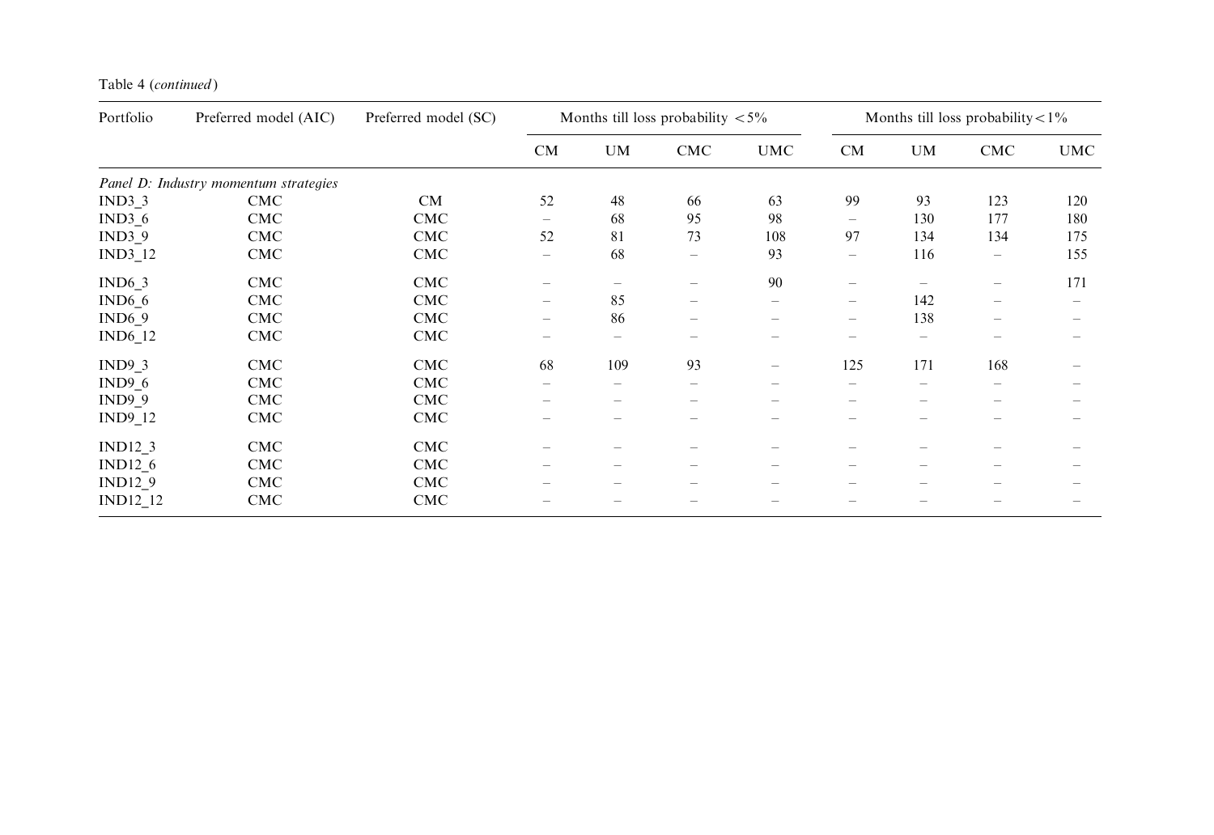Table 4 (*continued*)

| Portfolio | Preferred model (AIC) | Preferred model (SC) | Months till loss probability <5% | | | | Months till loss probability<1% | | | |
|---|---|---|---|---|---|---|---|---|---|---|
| | | | CM | UM | CMC | UMC | CM | UM | CMC | UMC |
| *Panel D: Industry momentum strategies* | | | | | | | | | | |
| IND3_3 | CMC | CM | 52 | 48 | 66 | 63 | 99 | 93 | 123 | 120 |
| IND3_6 | CMC | CMC | – | 68 | 95 | 98 | – | 130 | 177 | 180 |
| IND3_9 | CMC | CMC | 52 | 81 | 73 | 108 | 97 | 134 | 134 | 175 |
| IND3_12 | CMC | CMC | – | 68 | – | 93 | – | 116 | – | 155 |
| IND6_3 | CMC | CMC | – | – | – | 90 | – | – | – | 171 |
| IND6_6 | CMC | CMC | – | 85 | – | – | – | 142 | – | – |
| IND6_9 | CMC | CMC | – | 86 | – | – | – | 138 | – | – |
| IND6_12 | CMC | CMC | – | – | – | – | – | – | – | – |
| IND9_3 | CMC | CMC | 68 | 109 | 93 | – | 125 | 171 | 168 | – |
| IND9_6 | CMC | CMC | – | – | – | – | – | – | – | – |
| IND9_9 | CMC | CMC | – | – | – | – | – | – | – | – |
| IND9_12 | CMC | CMC | – | – | – | – | – | – | – | – |
| IND12_3 | CMC | CMC | – | – | – | – | – | – | – | – |
| IND12_6 | CMC | CMC | – | – | – | – | – | – | – | – |
| IND12_9 | CMC | CMC | – | – | – | – | – | – | – | – |
| IND12_12 | CMC | CMC | – | – | – | – | – | – | – | – |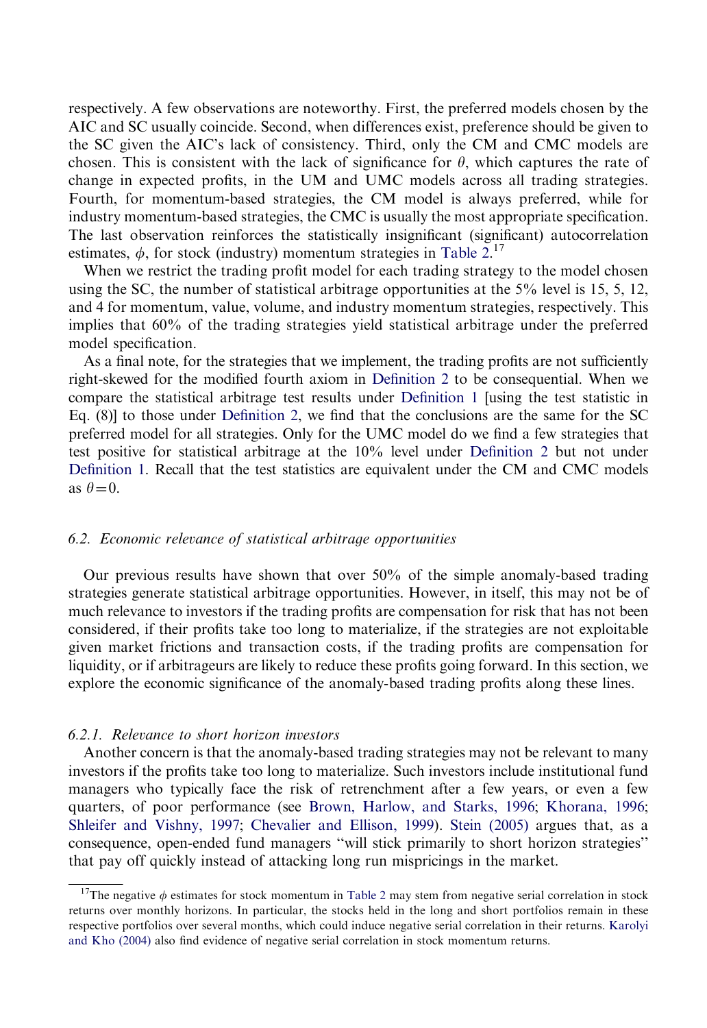respectively. A few observations are noteworthy. First, the preferred models chosen by the AIC and SC usually coincide. Second, when differences exist, preference should be given to the SC given the AIC's lack of consistency. Third, only the CM and CMC models are chosen. This is consistent with the lack of significance for $\theta$, which captures the rate of change in expected profits, in the UM and UMC models across all trading strategies. Fourth, for momentum-based strategies, the CM model is always preferred, while for industry momentum-based strategies, the CMC is usually the most appropriate specification. The last observation reinforces the statistically insignificant (significant) autocorrelation estimates, $\phi$, for stock (industry) momentum strategies in Table 2.[17]

When we restrict the trading profit model for each trading strategy to the model chosen using the SC, the number of statistical arbitrage opportunities at the 5% level is 15, 5, 12, and 4 for momentum, value, volume, and industry momentum strategies, respectively. This implies that 60% of the trading strategies yield statistical arbitrage under the preferred model specification.

As a final note, for the strategies that we implement, the trading profits are not sufficiently right-skewed for the modified fourth axiom in Definition 2 to be consequential. When we compare the statistical arbitrage test results under Definition 1 [using the test statistic in Eq. (8)] to those under Definition 2, we find that the conclusions are the same for the SC preferred model for all strategies. Only for the UMC model do we find a few strategies that test positive for statistical arbitrage at the 10% level under Definition 2 but not under Definition 1. Recall that the test statistics are equivalent under the CM and CMC models as $\theta = 0$.

### 6.2. *Economic relevance of statistical arbitrage opportunities*

Our previous results have shown that over 50% of the simple anomaly-based trading strategies generate statistical arbitrage opportunities. However, in itself, this may not be of much relevance to investors if the trading profits are compensation for risk that has not been considered, if their profits take too long to materialize, if the strategies are not exploitable given market frictions and transaction costs, if the trading profits are compensation for liquidity, or if arbitrageurs are likely to reduce these profits going forward. In this section, we explore the economic significance of the anomaly-based trading profits along these lines.

#### 6.2.1. *Relevance to short horizon investors*

Another concern is that the anomaly-based trading strategies may not be relevant to many investors if the profits take too long to materialize. Such investors include institutional fund managers who typically face the risk of retrenchment after a few years, or even a few quarters, of poor performance (see Brown, Harlow, and Starks, 1996; Khorana, 1996; Shleifer and Vishny, 1997; Chevalier and Ellison, 1999). Stein (2005) argues that, as a consequence, open-ended fund managers "will stick primarily to short horizon strategies" that pay off quickly instead of attacking long run mispricings in the market.

[17] The negative $\phi$ estimates for stock momentum in Table 2 may stem from negative serial correlation in stock returns over monthly horizons. In particular, the stocks held in the long and short portfolios remain in these respective portfolios over several months, which could induce negative serial correlation in their returns. Karolyi and Kho (2004) also find evidence of negative serial correlation in stock momentum returns.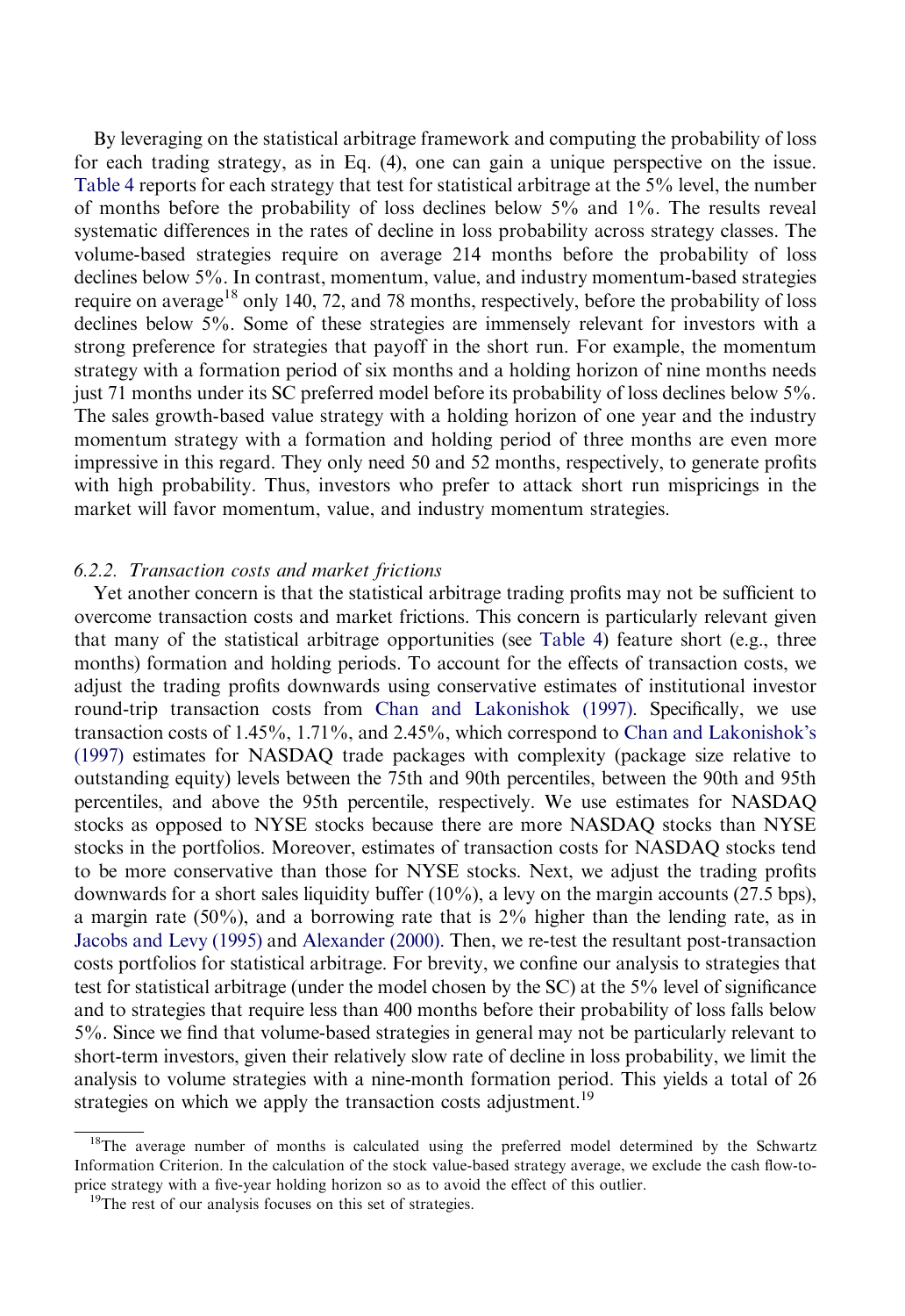By leveraging on the statistical arbitrage framework and computing the probability of loss for each trading strategy, as in Eq. (4), one can gain a unique perspective on the issue. Table 4 reports for each strategy that test for statistical arbitrage at the 5% level, the number of months before the probability of loss declines below 5% and 1%. The results reveal systematic differences in the rates of decline in loss probability across strategy classes. The volume-based strategies require on average 214 months before the probability of loss declines below 5%. In contrast, momentum, value, and industry momentum-based strategies require on average[18] only 140, 72, and 78 months, respectively, before the probability of loss declines below 5%. Some of these strategies are immensely relevant for investors with a strong preference for strategies that payoff in the short run. For example, the momentum strategy with a formation period of six months and a holding horizon of nine months needs just 71 months under its SC preferred model before its probability of loss declines below 5%. The sales growth-based value strategy with a holding horizon of one year and the industry momentum strategy with a formation and holding period of three months are even more impressive in this regard. They only need 50 and 52 months, respectively, to generate profits with high probability. Thus, investors who prefer to attack short run mispricings in the market will favor momentum, value, and industry momentum strategies.

#### 6.2.2. Transaction costs and market frictions

Yet another concern is that the statistical arbitrage trading profits may not be sufficient to overcome transaction costs and market frictions. This concern is particularly relevant given that many of the statistical arbitrage opportunities (see Table 4) feature short (e.g., three months) formation and holding periods. To account for the effects of transaction costs, we adjust the trading profits downwards using conservative estimates of institutional investor round-trip transaction costs from Chan and Lakonishok (1997). Specifically, we use transaction costs of 1.45%, 1.71%, and 2.45%, which correspond to Chan and Lakonishok's (1997) estimates for NASDAQ trade packages with complexity (package size relative to outstanding equity) levels between the 75th and 90th percentiles, between the 90th and 95th percentiles, and above the 95th percentile, respectively. We use estimates for NASDAQ stocks as opposed to NYSE stocks because there are more NASDAQ stocks than NYSE stocks in the portfolios. Moreover, estimates of transaction costs for NASDAQ stocks tend to be more conservative than those for NYSE stocks. Next, we adjust the trading profits downwards for a short sales liquidity buffer (10%), a levy on the margin accounts (27.5 bps), a margin rate (50%), and a borrowing rate that is 2% higher than the lending rate, as in Jacobs and Levy (1995) and Alexander (2000). Then, we re-test the resultant post-transaction costs portfolios for statistical arbitrage. For brevity, we confine our analysis to strategies that test for statistical arbitrage (under the model chosen by the SC) at the 5% level of significance and to strategies that require less than 400 months before their probability of loss falls below 5%. Since we find that volume-based strategies in general may not be particularly relevant to short-term investors, given their relatively slow rate of decline in loss probability, we limit the analysis to volume strategies with a nine-month formation period. This yields a total of 26 strategies on which we apply the transaction costs adjustment.[19]

---

[18] The average number of months is calculated using the preferred model determined by the Schwartz Information Criterion. In the calculation of the stock value-based strategy average, we exclude the cash flow-to-price strategy with a five-year holding horizon so as to avoid the effect of this outlier.

[19] The rest of our analysis focuses on this set of strategies.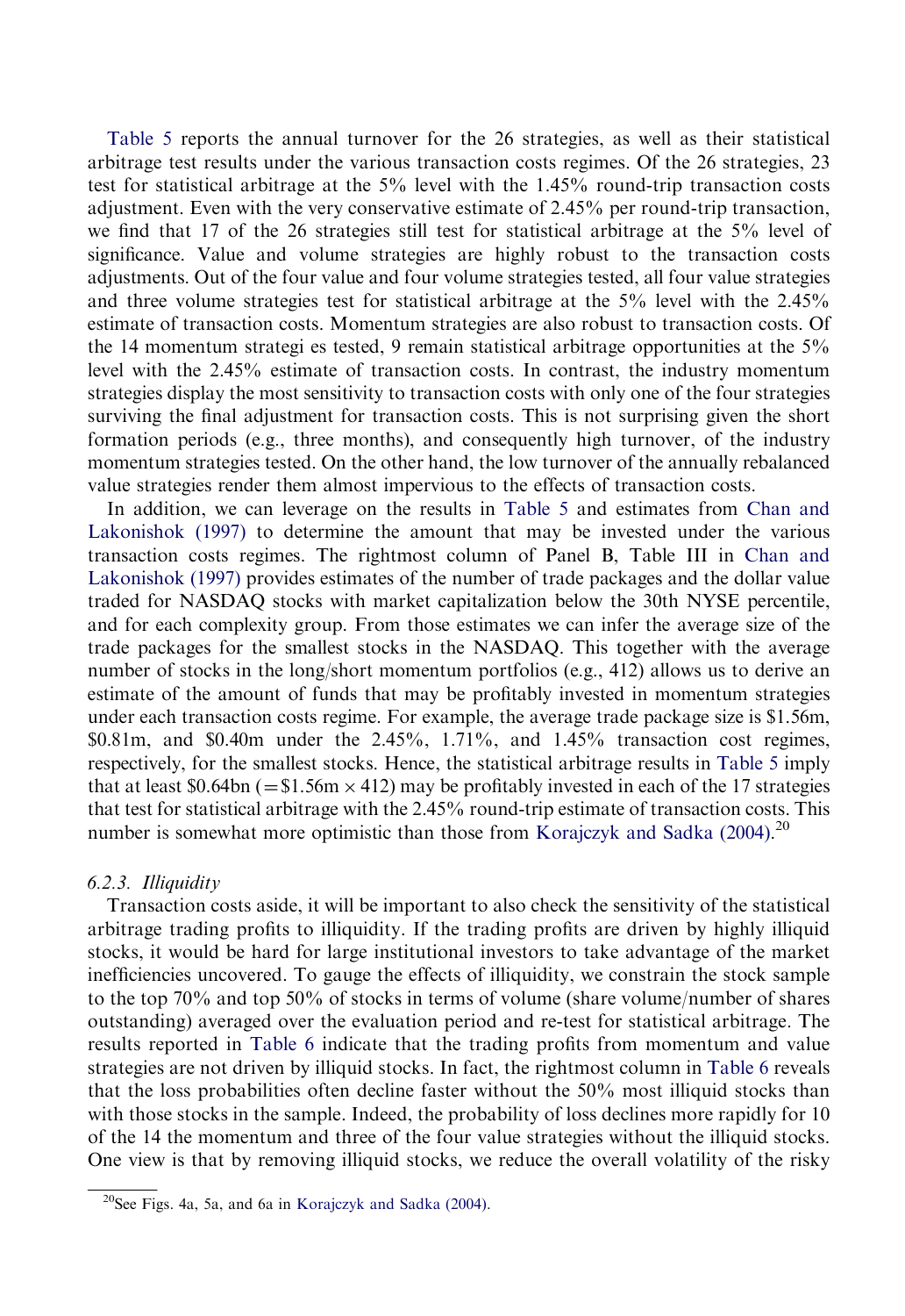Table 5 reports the annual turnover for the 26 strategies, as well as their statistical arbitrage test results under the various transaction costs regimes. Of the 26 strategies, 23 test for statistical arbitrage at the 5% level with the 1.45% round-trip transaction costs adjustment. Even with the very conservative estimate of 2.45% per round-trip transaction, we find that 17 of the 26 strategies still test for statistical arbitrage at the 5% level of significance. Value and volume strategies are highly robust to the transaction costs adjustments. Out of the four value and four volume strategies tested, all four value strategies and three volume strategies test for statistical arbitrage at the 5% level with the 2.45% estimate of transaction costs. Momentum strategies are also robust to transaction costs. Of the 14 momentum strategi es tested, 9 remain statistical arbitrage opportunities at the 5% level with the 2.45% estimate of transaction costs. In contrast, the industry momentum strategies display the most sensitivity to transaction costs with only one of the four strategies surviving the final adjustment for transaction costs. This is not surprising given the short formation periods (e.g., three months), and consequently high turnover, of the industry momentum strategies tested. On the other hand, the low turnover of the annually rebalanced value strategies render them almost impervious to the effects of transaction costs.

In addition, we can leverage on the results in Table 5 and estimates from Chan and Lakonishok (1997) to determine the amount that may be invested under the various transaction costs regimes. The rightmost column of Panel B, Table III in Chan and Lakonishok (1997) provides estimates of the number of trade packages and the dollar value traded for NASDAQ stocks with market capitalization below the 30th NYSE percentile, and for each complexity group. From those estimates we can infer the average size of the trade packages for the smallest stocks in the NASDAQ. This together with the average number of stocks in the long/short momentum portfolios (e.g., 412) allows us to derive an estimate of the amount of funds that may be profitably invested in momentum strategies under each transaction costs regime. For example, the average trade package size is \$1.56m, \$0.81m, and \$0.40m under the 2.45%, 1.71%, and 1.45% transaction cost regimes, respectively, for the smallest stocks. Hence, the statistical arbitrage results in Table 5 imply that at least \$0.64bn (= \$1.56m × 412) may be profitably invested in each of the 17 strategies that test for statistical arbitrage with the 2.45% round-trip estimate of transaction costs. This number is somewhat more optimistic than those from Korajczyk and Sadka (2004).[20]

### 6.2.3. Illiquidity

Transaction costs aside, it will be important to also check the sensitivity of the statistical arbitrage trading profits to illiquidity. If the trading profits are driven by highly illiquid stocks, it would be hard for large institutional investors to take advantage of the market inefficiencies uncovered. To gauge the effects of illiquidity, we constrain the stock sample to the top 70% and top 50% of stocks in terms of volume (share volume/number of shares outstanding) averaged over the evaluation period and re-test for statistical arbitrage. The results reported in Table 6 indicate that the trading profits from momentum and value strategies are not driven by illiquid stocks. In fact, the rightmost column in Table 6 reveals that the loss probabilities often decline faster without the 50% most illiquid stocks than with those stocks in the sample. Indeed, the probability of loss declines more rapidly for 10 of the 14 the momentum and three of the four value strategies without the illiquid stocks. One view is that by removing illiquid stocks, we reduce the overall volatility of the risky

[20] See Figs. 4a, 5a, and 6a in Korajczyk and Sadka (2004).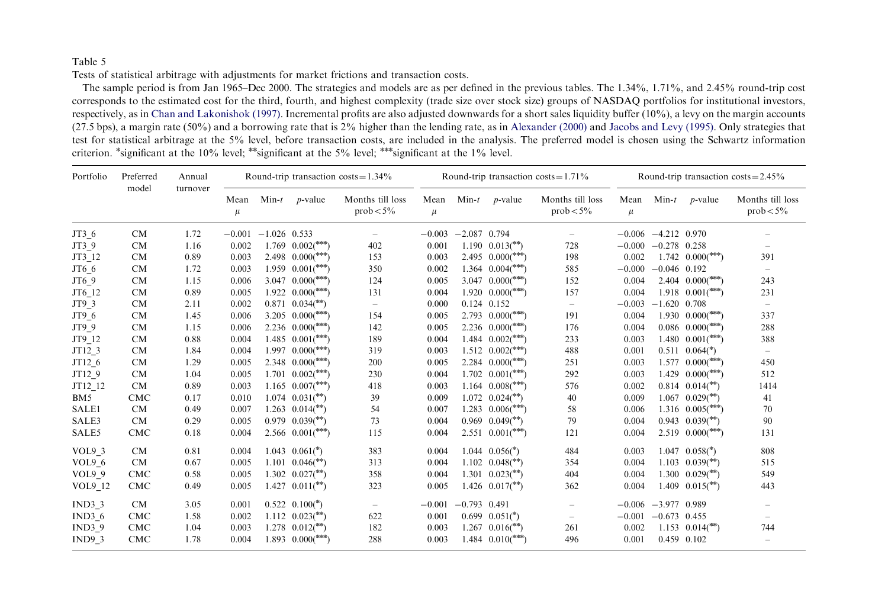Table 5

Tests of statistical arbitrage with adjustments for market frictions and transaction costs.

The sample period is from Jan 1965–Dec 2000. The strategies and models are as per defined in the previous tables. The 1.34%, 1.71%, and 2.45% round-trip cost corresponds to the estimated cost for the third, fourth, and highest complexity (trade size over stock size) groups of NASDAQ portfolios for institutional investors, respectively, as in Chan and Lakonishok (1997). Incremental profits are also adjusted downwards for a short sales liquidity buffer (10%), a levy on the margin accounts (27.5 bps), a margin rate (50%) and a borrowing rate that is 2% higher than the lending rate, as in Alexander (2000) and Jacobs and Levy (1995). Only strategies that test for statistical arbitrage at the 5% level, before transaction costs, are included in the analysis. The preferred model is chosen using the Schwartz information criterion. *significant at the 10% level; **significant at the 5% level; ***significant at the 1% level.

| Portfolio | Preferred model | Annual turnover | Round-trip transaction costs = 1.34% | | | | Round-trip transaction costs = 1.71% | | | | Round-trip transaction costs = 2.45% | | | |
|---|---|---|---|---|---|---|---|---|---|---|---|---|---|---|
| | | | Mean $\mu$ | Min-$t$ | $p$-value | Months till loss prob < 5% | Mean $\mu$ | Min-$t$ | $p$-value | Months till loss prob < 5% | Mean $\mu$ | Min-$t$ | $p$-value | Months till loss prob < 5% |
| JT3_6 | CM | 1.72 | −0.001 | −1.026 | 0.533 | – | −0.003 | −2.087 | 0.794 | – | −0.006 | −4.212 | 0.970 | – |
| JT3_9 | CM | 1.16 | 0.002 | 1.769 | 0.002(***) | 402 | 0.001 | 1.190 | 0.013(**) | 728 | −0.000 | −0.278 | 0.258 | – |
| JT3_12 | CM | 0.89 | 0.003 | 2.498 | 0.000(***) | 153 | 0.003 | 2.495 | 0.000(***) | 198 | 0.002 | 1.742 | 0.000(***) | 391 |
| JT6_6 | CM | 1.72 | 0.003 | 1.959 | 0.001(***) | 350 | 0.002 | 1.364 | 0.004(***) | 585 | −0.000 | −0.046 | 0.192 | – |
| JT6_9 | CM | 1.15 | 0.006 | 3.047 | 0.000(***) | 124 | 0.005 | 3.047 | 0.000(***) | 152 | 0.004 | 2.404 | 0.000(***) | 243 |
| JT6_12 | CM | 0.89 | 0.005 | 1.922 | 0.000(***) | 131 | 0.004 | 1.920 | 0.000(***) | 157 | 0.004 | 1.918 | 0.001(***) | 231 |
| JT9_3 | CM | 2.11 | 0.002 | 0.871 | 0.034(**) | – | 0.000 | 0.124 | 0.152 | – | −0.003 | −1.620 | 0.708 | – |
| JT9_6 | CM | 1.45 | 0.006 | 3.205 | 0.000(***) | 154 | 0.005 | 2.793 | 0.000(***) | 191 | 0.004 | 1.930 | 0.000(***) | 337 |
| JT9_9 | CM | 1.15 | 0.006 | 2.236 | 0.000(***) | 142 | 0.005 | 2.236 | 0.000(***) | 176 | 0.004 | 0.086 | 0.000(***) | 288 |
| JT9_12 | CM | 0.88 | 0.004 | 1.485 | 0.001(***) | 189 | 0.004 | 1.484 | 0.002(***) | 233 | 0.003 | 1.480 | 0.001(***) | 388 |
| JT12_3 | CM | 1.84 | 0.004 | 1.997 | 0.000(***) | 319 | 0.003 | 1.512 | 0.002(***) | 488 | 0.001 | 0.511 | 0.064(*) | – |
| JT12_6 | CM | 1.29 | 0.005 | 2.348 | 0.000(***) | 200 | 0.005 | 2.284 | 0.000(***) | 251 | 0.003 | 1.577 | 0.000(***) | 450 |
| JT12_9 | CM | 1.04 | 0.005 | 1.701 | 0.002(***) | 230 | 0.004 | 1.702 | 0.001(***) | 292 | 0.003 | 1.429 | 0.000(***) | 512 |
| JT12_12 | CM | 0.89 | 0.003 | 1.165 | 0.007(***) | 418 | 0.003 | 1.164 | 0.008(***) | 576 | 0.002 | 0.814 | 0.014(**) | 1414 |
| BM5 | CMC | 0.17 | 0.010 | 1.074 | 0.031(**) | 39 | 0.009 | 1.072 | 0.024(**) | 40 | 0.009 | 1.067 | 0.029(**) | 41 |
| SALE1 | CM | 0.49 | 0.007 | 1.263 | 0.014(**) | 54 | 0.007 | 1.283 | 0.006(***) | 58 | 0.006 | 1.316 | 0.005(***) | 70 |
| SALE3 | CM | 0.29 | 0.005 | 0.979 | 0.039(**) | 73 | 0.004 | 0.969 | 0.049(**) | 79 | 0.004 | 0.943 | 0.039(**) | 90 |
| SALE5 | CMC | 0.18 | 0.004 | 2.566 | 0.001(***) | 115 | 0.004 | 2.551 | 0.001(***) | 121 | 0.004 | 2.519 | 0.000(***) | 131 |
| VOL9_3 | CM | 0.81 | 0.004 | 1.043 | 0.061(*) | 383 | 0.004 | 1.044 | 0.056(*) | 484 | 0.003 | 1.047 | 0.058(*) | 808 |
| VOL9_6 | CM | 0.67 | 0.005 | 1.101 | 0.046(**) | 313 | 0.004 | 1.102 | 0.048(**) | 354 | 0.004 | 1.103 | 0.039(**) | 515 |
| VOL9_9 | CMC | 0.58 | 0.005 | 1.302 | 0.027(**) | 358 | 0.004 | 1.301 | 0.023(**) | 404 | 0.004 | 1.300 | 0.029(**) | 549 |
| VOL9_12 | CMC | 0.49 | 0.005 | 1.427 | 0.011(**) | 323 | 0.005 | 1.426 | 0.017(**) | 362 | 0.004 | 1.409 | 0.015(**) | 443 |
| IND3_3 | CM | 3.05 | 0.001 | 0.522 | 0.100(*) | – | −0.001 | −0.793 | 0.491 | – | −0.006 | −3.977 | 0.989 | – |
| IND3_6 | CMC | 1.58 | 0.002 | 1.112 | 0.023(**) | 622 | 0.001 | 0.699 | 0.051(*) | – | −0.001 | −0.673 | 0.455 | – |
| IND3_9 | CMC | 1.04 | 0.003 | 1.278 | 0.012(**) | 182 | 0.003 | 1.267 | 0.016(**) | 261 | 0.002 | 1.153 | 0.014(**) | 744 |
| IND9_3 | CMC | 1.78 | 0.004 | 1.893 | 0.000(***) | 288 | 0.003 | 1.484 | 0.010(***) | 496 | 0.001 | 0.459 | 0.102 | – |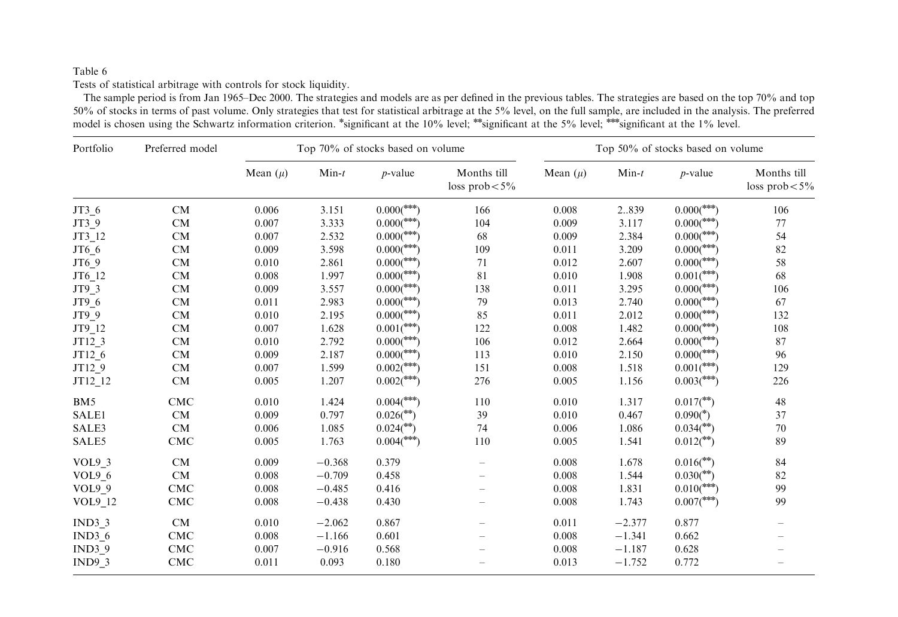Table 6

Tests of statistical arbitrage with controls for stock liquidity.

The sample period is from Jan 1965–Dec 2000. The strategies and models are as per defined in the previous tables. The strategies are based on the top 70% and top 50% of stocks in terms of past volume. Only strategies that test for statistical arbitrage at the 5% level, on the full sample, are included in the analysis. The preferred model is chosen using the Schwartz information criterion. *significant at the 10% level; **significant at the 5% level; ***significant at the 1% level.

| Portfolio | Preferred model | Top 70% of stocks based on volume | | | | Top 50% of stocks based on volume | | | |
|---|---|---|---|---|---|---|---|---|---|
| | | Mean ($\mu$) | Min-$t$ | $p$-value | Months till loss prob < 5% | Mean ($\mu$) | Min-$t$ | $p$-value | Months till loss prob < 5% |
| JT3_6 | CM | 0.006 | 3.151 | 0.000(***) | 166 | 0.008 | 2..839 | 0.000(***) | 106 |
| JT3_9 | CM | 0.007 | 3.333 | 0.000(***) | 104 | 0.009 | 3.117 | 0.000(***) | 77 |
| JT3_12 | CM | 0.007 | 2.532 | 0.000(***) | 68 | 0.009 | 2.384 | 0.000(***) | 54 |
| JT6_6 | CM | 0.009 | 3.598 | 0.000(***) | 109 | 0.011 | 3.209 | 0.000(***) | 82 |
| JT6_9 | CM | 0.010 | 2.861 | 0.000(***) | 71 | 0.012 | 2.607 | 0.000(***) | 58 |
| JT6_12 | CM | 0.008 | 1.997 | 0.000(***) | 81 | 0.010 | 1.908 | 0.001(***) | 68 |
| JT9_3 | CM | 0.009 | 3.557 | 0.000(***) | 138 | 0.011 | 3.295 | 0.000(***) | 106 |
| JT9_6 | CM | 0.011 | 2.983 | 0.000(***) | 79 | 0.013 | 2.740 | 0.000(***) | 67 |
| JT9_9 | CM | 0.010 | 2.195 | 0.000(***) | 85 | 0.011 | 2.012 | 0.000(***) | 132 |
| JT9_12 | CM | 0.007 | 1.628 | 0.001(***) | 122 | 0.008 | 1.482 | 0.000(***) | 108 |
| JT12_3 | CM | 0.010 | 2.792 | 0.000(***) | 106 | 0.012 | 2.664 | 0.000(***) | 87 |
| JT12_6 | CM | 0.009 | 2.187 | 0.000(***) | 113 | 0.010 | 2.150 | 0.000(***) | 96 |
| JT12_9 | CM | 0.007 | 1.599 | 0.002(***) | 151 | 0.008 | 1.518 | 0.001(***) | 129 |
| JT12_12 | CM | 0.005 | 1.207 | 0.002(***) | 276 | 0.005 | 1.156 | 0.003(***) | 226 |
| BM5 | CMC | 0.010 | 1.424 | 0.004(***) | 110 | 0.010 | 1.317 | 0.017(**) | 48 |
| SALE1 | CM | 0.009 | 0.797 | 0.026(**) | 39 | 0.010 | 0.467 | 0.090(*) | 37 |
| SALE3 | CM | 0.006 | 1.085 | 0.024(**) | 74 | 0.006 | 1.086 | 0.034(**) | 70 |
| SALE5 | CMC | 0.005 | 1.763 | 0.004(***) | 110 | 0.005 | 1.541 | 0.012(**) | 89 |
| VOL9_3 | CM | 0.009 | −0.368 | 0.379 | – | 0.008 | 1.678 | 0.016(**) | 84 |
| VOL9_6 | CM | 0.008 | −0.709 | 0.458 | – | 0.008 | 1.544 | 0.030(**) | 82 |
| VOL9_9 | CMC | 0.008 | −0.485 | 0.416 | – | 0.008 | 1.831 | 0.010(***) | 99 |
| VOL9_12 | CMC | 0.008 | −0.438 | 0.430 | – | 0.008 | 1.743 | 0.007(***) | 99 |
| IND3_3 | CM | 0.010 | −2.062 | 0.867 | – | 0.011 | −2.377 | 0.877 | – |
| IND3_6 | CMC | 0.008 | −1.166 | 0.601 | – | 0.008 | −1.341 | 0.662 | – |
| IND3_9 | CMC | 0.007 | −0.916 | 0.568 | – | 0.008 | −1.187 | 0.628 | – |
| IND9_3 | CMC | 0.011 | 0.093 | 0.180 | – | 0.013 | −1.752 | 0.772 | – |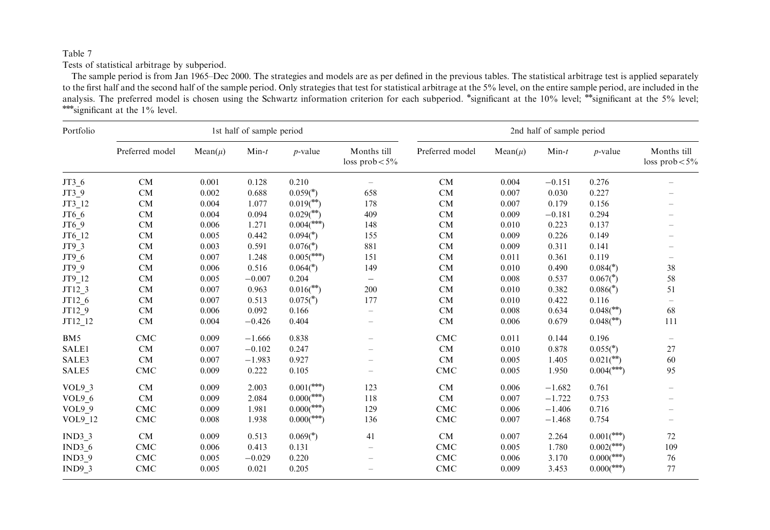Table 7

Tests of statistical arbitrage by subperiod.

The sample period is from Jan 1965–Dec 2000. The strategies and models are as per defined in the previous tables. The statistical arbitrage test is applied separately to the first half and the second half of the sample period. Only strategies that test for statistical arbitrage at the 5% level, on the entire sample period, are included in the analysis. The preferred model is chosen using the Schwartz information criterion for each subperiod. *significant at the 10% level; **significant at the 5% level; ***significant at the 1% level.

| Portfolio | 1st half of sample period | | | | | 2nd half of sample period | | | | |
|---|---|---|---|---|---|---|---|---|---|---|
| | Preferred model | Mean($\mu$) | Min-$t$ | $p$-value | Months till loss prob < 5% | Preferred model | Mean($\mu$) | Min-$t$ | $p$-value | Months till loss prob < 5% |
| JT3_6 | CM | 0.001 | 0.128 | 0.210 | – | CM | 0.004 | −0.151 | 0.276 | – |
| JT3_9 | CM | 0.002 | 0.688 | 0.059(*) | 658 | CM | 0.007 | 0.030 | 0.227 | – |
| JT3_12 | CM | 0.004 | 1.077 | 0.019(**) | 178 | CM | 0.007 | 0.179 | 0.156 | – |
| JT6_6 | CM | 0.004 | 0.094 | 0.029(**) | 409 | CM | 0.009 | −0.181 | 0.294 | – |
| JT6_9 | CM | 0.006 | 1.271 | 0.004(***) | 148 | CM | 0.010 | 0.223 | 0.137 | – |
| JT6_12 | CM | 0.005 | 0.442 | 0.094(*) | 155 | CM | 0.009 | 0.226 | 0.149 | – |
| JT9_3 | CM | 0.003 | 0.591 | 0.076(*) | 881 | CM | 0.009 | 0.311 | 0.141 | – |
| JT9_6 | CM | 0.007 | 1.248 | 0.005(***) | 151 | CM | 0.011 | 0.361 | 0.119 | – |
| JT9_9 | CM | 0.006 | 0.516 | 0.064(*) | 149 | CM | 0.010 | 0.490 | 0.084(*) | 38 |
| JT9_12 | CM | 0.005 | −0.007 | 0.204 | – | CM | 0.008 | 0.537 | 0.067(*) | 58 |
| JT12_3 | CM | 0.007 | 0.963 | 0.016(**) | 200 | CM | 0.010 | 0.382 | 0.086(*) | 51 |
| JT12_6 | CM | 0.007 | 0.513 | 0.075(*) | 177 | CM | 0.010 | 0.422 | 0.116 | – |
| JT12_9 | CM | 0.006 | 0.092 | 0.166 | – | CM | 0.008 | 0.634 | 0.048(**) | 68 |
| JT12_12 | CM | 0.004 | −0.426 | 0.404 | – | CM | 0.006 | 0.679 | 0.048(**) | 111 |
| BM5 | CMC | 0.009 | −1.666 | 0.838 | – | CMC | 0.011 | 0.144 | 0.196 | – |
| SALE1 | CM | 0.007 | −0.102 | 0.247 | – | CM | 0.010 | 0.878 | 0.055(*) | 27 |
| SALE3 | CM | 0.007 | −1.983 | 0.927 | – | CM | 0.005 | 1.405 | 0.021(**) | 60 |
| SALE5 | CMC | 0.009 | 0.222 | 0.105 | – | CMC | 0.005 | 1.950 | 0.004(***) | 95 |
| VOL9_3 | CM | 0.009 | 2.003 | 0.001(***) | 123 | CM | 0.006 | −1.682 | 0.761 | – |
| VOL9_6 | CM | 0.009 | 2.084 | 0.000(***) | 118 | CM | 0.007 | −1.722 | 0.753 | – |
| VOL9_9 | CMC | 0.009 | 1.981 | 0.000(***) | 129 | CMC | 0.006 | −1.406 | 0.716 | – |
| VOL9_12 | CMC | 0.008 | 1.938 | 0.000(***) | 136 | CMC | 0.007 | −1.468 | 0.754 | – |
| IND3_3 | CM | 0.009 | 0.513 | 0.069(*) | 41 | CM | 0.007 | 2.264 | 0.001(***) | 72 |
| IND3_6 | CMC | 0.006 | 0.413 | 0.131 | – | CMC | 0.005 | 1.780 | 0.002(***) | 109 |
| IND3_9 | CMC | 0.005 | −0.029 | 0.220 | – | CMC | 0.006 | 3.170 | 0.000(***) | 76 |
| IND9_3 | CMC | 0.005 | 0.021 | 0.205 | – | CMC | 0.009 | 3.453 | 0.000(***) | 77 |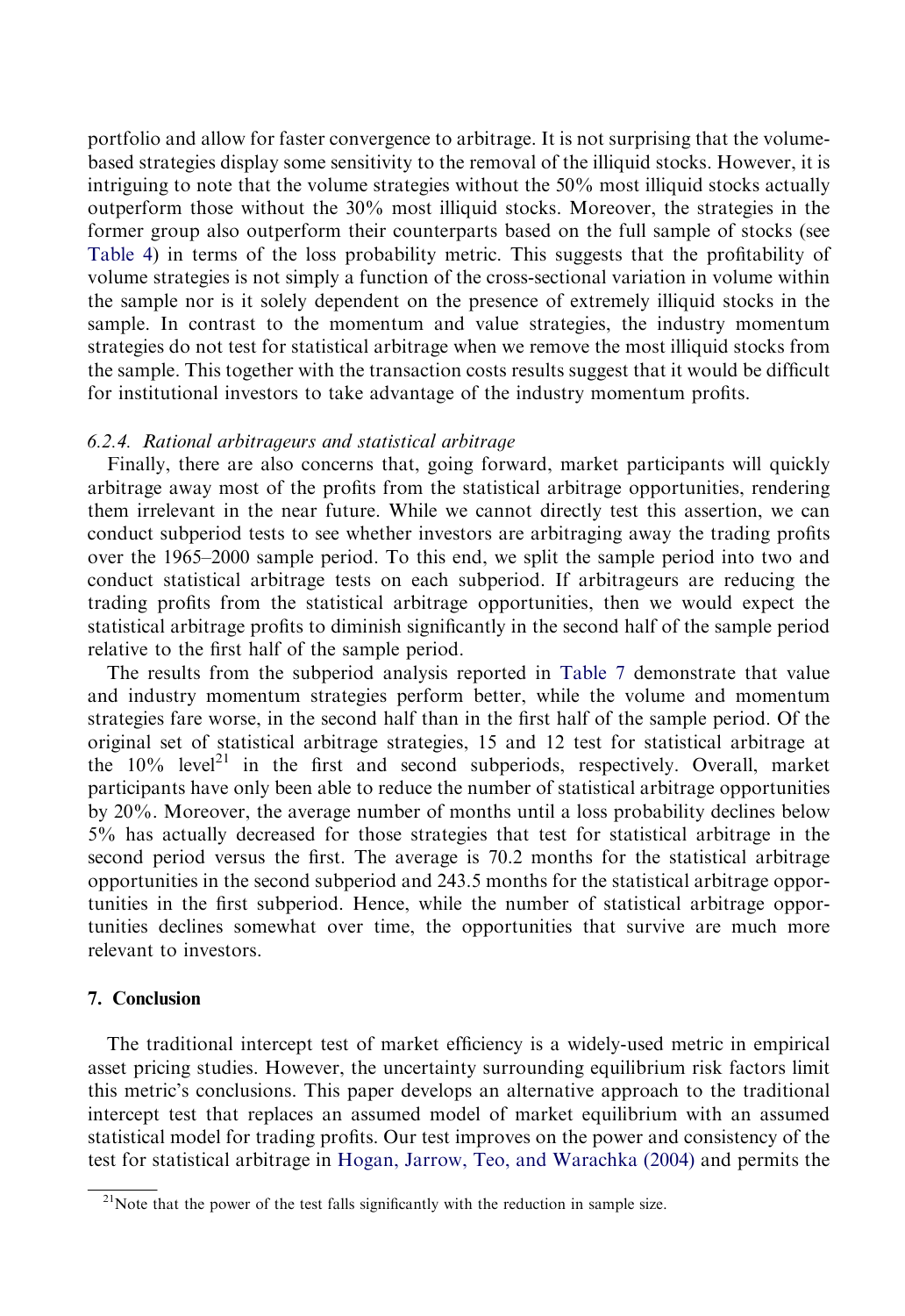portfolio and allow for faster convergence to arbitrage. It is not surprising that the volume-based strategies display some sensitivity to the removal of the illiquid stocks. However, it is intriguing to note that the volume strategies without the 50% most illiquid stocks actually outperform those without the 30% most illiquid stocks. Moreover, the strategies in the former group also outperform their counterparts based on the full sample of stocks (see Table 4) in terms of the loss probability metric. This suggests that the profitability of volume strategies is not simply a function of the cross-sectional variation in volume within the sample nor is it solely dependent on the presence of extremely illiquid stocks in the sample. In contrast to the momentum and value strategies, the industry momentum strategies do not test for statistical arbitrage when we remove the most illiquid stocks from the sample. This together with the transaction costs results suggest that it would be difficult for institutional investors to take advantage of the industry momentum profits.

#### 6.2.4. *Rational arbitrageurs and statistical arbitrage*

Finally, there are also concerns that, going forward, market participants will quickly arbitrage away most of the profits from the statistical arbitrage opportunities, rendering them irrelevant in the near future. While we cannot directly test this assertion, we can conduct subperiod tests to see whether investors are arbitraging away the trading profits over the 1965–2000 sample period. To this end, we split the sample period into two and conduct statistical arbitrage tests on each subperiod. If arbitrageurs are reducing the trading profits from the statistical arbitrage opportunities, then we would expect the statistical arbitrage profits to diminish significantly in the second half of the sample period relative to the first half of the sample period.

The results from the subperiod analysis reported in Table 7 demonstrate that value and industry momentum strategies perform better, while the volume and momentum strategies fare worse, in the second half than in the first half of the sample period. Of the original set of statistical arbitrage strategies, 15 and 12 test for statistical arbitrage at the 10% level[21] in the first and second subperiods, respectively. Overall, market participants have only been able to reduce the number of statistical arbitrage opportunities by 20%. Moreover, the average number of months until a loss probability declines below 5% has actually decreased for those strategies that test for statistical arbitrage in the second period versus the first. The average is 70.2 months for the statistical arbitrage opportunities in the second subperiod and 243.5 months for the statistical arbitrage opportunities in the first subperiod. Hence, while the number of statistical arbitrage opportunities declines somewhat over time, the opportunities that survive are much more relevant to investors.

## 7. Conclusion

The traditional intercept test of market efficiency is a widely-used metric in empirical asset pricing studies. However, the uncertainty surrounding equilibrium risk factors limit this metric's conclusions. This paper develops an alternative approach to the traditional intercept test that replaces an assumed model of market equilibrium with an assumed statistical model for trading profits. Our test improves on the power and consistency of the test for statistical arbitrage in Hogan, Jarrow, Teo, and Warachka (2004) and permits the

---

[21] Note that the power of the test falls significantly with the reduction in sample size.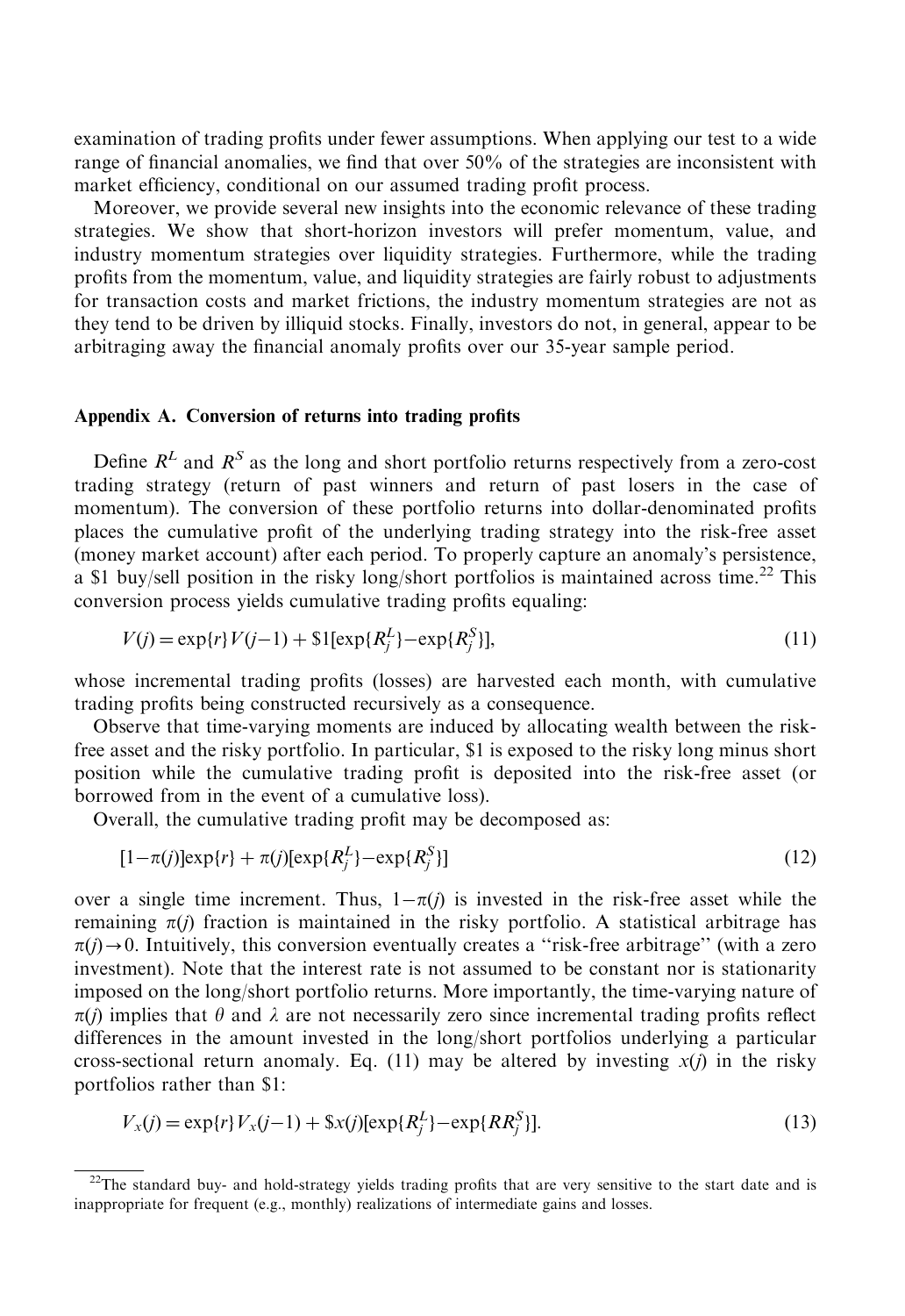examination of trading profits under fewer assumptions. When applying our test to a wide range of financial anomalies, we find that over 50% of the strategies are inconsistent with market efficiency, conditional on our assumed trading profit process.

Moreover, we provide several new insights into the economic relevance of these trading strategies. We show that short-horizon investors will prefer momentum, value, and industry momentum strategies over liquidity strategies. Furthermore, while the trading profits from the momentum, value, and liquidity strategies are fairly robust to adjustments for transaction costs and market frictions, the industry momentum strategies are not as they tend to be driven by illiquid stocks. Finally, investors do not, in general, appear to be arbitraging away the financial anomaly profits over our 35-year sample period.

## Appendix A. Conversion of returns into trading profits

Define $R^L$ and $R^S$ as the long and short portfolio returns respectively from a zero-cost trading strategy (return of past winners and return of past losers in the case of momentum). The conversion of these portfolio returns into dollar-denominated profits places the cumulative profit of the underlying trading strategy into the risk-free asset (money market account) after each period. To properly capture an anomaly's persistence, a \$1 buy/sell position in the risky long/short portfolios is maintained across time.[22] This conversion process yields cumulative trading profits equaling:

$$V(j) = \exp\{r\}V(j-1) + \$1[\exp\{R_j^L\} - \exp\{R_j^S\}], \tag{11}$$

whose incremental trading profits (losses) are harvested each month, with cumulative trading profits being constructed recursively as a consequence.

Observe that time-varying moments are induced by allocating wealth between the risk-free asset and the risky portfolio. In particular, \$1 is exposed to the risky long minus short position while the cumulative trading profit is deposited into the risk-free asset (or borrowed from in the event of a cumulative loss).

Overall, the cumulative trading profit may be decomposed as:

$$[1-\pi(j)]\exp\{r\} + \pi(j)[\exp\{R_j^L\} - \exp\{R_j^S\}] \tag{12}$$

over a single time increment. Thus, $1-\pi(j)$ is invested in the risk-free asset while the remaining $\pi(j)$ fraction is maintained in the risky portfolio. A statistical arbitrage has $\pi(j) \to 0$. Intuitively, this conversion eventually creates a "risk-free arbitrage" (with a zero investment). Note that the interest rate is not assumed to be constant nor is stationarity imposed on the long/short portfolio returns. More importantly, the time-varying nature of $\pi(j)$ implies that $\theta$ and $\lambda$ are not necessarily zero since incremental trading profits reflect differences in the amount invested in the long/short portfolios underlying a particular cross-sectional return anomaly. Eq. (11) may be altered by investing $x(j)$ in the risky portfolios rather than \$1:

$$V_x(j) = \exp\{r\}V_x(j-1) + \$x(j)[\exp\{R_j^L\} - \exp\{RR_j^S\}]. \tag{13}$$

[22] The standard buy- and hold-strategy yields trading profits that are very sensitive to the start date and is inappropriate for frequent (e.g., monthly) realizations of intermediate gains and losses.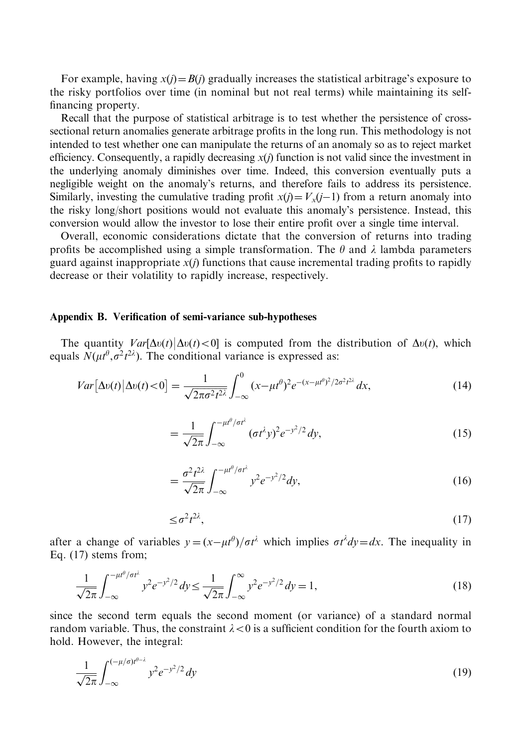For example, having $x(j)=B(j)$ gradually increases the statistical arbitrage's exposure to the risky portfolios over time (in nominal but not real terms) while maintaining its self-financing property.

Recall that the purpose of statistical arbitrage is to test whether the persistence of cross-sectional return anomalies generate arbitrage profits in the long run. This methodology is not intended to test whether one can manipulate the returns of an anomaly so as to reject market efficiency. Consequently, a rapidly decreasing $x(j)$ function is not valid since the investment in the underlying anomaly diminishes over time. Indeed, this conversion eventually puts a negligible weight on the anomaly's returns, and therefore fails to address its persistence. Similarly, investing the cumulative trading profit $x(j)=V_x(j-1)$ from a return anomaly into the risky long/short positions would not evaluate this anomaly's persistence. Instead, this conversion would allow the investor to lose their entire profit over a single time interval.

Overall, economic considerations dictate that the conversion of returns into trading profits be accomplished using a simple transformation. The $\theta$ and $\lambda$ lambda parameters guard against inappropriate $x(j)$ functions that cause incremental trading profits to rapidly decrease or their volatility to rapidly increase, respectively.

## Appendix B. Verification of semi-variance sub-hypotheses

The quantity $Var[\Delta\upsilon(t)|\Delta\upsilon(t)<0]$ is computed from the distribution of $\Delta\upsilon(t)$, which equals $N(\mu t^{\theta},\sigma^2 t^{2\lambda})$. The conditional variance is expressed as:

$$Var\left[\Delta\upsilon(t)\middle|\Delta\upsilon(t)<0\right]=\frac{1}{\sqrt{2\pi\sigma^2 t^{2\lambda}}}\int_{-\infty}^{0}(x-\mu t^{\theta})^2 e^{-(x-\mu t^{\theta})^2/2\sigma^2 t^{2\lambda}}\,dx, \tag{14}$$

$$=\frac{1}{\sqrt{2\pi}}\int_{-\infty}^{-\mu t^{\theta}/\sigma t^{\lambda}}(\sigma t^{\lambda} y)^2 e^{-y^2/2}\,dy, \tag{15}$$

$$=\frac{\sigma^2 t^{2\lambda}}{\sqrt{2\pi}}\int_{-\infty}^{-\mu t^{\theta}/\sigma t^{\lambda}} y^2 e^{-y^2/2} dy, \tag{16}$$

$$\leq \sigma^2 t^{2\lambda}, \tag{17}$$

after a change of variables $y=(x-\mu t^{\theta})/\sigma t^{\lambda}$ which implies $\sigma t^{\lambda} dy=dx$. The inequality in Eq. (17) stems from;

$$\frac{1}{\sqrt{2\pi}}\int_{-\infty}^{-\mu t^{\theta}/\sigma t^{\lambda}} y^2 e^{-y^2/2}\,dy \leq \frac{1}{\sqrt{2\pi}}\int_{-\infty}^{\infty} y^2 e^{-y^2/2}\,dy=1, \tag{18}$$

since the second term equals the second moment (or variance) of a standard normal random variable. Thus, the constraint $\lambda<0$ is a sufficient condition for the fourth axiom to hold. However, the integral:

$$\frac{1}{\sqrt{2\pi}}\int_{-\infty}^{(-\mu/\sigma)t^{\theta-\lambda}} y^2 e^{-y^2/2}\,dy \tag{19}$$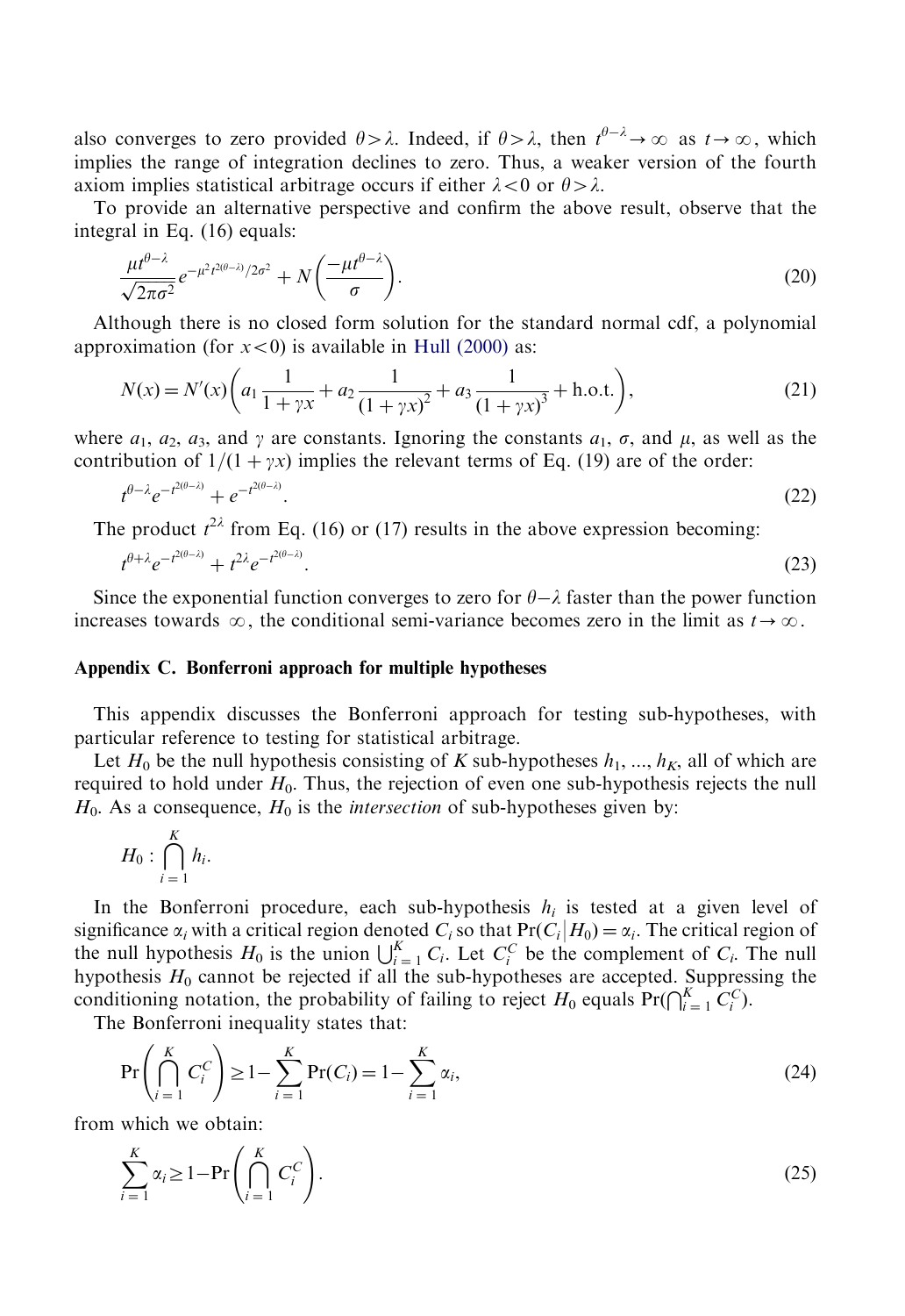also converges to zero provided $\theta > \lambda$. Indeed, if $\theta > \lambda$, then $t^{\theta-\lambda} \to \infty$ as $t \to \infty$, which implies the range of integration declines to zero. Thus, a weaker version of the fourth axiom implies statistical arbitrage occurs if either $\lambda < 0$ or $\theta > \lambda$.

To provide an alternative perspective and confirm the above result, observe that the integral in Eq. (16) equals:

$$\frac{\mu t^{\theta-\lambda}}{\sqrt{2\pi\sigma^2}} e^{-\mu^2 t^{2(\theta-\lambda)}/2\sigma^2} + N\left(\frac{-\mu t^{\theta-\lambda}}{\sigma}\right). \tag{20}$$

Although there is no closed form solution for the standard normal cdf, a polynomial approximation (for $x < 0$) is available in Hull (2000) as:

$$N(x) = N'(x)\left(a_1 \frac{1}{1+\gamma x} + a_2 \frac{1}{(1+\gamma x)^2} + a_3 \frac{1}{(1+\gamma x)^3} + \text{h.o.t.}\right), \tag{21}$$

where $a_1$, $a_2$, $a_3$, and $\gamma$ are constants. Ignoring the constants $a_1$, $\sigma$, and $\mu$, as well as the contribution of $1/(1+\gamma x)$ implies the relevant terms of Eq. (19) are of the order:

$$t^{\theta-\lambda} e^{-t^{2(\theta-\lambda)}} + e^{-t^{2(\theta-\lambda)}}. \tag{22}$$

The product $t^{2\lambda}$ from Eq. (16) or (17) results in the above expression becoming:

$$t^{\theta+\lambda} e^{-t^{2(\theta-\lambda)}} + t^{2\lambda} e^{-t^{2(\theta-\lambda)}}. \tag{23}$$

Since the exponential function converges to zero for $\theta - \lambda$ faster than the power function increases towards $\infty$, the conditional semi-variance becomes zero in the limit as $t \to \infty$.

## Appendix C. Bonferroni approach for multiple hypotheses

This appendix discusses the Bonferroni approach for testing sub-hypotheses, with particular reference to testing for statistical arbitrage.

Let $H_0$ be the null hypothesis consisting of $K$ sub-hypotheses $h_1, ..., h_K$, all of which are required to hold under $H_0$. Thus, the rejection of even one sub-hypothesis rejects the null $H_0$. As a consequence, $H_0$ is the *intersection* of sub-hypotheses given by:

$$H_0 : \bigcap_{i=1}^{K} h_i.$$

In the Bonferroni procedure, each sub-hypothesis $h_i$ is tested at a given level of significance $\alpha_i$ with a critical region denoted $C_i$ so that $\Pr(C_i | H_0) = \alpha_i$. The critical region of the null hypothesis $H_0$ is the union $\bigcup_{i=1}^{K} C_i$. Let $C_i^C$ be the complement of $C_i$. The null hypothesis $H_0$ cannot be rejected if all the sub-hypotheses are accepted. Suppressing the conditioning notation, the probability of failing to reject $H_0$ equals $\Pr(\bigcap_{i=1}^{K} C_i^C)$.

The Bonferroni inequality states that:

$$\Pr\left(\bigcap_{i=1}^{K} C_i^C\right) \geq 1 - \sum_{i=1}^{K} \Pr(C_i) = 1 - \sum_{i=1}^{K} \alpha_i, \tag{24}$$

from which we obtain:

$$\sum_{i=1}^{K} \alpha_i \geq 1 - \Pr\left(\bigcap_{i=1}^{K} C_i^C\right). \tag{25}$$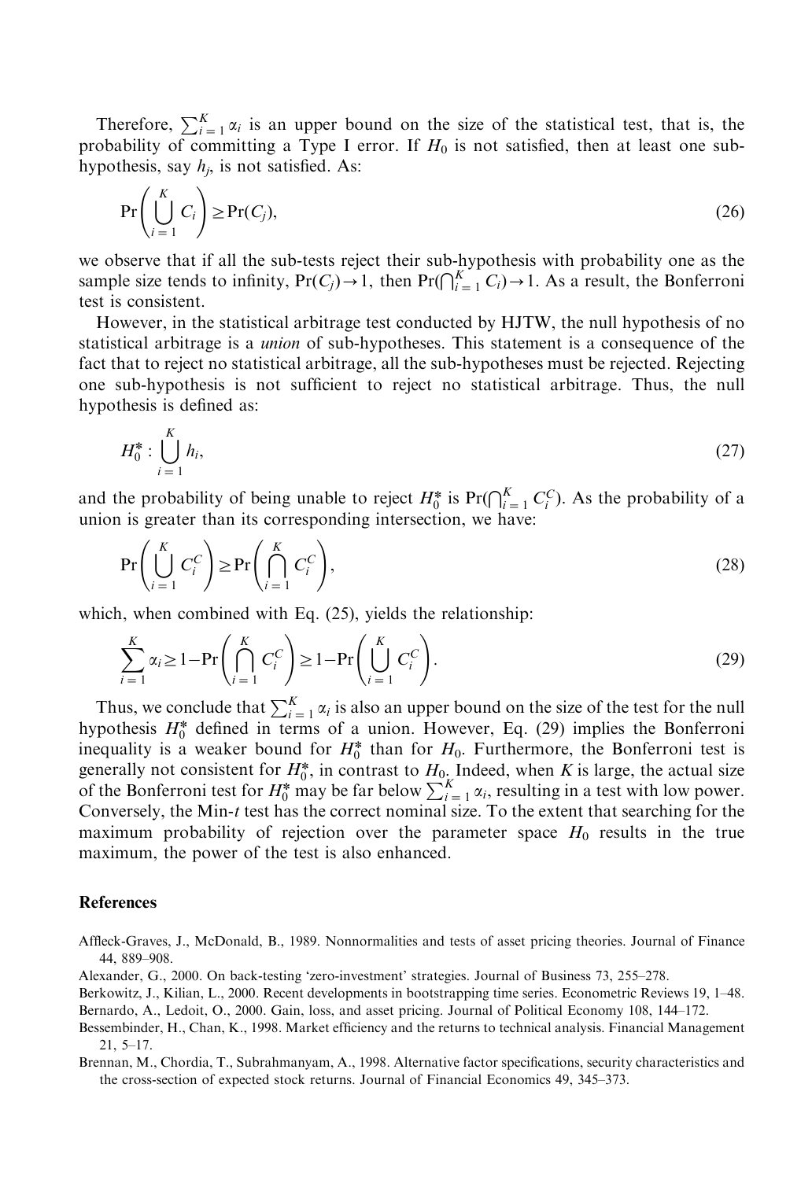Therefore, $\sum_{i=1}^{K} \alpha_i$ is an upper bound on the size of the statistical test, that is, the probability of committing a Type I error. If $H_0$ is not satisfied, then at least one sub-hypothesis, say $h_j$, is not satisfied. As:

$$\Pr\left(\bigcup_{i=1}^{K} C_i\right) \geq \Pr(C_j), \tag{26}$$

we observe that if all the sub-tests reject their sub-hypothesis with probability one as the sample size tends to infinity, $\Pr(C_j) \to 1$, then $\Pr(\bigcap_{i=1}^{K} C_i) \to 1$. As a result, the Bonferroni test is consistent.

However, in the statistical arbitrage test conducted by HJTW, the null hypothesis of no statistical arbitrage is a *union* of sub-hypotheses. This statement is a consequence of the fact that to reject no statistical arbitrage, all the sub-hypotheses must be rejected. Rejecting one sub-hypothesis is not sufficient to reject no statistical arbitrage. Thus, the null hypothesis is defined as:

$$H_0^* : \bigcup_{i=1}^{K} h_i, \tag{27}$$

and the probability of being unable to reject $H_0^*$ is $\Pr(\bigcap_{i=1}^{K} C_i^C)$. As the probability of a union is greater than its corresponding intersection, we have:

$$\Pr\left(\bigcup_{i=1}^{K} C_i^C\right) \geq \Pr\left(\bigcap_{i=1}^{K} C_i^C\right), \tag{28}$$

which, when combined with Eq. (25), yields the relationship:

$$\sum_{i=1}^{K} \alpha_i \geq 1 - \Pr\left(\bigcap_{i=1}^{K} C_i^C\right) \geq 1 - \Pr\left(\bigcup_{i=1}^{K} C_i^C\right). \tag{29}$$

Thus, we conclude that $\sum_{i=1}^{K} \alpha_i$ is also an upper bound on the size of the test for the null hypothesis $H_0^*$ defined in terms of a union. However, Eq. (29) implies the Bonferroni inequality is a weaker bound for $H_0^*$ than for $H_0$. Furthermore, the Bonferroni test is generally not consistent for $H_0^*$, in contrast to $H_0$. Indeed, when $K$ is large, the actual size of the Bonferroni test for $H_0^*$ may be far below $\sum_{i=1}^{K} \alpha_i$, resulting in a test with low power. Conversely, the Min-$t$ test has the correct nominal size. To the extent that searching for the maximum probability of rejection over the parameter space $H_0$ results in the true maximum, the power of the test is also enhanced.

## References

Affleck-Graves, J., McDonald, B., 1989. Nonnormalities and tests of asset pricing theories. Journal of Finance 44, 889–908.

Alexander, G., 2000. On back-testing 'zero-investment' strategies. Journal of Business 73, 255–278.

Berkowitz, J., Kilian, L., 2000. Recent developments in bootstrapping time series. Econometric Reviews 19, 1–48.

Bernardo, A., Ledoit, O., 2000. Gain, loss, and asset pricing. Journal of Political Economy 108, 144–172.

Bessembinder, H., Chan, K., 1998. Market efficiency and the returns to technical analysis. Financial Management 21, 5–17.

Brennan, M., Chordia, T., Subrahmanyam, A., 1998. Alternative factor specifications, security characteristics and the cross-section of expected stock returns. Journal of Financial Economics 49, 345–373.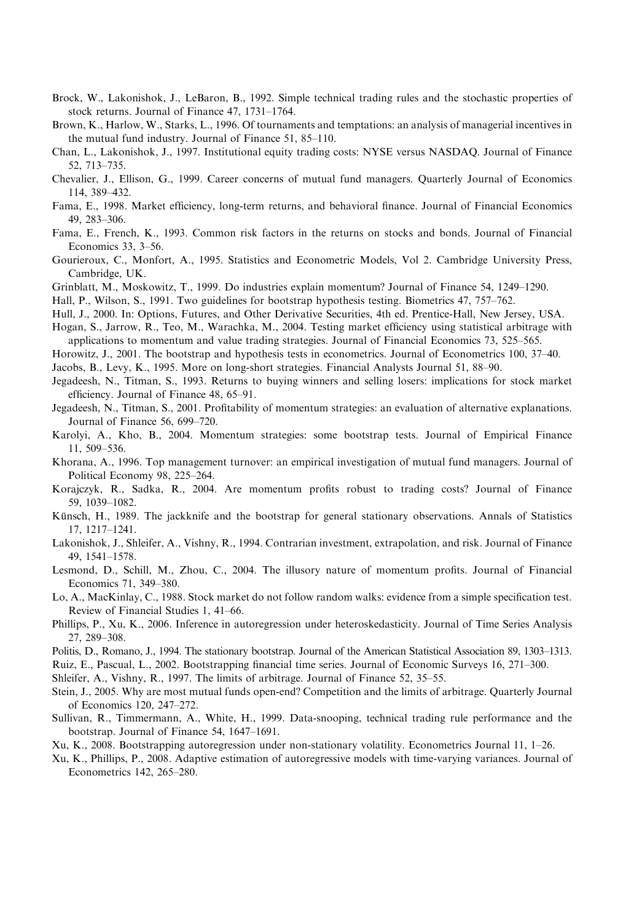Brock, W., Lakonishok, J., LeBaron, B., 1992. Simple technical trading rules and the stochastic properties of stock returns. Journal of Finance 47, 1731–1764.

Brown, K., Harlow, W., Starks, L., 1996. Of tournaments and temptations: an analysis of managerial incentives in the mutual fund industry. Journal of Finance 51, 85–110.

Chan, L., Lakonishok, J., 1997. Institutional equity trading costs: NYSE versus NASDAQ. Journal of Finance 52, 713–735.

Chevalier, J., Ellison, G., 1999. Career concerns of mutual fund managers. Quarterly Journal of Economics 114, 389–432.

Fama, E., 1998. Market efficiency, long-term returns, and behavioral finance. Journal of Financial Economics 49, 283–306.

Fama, E., French, K., 1993. Common risk factors in the returns on stocks and bonds. Journal of Financial Economics 33, 3–56.

Gourieroux, C., Monfort, A., 1995. Statistics and Econometric Models, Vol 2. Cambridge University Press, Cambridge, UK.

Grinblatt, M., Moskowitz, T., 1999. Do industries explain momentum? Journal of Finance 54, 1249–1290.

Hall, P., Wilson, S., 1991. Two guidelines for bootstrap hypothesis testing. Biometrics 47, 757–762.

Hull, J., 2000. In: Options, Futures, and Other Derivative Securities, 4th ed. Prentice-Hall, New Jersey, USA.

Hogan, S., Jarrow, R., Teo, M., Warachka, M., 2004. Testing market efficiency using statistical arbitrage with applications to momentum and value trading strategies. Journal of Financial Economics 73, 525–565.

Horowitz, J., 2001. The bootstrap and hypothesis tests in econometrics. Journal of Econometrics 100, 37–40.

Jacobs, B., Levy, K., 1995. More on long-short strategies. Financial Analysts Journal 51, 88–90.

Jegadeesh, N., Titman, S., 1993. Returns to buying winners and selling losers: implications for stock market efficiency. Journal of Finance 48, 65–91.

Jegadeesh, N., Titman, S., 2001. Profitability of momentum strategies: an evaluation of alternative explanations. Journal of Finance 56, 699–720.

Karolyi, A., Kho, B., 2004. Momentum strategies: some bootstrap tests. Journal of Empirical Finance 11, 509–536.

Khorana, A., 1996. Top management turnover: an empirical investigation of mutual fund managers. Journal of Political Economy 98, 225–264.

Korajczyk, R., Sadka, R., 2004. Are momentum profits robust to trading costs? Journal of Finance 59, 1039–1082.

Künsch, H., 1989. The jackknife and the bootstrap for general stationary observations. Annals of Statistics 17, 1217–1241.

Lakonishok, J., Shleifer, A., Vishny, R., 1994. Contrarian investment, extrapolation, and risk. Journal of Finance 49, 1541–1578.

Lesmond, D., Schill, M., Zhou, C., 2004. The illusory nature of momentum profits. Journal of Financial Economics 71, 349–380.

Lo, A., MacKinlay, C., 1988. Stock market do not follow random walks: evidence from a simple specification test. Review of Financial Studies 1, 41–66.

Phillips, P., Xu, K., 2006. Inference in autoregression under heteroskedasticity. Journal of Time Series Analysis 27, 289–308.

Politis, D., Romano, J., 1994. The stationary bootstrap. Journal of the American Statistical Association 89, 1303–1313.

Ruiz, E., Pascual, L., 2002. Bootstrapping financial time series. Journal of Economic Surveys 16, 271–300.

Shleifer, A., Vishny, R., 1997. The limits of arbitrage. Journal of Finance 52, 35–55.

Stein, J., 2005. Why are most mutual funds open-end? Competition and the limits of arbitrage. Quarterly Journal of Economics 120, 247–272.

Sullivan, R., Timmermann, A., White, H., 1999. Data-snooping, technical trading rule performance and the bootstrap. Journal of Finance 54, 1647–1691.

Xu, K., 2008. Bootstrapping autoregression under non-stationary volatility. Econometrics Journal 11, 1–26.

Xu, K., Phillips, P., 2008. Adaptive estimation of autoregressive models with time-varying variances. Journal of Econometrics 142, 265–280.